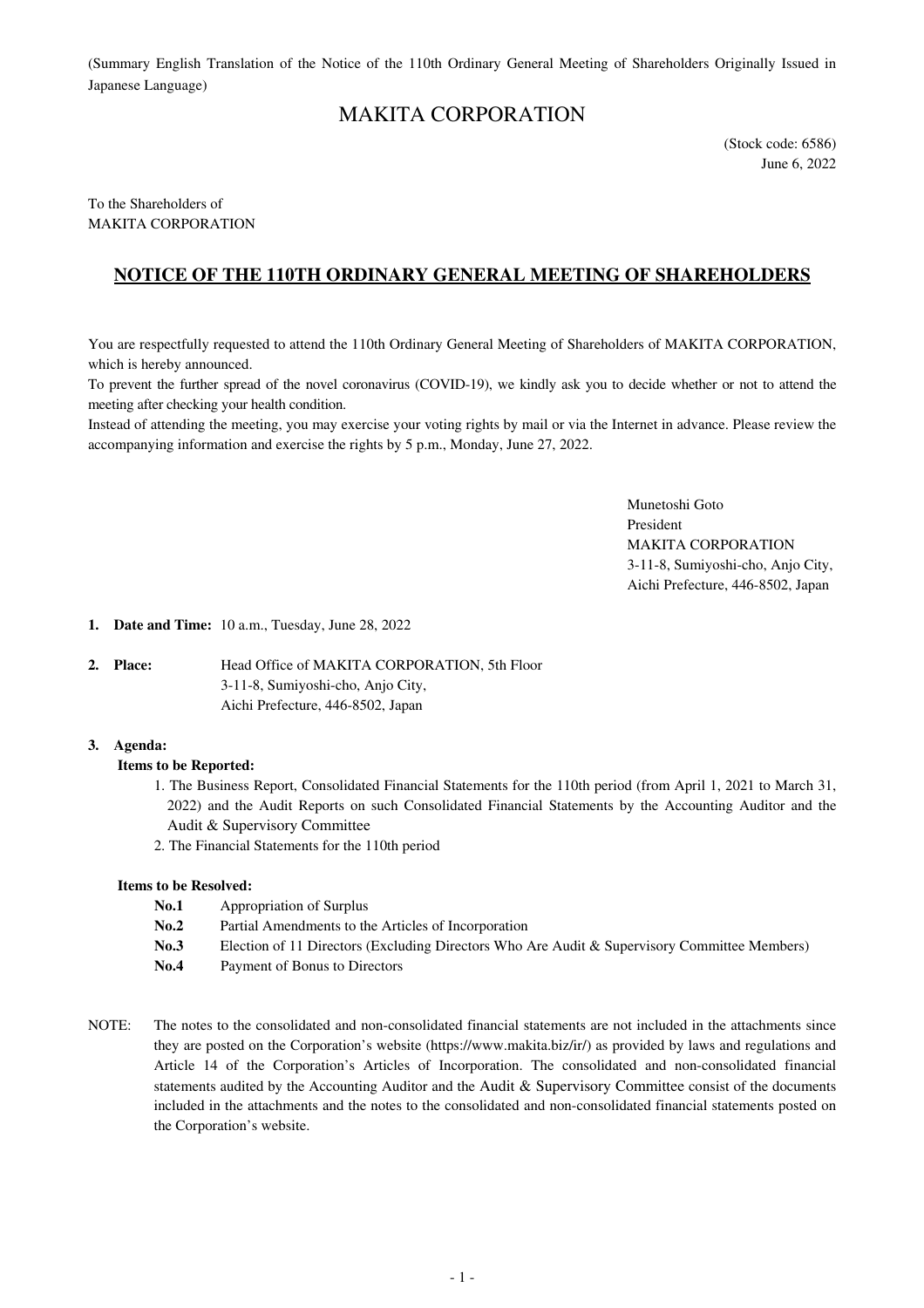(Summary English Translation of the Notice of the 110th Ordinary General Meeting of Shareholders Originally Issued in Japanese Language)

# MAKITA CORPORATION

(Stock code: 6586)
June 6, 2022

To the Shareholders of
MAKITA CORPORATION

## NOTICE OF THE 110TH ORDINARY GENERAL MEETING OF SHAREHOLDERS

You are respectfully requested to attend the 110th Ordinary General Meeting of Shareholders of MAKITA CORPORATION, which is hereby announced.
To prevent the further spread of the novel coronavirus (COVID-19), we kindly ask you to decide whether or not to attend the meeting after checking your health condition.
Instead of attending the meeting, you may exercise your voting rights by mail or via the Internet in advance. Please review the accompanying information and exercise the rights by 5 p.m., Monday, June 27, 2022.

Munetoshi Goto
President
MAKITA CORPORATION
3-11-8, Sumiyoshi-cho, Anjo City,
Aichi Prefecture, 446-8502, Japan

**1. Date and Time:** 10 a.m., Tuesday, June 28, 2022

**2. Place:** Head Office of MAKITA CORPORATION, 5th Floor
3-11-8, Sumiyoshi-cho, Anjo City,
Aichi Prefecture, 446-8502, Japan

**3. Agenda:**

**Items to be Reported:**

1. The Business Report, Consolidated Financial Statements for the 110th period (from April 1, 2021 to March 31, 2022) and the Audit Reports on such Consolidated Financial Statements by the Accounting Auditor and the Audit & Supervisory Committee
2. The Financial Statements for the 110th period

**Items to be Resolved:**

**No.1** Appropriation of Surplus
**No.2** Partial Amendments to the Articles of Incorporation
**No.3** Election of 11 Directors (Excluding Directors Who Are Audit & Supervisory Committee Members)
**No.4** Payment of Bonus to Directors

NOTE: The notes to the consolidated and non-consolidated financial statements are not included in the attachments since they are posted on the Corporation's website (https://www.makita.biz/ir/) as provided by laws and regulations and Article 14 of the Corporation's Articles of Incorporation. The consolidated and non-consolidated financial statements audited by the Accounting Auditor and the Audit & Supervisory Committee consist of the documents included in the attachments and the notes to the consolidated and non-consolidated financial statements posted on the Corporation's website.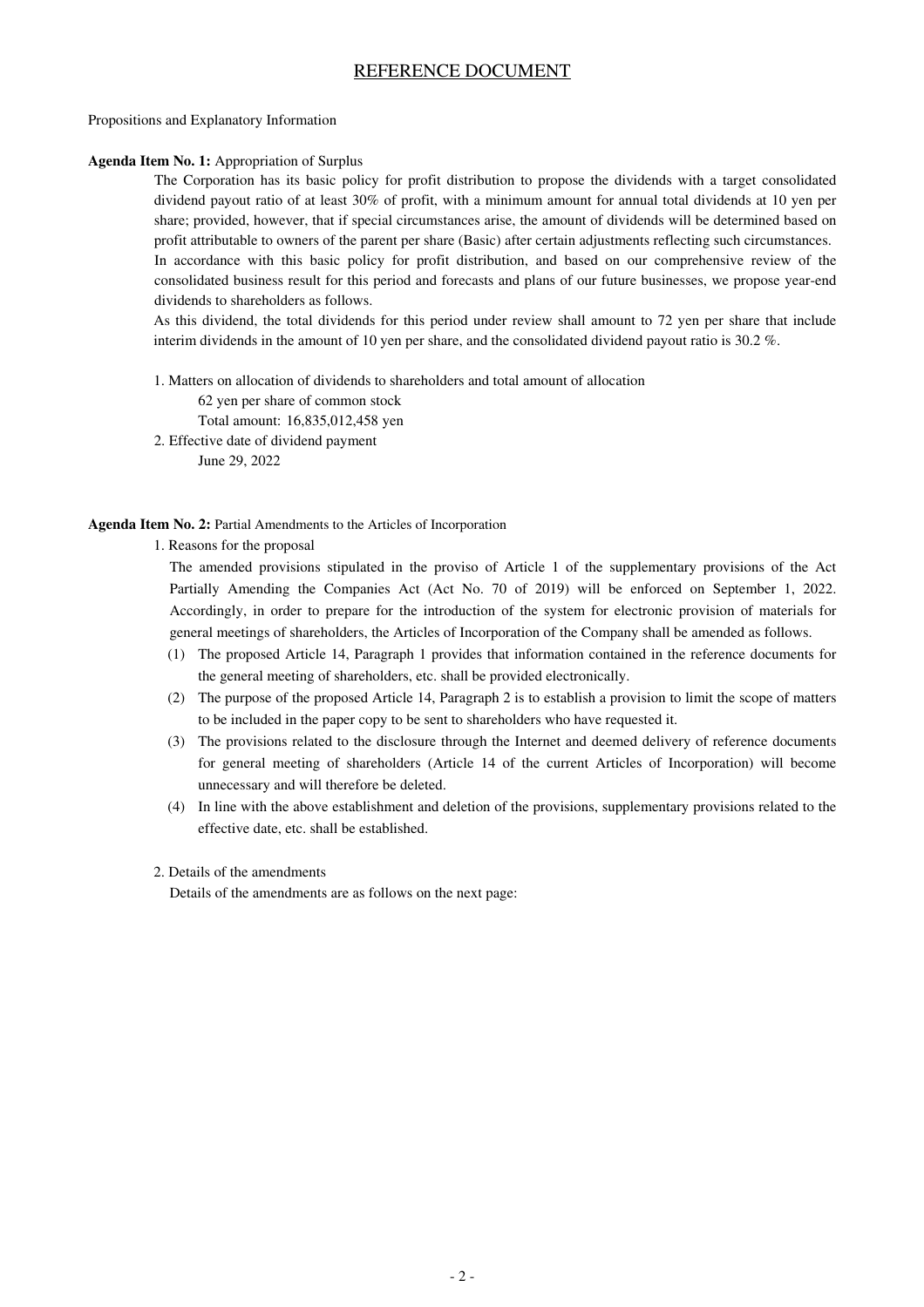# REFERENCE DOCUMENT

Propositions and Explanatory Information

**Agenda Item No. 1:** Appropriation of Surplus

The Corporation has its basic policy for profit distribution to propose the dividends with a target consolidated dividend payout ratio of at least 30% of profit, with a minimum amount for annual total dividends at 10 yen per share; provided, however, that if special circumstances arise, the amount of dividends will be determined based on profit attributable to owners of the parent per share (Basic) after certain adjustments reflecting such circumstances.

In accordance with this basic policy for profit distribution, and based on our comprehensive review of the consolidated business result for this period and forecasts and plans of our future businesses, we propose year-end dividends to shareholders as follows.

As this dividend, the total dividends for this period under review shall amount to 72 yen per share that include interim dividends in the amount of 10 yen per share, and the consolidated dividend payout ratio is 30.2 %.

1. Matters on allocation of dividends to shareholders and total amount of allocation

   62 yen per share of common stock

   Total amount: 16,835,012,458 yen

2. Effective date of dividend payment

   June 29, 2022

**Agenda Item No. 2:** Partial Amendments to the Articles of Incorporation

1. Reasons for the proposal

   The amended provisions stipulated in the proviso of Article 1 of the supplementary provisions of the Act Partially Amending the Companies Act (Act No. 70 of 2019) will be enforced on September 1, 2022. Accordingly, in order to prepare for the introduction of the system for electronic provision of materials for general meetings of shareholders, the Articles of Incorporation of the Company shall be amended as follows.

   (1) The proposed Article 14, Paragraph 1 provides that information contained in the reference documents for the general meeting of shareholders, etc. shall be provided electronically.

   (2) The purpose of the proposed Article 14, Paragraph 2 is to establish a provision to limit the scope of matters to be included in the paper copy to be sent to shareholders who have requested it.

   (3) The provisions related to the disclosure through the Internet and deemed delivery of reference documents for general meeting of shareholders (Article 14 of the current Articles of Incorporation) will become unnecessary and will therefore be deleted.

   (4) In line with the above establishment and deletion of the provisions, supplementary provisions related to the effective date, etc. shall be established.

2. Details of the amendments

   Details of the amendments are as follows on the next page: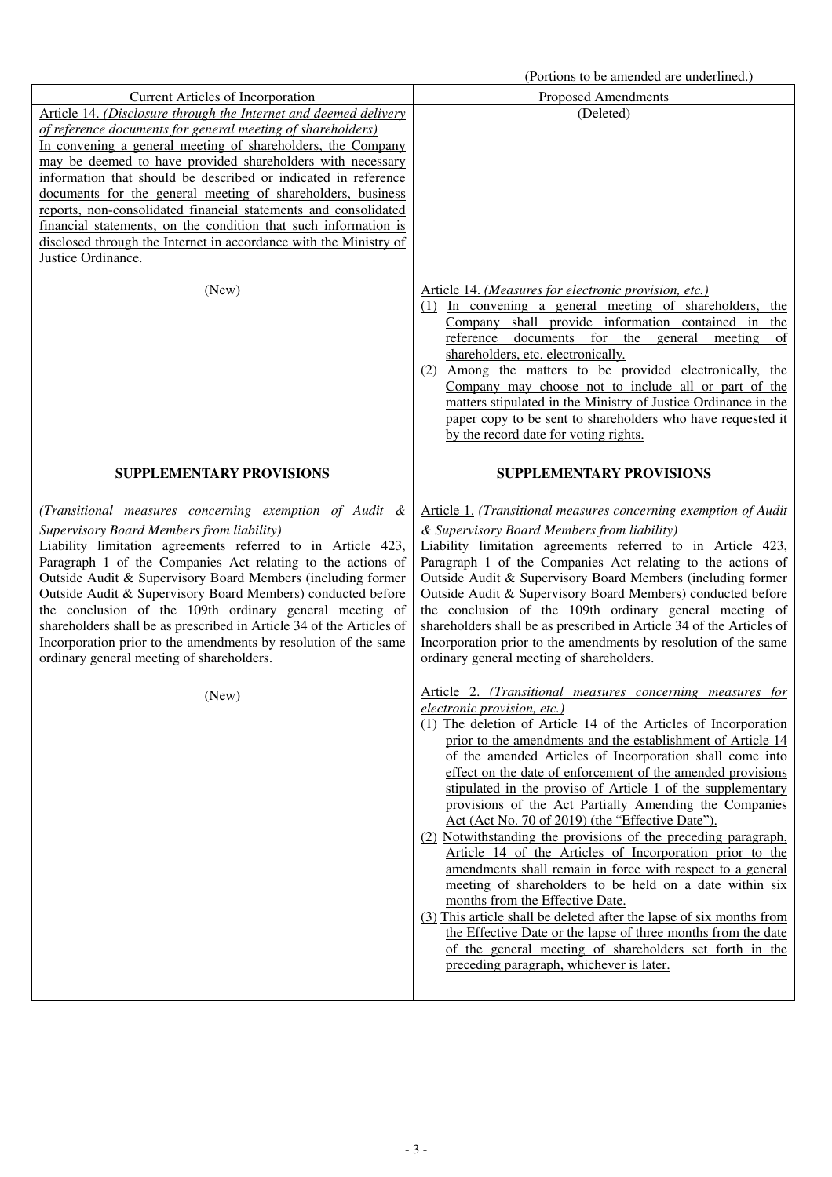(Portions to be amended are underlined.)

| Current Articles of Incorporation | Proposed Amendments |
|---|---|
| Article 14. *(Disclosure through the Internet and deemed delivery of reference documents for general meeting of shareholders)*<br>In convening a general meeting of shareholders, the Company may be deemed to have provided shareholders with necessary information that should be described or indicated in reference documents for the general meeting of shareholders, business reports, non-consolidated financial statements and consolidated financial statements, on the condition that such information is disclosed through the Internet in accordance with the Ministry of Justice Ordinance. | (Deleted) |
| (New) | Article 14. *(Measures for electronic provision, etc.)*<br>(1) In convening a general meeting of shareholders, the Company shall provide information contained in the reference documents for the general meeting of shareholders, etc. electronically.<br>(2) Among the matters to be provided electronically, the Company may choose not to include all or part of the matters stipulated in the Ministry of Justice Ordinance in the paper copy to be sent to shareholders who have requested it by the record date for voting rights. |
| **SUPPLEMENTARY PROVISIONS** | **SUPPLEMENTARY PROVISIONS** |
| *(Transitional measures concerning exemption of Audit & Supervisory Board Members from liability)*<br>Liability limitation agreements referred to in Article 423, Paragraph 1 of the Companies Act relating to the actions of Outside Audit & Supervisory Board Members (including former Outside Audit & Supervisory Board Members) conducted before the conclusion of the 109th ordinary general meeting of shareholders shall be as prescribed in Article 34 of the Articles of Incorporation prior to the amendments by resolution of the same ordinary general meeting of shareholders. | Article 1. *(Transitional measures concerning exemption of Audit & Supervisory Board Members from liability)*<br>Liability limitation agreements referred to in Article 423, Paragraph 1 of the Companies Act relating to the actions of Outside Audit & Supervisory Board Members (including former Outside Audit & Supervisory Board Members) conducted before the conclusion of the 109th ordinary general meeting of shareholders shall be as prescribed in Article 34 of the Articles of Incorporation prior to the amendments by resolution of the same ordinary general meeting of shareholders. |
| (New) | Article 2. *(Transitional measures concerning measures for electronic provision, etc.)*<br>(1) The deletion of Article 14 of the Articles of Incorporation prior to the amendments and the establishment of Article 14 of the amended Articles of Incorporation shall come into effect on the date of enforcement of the amended provisions stipulated in the proviso of Article 1 of the supplementary provisions of the Act Partially Amending the Companies Act (Act No. 70 of 2019) (the "Effective Date").<br>(2) Notwithstanding the provisions of the preceding paragraph, Article 14 of the Articles of Incorporation prior to the amendments shall remain in force with respect to a general meeting of shareholders to be held on a date within six months from the Effective Date.<br>(3) This article shall be deleted after the lapse of six months from the Effective Date or the lapse of three months from the date of the general meeting of shareholders set forth in the preceding paragraph, whichever is later. |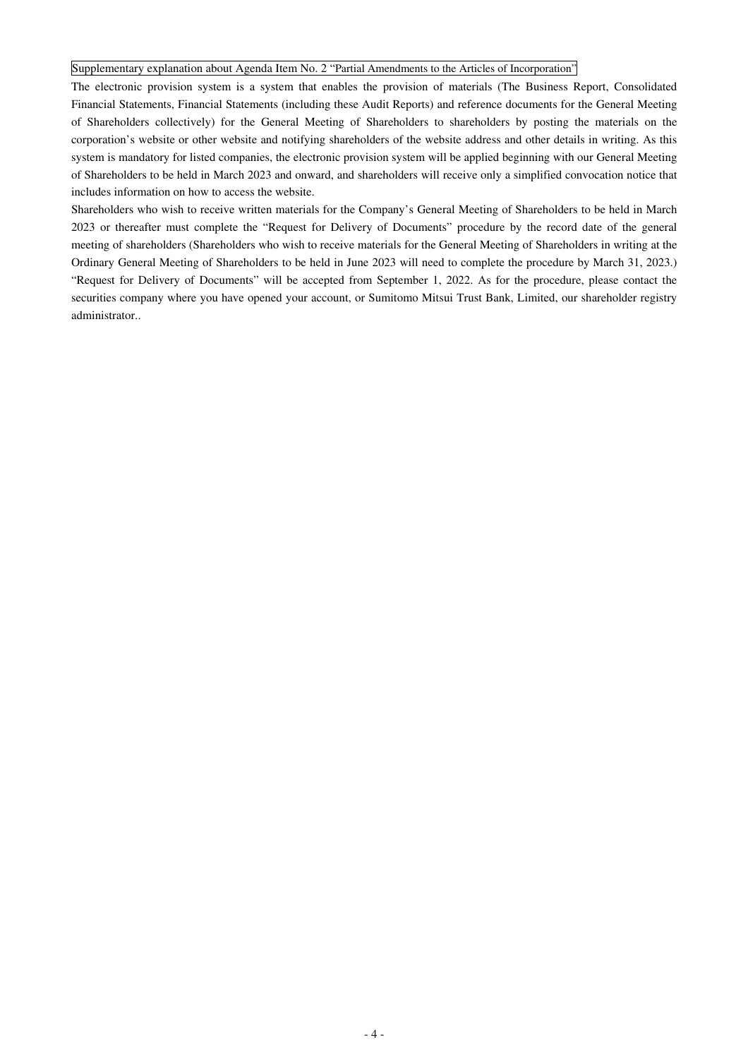Supplementary explanation about Agenda Item No. 2 "Partial Amendments to the Articles of Incorporation"

The electronic provision system is a system that enables the provision of materials (The Business Report, Consolidated Financial Statements, Financial Statements (including these Audit Reports) and reference documents for the General Meeting of Shareholders collectively) for the General Meeting of Shareholders to shareholders by posting the materials on the corporation's website or other website and notifying shareholders of the website address and other details in writing. As this system is mandatory for listed companies, the electronic provision system will be applied beginning with our General Meeting of Shareholders to be held in March 2023 and onward, and shareholders will receive only a simplified convocation notice that includes information on how to access the website.

Shareholders who wish to receive written materials for the Company's General Meeting of Shareholders to be held in March 2023 or thereafter must complete the "Request for Delivery of Documents" procedure by the record date of the general meeting of shareholders (Shareholders who wish to receive materials for the General Meeting of Shareholders in writing at the Ordinary General Meeting of Shareholders to be held in June 2023 will need to complete the procedure by March 31, 2023.) "Request for Delivery of Documents" will be accepted from September 1, 2022. As for the procedure, please contact the securities company where you have opened your account, or Sumitomo Mitsui Trust Bank, Limited, our shareholder registry administrator..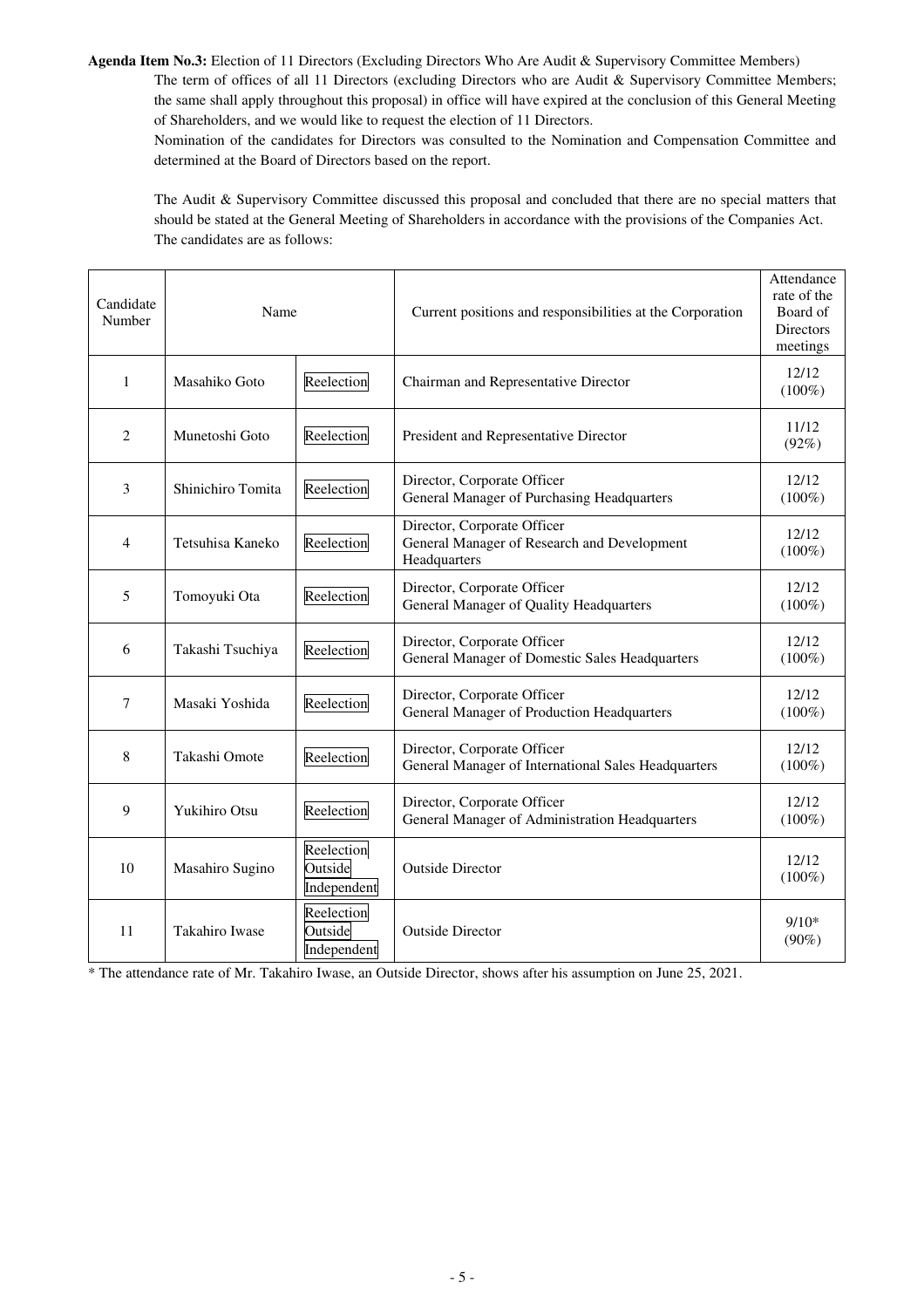**Agenda Item No.3:** Election of 11 Directors (Excluding Directors Who Are Audit & Supervisory Committee Members)

The term of offices of all 11 Directors (excluding Directors who are Audit & Supervisory Committee Members; the same shall apply throughout this proposal) in office will have expired at the conclusion of this General Meeting of Shareholders, and we would like to request the election of 11 Directors.

Nomination of the candidates for Directors was consulted to the Nomination and Compensation Committee and determined at the Board of Directors based on the report.

The Audit & Supervisory Committee discussed this proposal and concluded that there are no special matters that should be stated at the General Meeting of Shareholders in accordance with the provisions of the Companies Act.

The candidates are as follows:

| Candidate Number | Name | | Current positions and responsibilities at the Corporation | Attendance rate of the Board of Directors meetings |
|---|---|---|---|---|
| 1 | Masahiko Goto | Reelection | Chairman and Representative Director | 12/12 (100%) |
| 2 | Munetoshi Goto | Reelection | President and Representative Director | 11/12 (92%) |
| 3 | Shinichiro Tomita | Reelection | Director, Corporate Officer<br>General Manager of Purchasing Headquarters | 12/12 (100%) |
| 4 | Tetsuhisa Kaneko | Reelection | Director, Corporate Officer<br>General Manager of Research and Development Headquarters | 12/12 (100%) |
| 5 | Tomoyuki Ota | Reelection | Director, Corporate Officer<br>General Manager of Quality Headquarters | 12/12 (100%) |
| 6 | Takashi Tsuchiya | Reelection | Director, Corporate Officer<br>General Manager of Domestic Sales Headquarters | 12/12 (100%) |
| 7 | Masaki Yoshida | Reelection | Director, Corporate Officer<br>General Manager of Production Headquarters | 12/12 (100%) |
| 8 | Takashi Omote | Reelection | Director, Corporate Officer<br>General Manager of International Sales Headquarters | 12/12 (100%) |
| 9 | Yukihiro Otsu | Reelection | Director, Corporate Officer<br>General Manager of Administration Headquarters | 12/12 (100%) |
| 10 | Masahiro Sugino | Reelection<br>Outside<br>Independent | Outside Director | 12/12 (100%) |
| 11 | Takahiro Iwase | Reelection<br>Outside<br>Independent | Outside Director | 9/10* (90%) |

* The attendance rate of Mr. Takahiro Iwase, an Outside Director, shows after his assumption on June 25, 2021.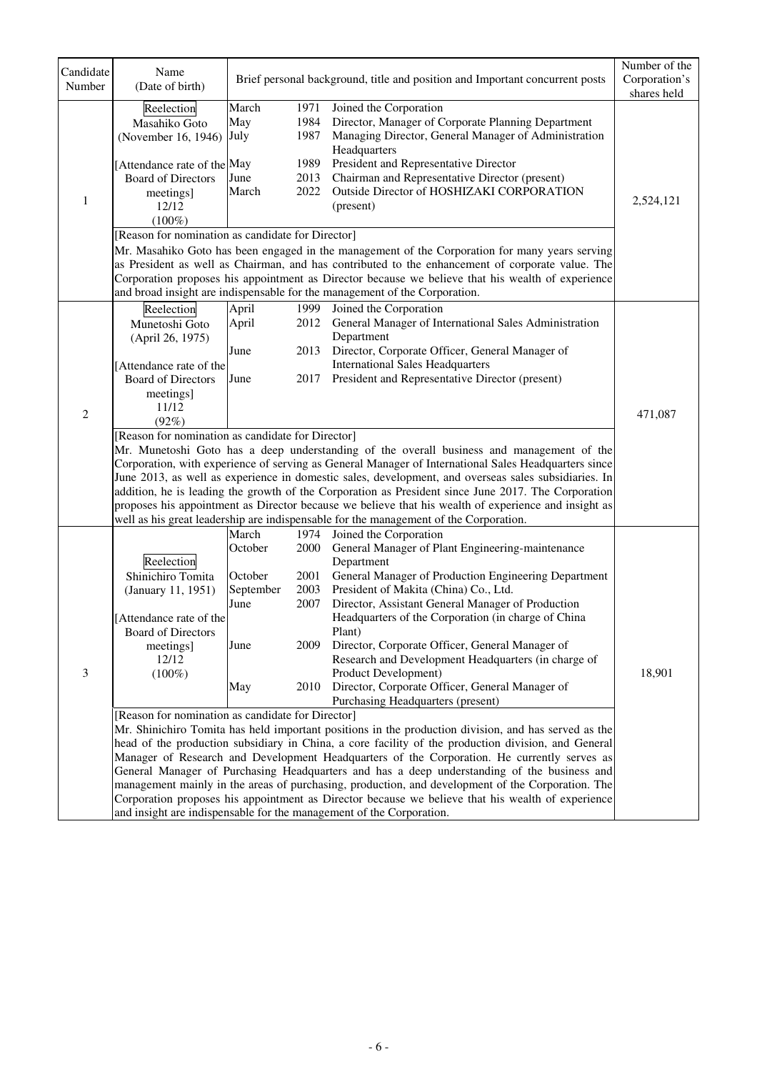| Candidate Number | Name (Date of birth) | Brief personal background, title and position and Important concurrent posts | Number of the Corporation's shares held |
|---|---|---|---|
| 1 | Reelection<br>Masahiko Goto<br>(November 16, 1946)<br><br>[Attendance rate of the Board of Directors meetings]<br>12/12<br>(100%) | March 1971 Joined the Corporation<br>May 1984 Director, Manager of Corporate Planning Department<br>July 1987 Managing Director, General Manager of Administration Headquarters<br>May 1989 President and Representative Director<br>June 2013 Chairman and Representative Director (present)<br>March 2022 Outside Director of HOSHIZAKI CORPORATION (present) | 2,524,121 |
| | [Reason for nomination as candidate for Director]<br>Mr. Masahiko Goto has been engaged in the management of the Corporation for many years serving as President as well as Chairman, and has contributed to the enhancement of corporate value. The Corporation proposes his appointment as Director because we believe that his wealth of experience and broad insight are indispensable for the management of the Corporation. | | |
| 2 | Reelection<br>Munetoshi Goto<br>(April 26, 1975)<br><br>[Attendance rate of the Board of Directors meetings]<br>11/12<br>(92%) | April 1999 Joined the Corporation<br>April 2012 General Manager of International Sales Administration Department<br>June 2013 Director, Corporate Officer, General Manager of International Sales Headquarters<br>June 2017 President and Representative Director (present) | 471,087 |
| | [Reason for nomination as candidate for Director]<br>Mr. Munetoshi Goto has a deep understanding of the overall business and management of the Corporation, with experience of serving as General Manager of International Sales Headquarters since June 2013, as well as experience in domestic sales, development, and overseas sales subsidiaries. In addition, he is leading the growth of the Corporation as President since June 2017. The Corporation proposes his appointment as Director because we believe that his wealth of experience and insight as well as his great leadership are indispensable for the management of the Corporation. | | |
| 3 | Reelection<br>Shinichiro Tomita<br>(January 11, 1951)<br><br>[Attendance rate of the Board of Directors meetings]<br>12/12<br>(100%) | March 1974 Joined the Corporation<br>October 2000 General Manager of Plant Engineering-maintenance Department<br>October 2001 General Manager of Production Engineering Department<br>September 2003 President of Makita (China) Co., Ltd.<br>June 2007 Director, Assistant General Manager of Production Headquarters of the Corporation (in charge of China Plant)<br>June 2009 Director, Corporate Officer, General Manager of Research and Development Headquarters (in charge of Product Development)<br>May 2010 Director, Corporate Officer, General Manager of Purchasing Headquarters (present) | 18,901 |
| | [Reason for nomination as candidate for Director]<br>Mr. Shinichiro Tomita has held important positions in the production division, and has served as the head of the production subsidiary in China, a core facility of the production division, and General Manager of Research and Development Headquarters of the Corporation. He currently serves as General Manager of Purchasing Headquarters and has a deep understanding of the business and management mainly in the areas of purchasing, production, and development of the Corporation. The Corporation proposes his appointment as Director because we believe that his wealth of experience and insight are indispensable for the management of the Corporation. | | |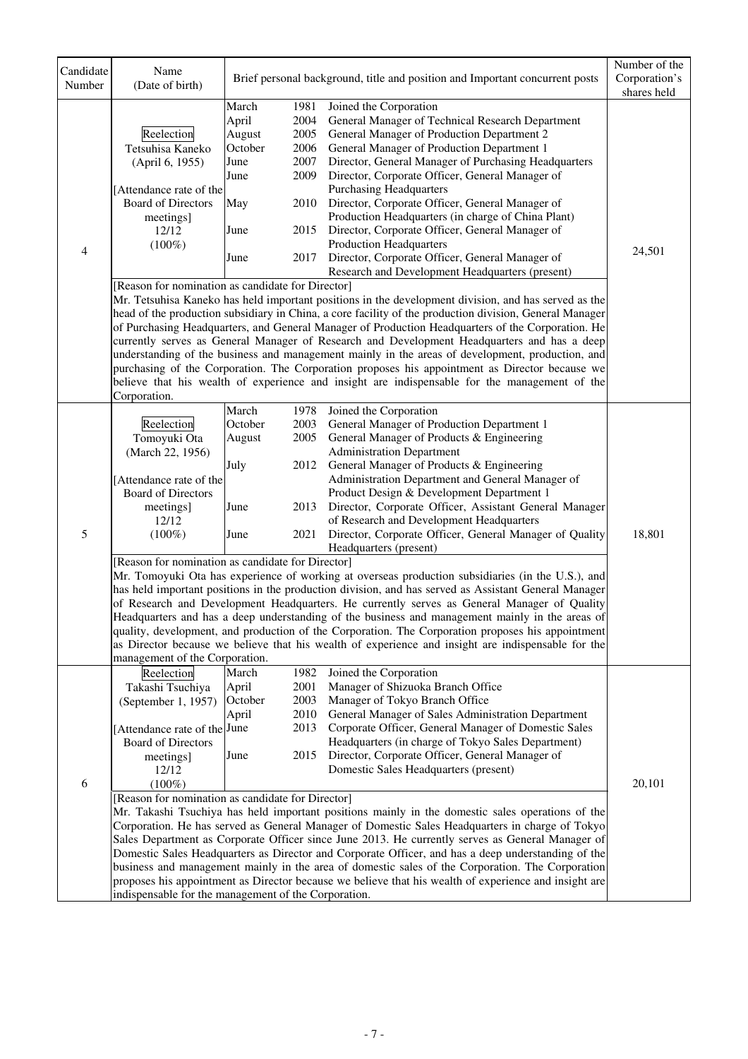| Candidate Number | Name (Date of birth) | Brief personal background, title and position and Important concurrent posts | Number of the Corporation's shares held |
|---|---|---|---|
| 4 | Reelection<br>Tetsuhisa Kaneko<br>(April 6, 1955)<br><br>[Attendance rate of the Board of Directors meetings]<br>12/12<br>(100%) | March 1981 Joined the Corporation<br>April 2004 General Manager of Technical Research Department<br>August 2005 General Manager of Production Department 2<br>October 2006 General Manager of Production Department 1<br>June 2007 Director, General Manager of Purchasing Headquarters<br>June 2009 Director, Corporate Officer, General Manager of Purchasing Headquarters<br>May 2010 Director, Corporate Officer, General Manager of Production Headquarters (in charge of China Plant)<br>June 2015 Director, Corporate Officer, General Manager of Production Headquarters<br>June 2017 Director, Corporate Officer, General Manager of Research and Development Headquarters (present) | 24,501 |
| | [Reason for nomination as candidate for Director]<br>Mr. Tetsuhisa Kaneko has held important positions in the development division, and has served as the head of the production subsidiary in China, a core facility of the production division, General Manager of Purchasing Headquarters, and General Manager of Production Headquarters of the Corporation. He currently serves as General Manager of Research and Development Headquarters and has a deep understanding of the business and management mainly in the areas of development, production, and purchasing of the Corporation. The Corporation proposes his appointment as Director because we believe that his wealth of experience and insight are indispensable for the management of the Corporation. | | |
| 5 | Reelection<br>Tomoyuki Ota<br>(March 22, 1956)<br><br>[Attendance rate of the Board of Directors meetings]<br>12/12<br>(100%) | March 1978 Joined the Corporation<br>October 2003 General Manager of Production Department 1<br>August 2005 General Manager of Products & Engineering Administration Department<br>July 2012 General Manager of Products & Engineering Administration Department and General Manager of Product Design & Development Department 1<br>June 2013 Director, Corporate Officer, Assistant General Manager of Research and Development Headquarters<br>June 2021 Director, Corporate Officer, General Manager of Quality Headquarters (present) | 18,801 |
| | [Reason for nomination as candidate for Director]<br>Mr. Tomoyuki Ota has experience of working at overseas production subsidiaries (in the U.S.), and has held important positions in the production division, and has served as Assistant General Manager of Research and Development Headquarters. He currently serves as General Manager of Quality Headquarters and has a deep understanding of the business and management mainly in the areas of quality, development, and production of the Corporation. The Corporation proposes his appointment as Director because we believe that his wealth of experience and insight are indispensable for the management of the Corporation. | | |
| 6 | Reelection<br>Takashi Tsuchiya<br>(September 1, 1957)<br><br>[Attendance rate of the Board of Directors meetings]<br>12/12<br>(100%) | March 1982 Joined the Corporation<br>April 2001 Manager of Shizuoka Branch Office<br>October 2003 Manager of Tokyo Branch Office<br>April 2010 General Manager of Sales Administration Department<br>June 2013 Corporate Officer, General Manager of Domestic Sales Headquarters (in charge of Tokyo Sales Department)<br>June 2015 Director, Corporate Officer, General Manager of Domestic Sales Headquarters (present) | 20,101 |
| | [Reason for nomination as candidate for Director]<br>Mr. Takashi Tsuchiya has held important positions mainly in the domestic sales operations of the Corporation. He has served as General Manager of Domestic Sales Headquarters in charge of Tokyo Sales Department as Corporate Officer since June 2013. He currently serves as General Manager of Domestic Sales Headquarters as Director and Corporate Officer, and has a deep understanding of the business and management mainly in the area of domestic sales of the Corporation. The Corporation proposes his appointment as Director because we believe that his wealth of experience and insight are indispensable for the management of the Corporation. | | |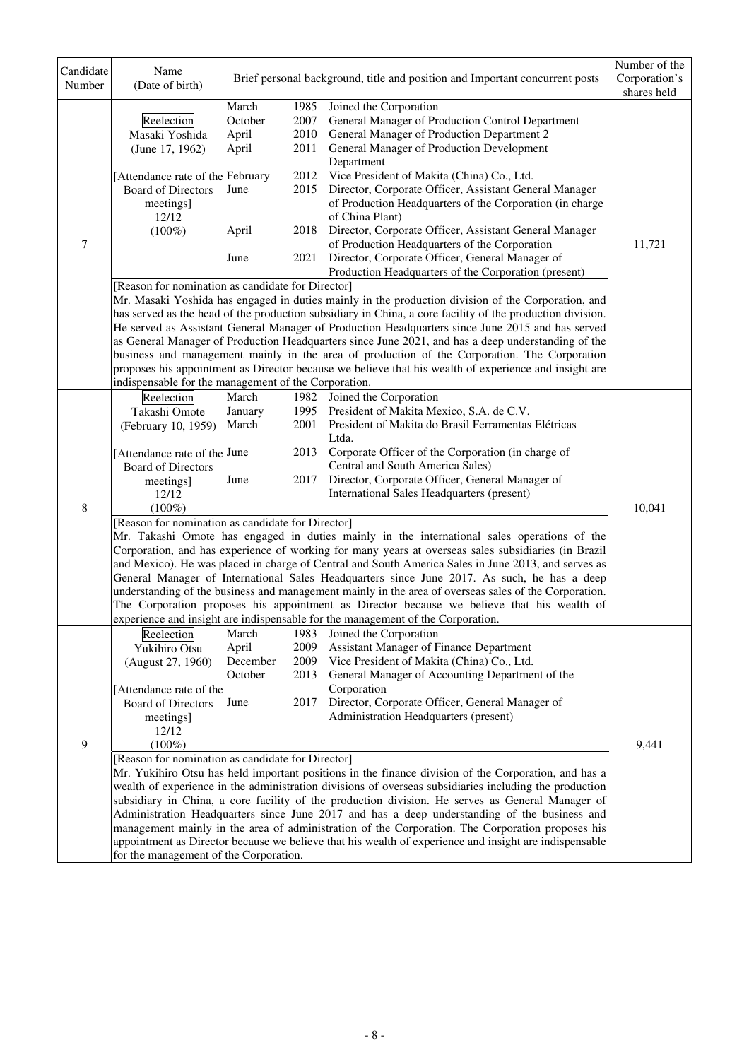| Candidate Number | Name (Date of birth) | Brief personal background, title and position and Important concurrent posts | Number of the Corporation's shares held |
|---|---|---|---|
| 7 | Reelection<br>Masaki Yoshida<br>(June 17, 1962)<br><br>[Attendance rate of the Board of Directors meetings]<br>12/12<br>(100%) | March 1985 Joined the Corporation<br>October 2007 General Manager of Production Control Department<br>April 2010 General Manager of Production Department 2<br>April 2011 General Manager of Production Development Department<br>February 2012 Vice President of Makita (China) Co., Ltd.<br>June 2015 Director, Corporate Officer, Assistant General Manager of Production Headquarters of the Corporation (in charge of China Plant)<br>April 2018 Director, Corporate Officer, Assistant General Manager of Production Headquarters of the Corporation<br>June 2021 Director, Corporate Officer, General Manager of Production Headquarters of the Corporation (present) | 11,721 |
| | [Reason for nomination as candidate for Director]<br>Mr. Masaki Yoshida has engaged in duties mainly in the production division of the Corporation, and has served as the head of the production subsidiary in China, a core facility of the production division. He served as Assistant General Manager of Production Headquarters since June 2015 and has served as General Manager of Production Headquarters since June 2021, and has a deep understanding of the business and management mainly in the area of production of the Corporation. The Corporation proposes his appointment as Director because we believe that his wealth of experience and insight are indispensable for the management of the Corporation. | | |
| 8 | Reelection<br>Takashi Omote<br>(February 10, 1959)<br><br>[Attendance rate of the Board of Directors meetings]<br>12/12<br>(100%) | March 1982 Joined the Corporation<br>January 1995 President of Makita Mexico, S.A. de C.V.<br>March 2001 President of Makita do Brasil Ferramentas Elétricas Ltda.<br>June 2013 Corporate Officer of the Corporation (in charge of Central and South America Sales)<br>June 2017 Director, Corporate Officer, General Manager of International Sales Headquarters (present) | 10,041 |
| | [Reason for nomination as candidate for Director]<br>Mr. Takashi Omote has engaged in duties mainly in the international sales operations of the Corporation, and has experience of working for many years at overseas sales subsidiaries (in Brazil and Mexico). He was placed in charge of Central and South America Sales in June 2013, and serves as General Manager of International Sales Headquarters since June 2017. As such, he has a deep understanding of the business and management mainly in the area of overseas sales of the Corporation. The Corporation proposes his appointment as Director because we believe that his wealth of experience and insight are indispensable for the management of the Corporation. | | |
| 9 | Reelection<br>Yukihiro Otsu<br>(August 27, 1960)<br><br>[Attendance rate of the Board of Directors meetings]<br>12/12<br>(100%) | March 1983 Joined the Corporation<br>April 2009 Assistant Manager of Finance Department<br>December 2009 Vice President of Makita (China) Co., Ltd.<br>October 2013 General Manager of Accounting Department of the Corporation<br>June 2017 Director, Corporate Officer, General Manager of Administration Headquarters (present) | 9,441 |
| | [Reason for nomination as candidate for Director]<br>Mr. Yukihiro Otsu has held important positions in the finance division of the Corporation, and has a wealth of experience in the administration divisions of overseas subsidiaries including the production subsidiary in China, a core facility of the production division. He serves as General Manager of Administration Headquarters since June 2017 and has a deep understanding of the business and management mainly in the area of administration of the Corporation. The Corporation proposes his appointment as Director because we believe that his wealth of experience and insight are indispensable for the management of the Corporation. | | |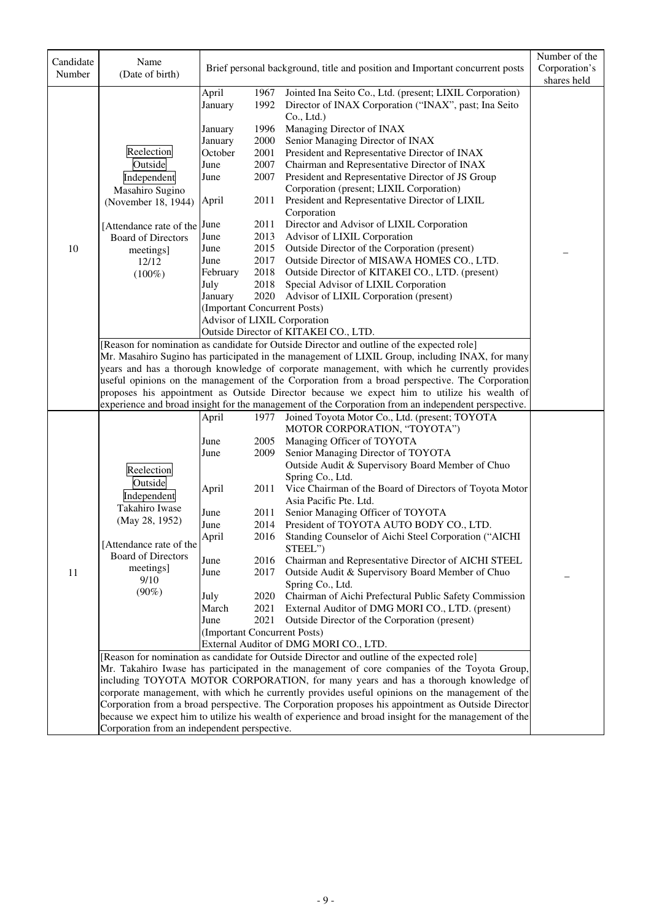| Candidate Number | Name (Date of birth) | Brief personal background, title and position and Important concurrent posts | Number of the Corporation's shares held |
|---|---|---|---|
| 10 | Reelection<br>Outside<br>Independent<br>Masahiro Sugino<br>(November 18, 1944)<br><br>[Attendance rate of the Board of Directors meetings]<br>12/12<br>(100%) | April 1967 Jointed Ina Seito Co., Ltd. (present; LIXIL Corporation)<br>January 1992 Director of INAX Corporation ("INAX", past; Ina Seito Co., Ltd.)<br>January 1996 Managing Director of INAX<br>January 2000 Senior Managing Director of INAX<br>October 2001 President and Representative Director of INAX<br>June 2007 Chairman and Representative Director of INAX<br>June 2007 President and Representative Director of JS Group Corporation (present; LIXIL Corporation)<br>April 2011 President and Representative Director of LIXIL Corporation<br>June 2011 Director and Advisor of LIXIL Corporation<br>June 2013 Advisor of LIXIL Corporation<br>June 2015 Outside Director of the Corporation (present)<br>June 2017 Outside Director of MISAWA HOMES CO., LTD.<br>February 2018 Outside Director of KITAKEI CO., LTD. (present)<br>July 2018 Special Advisor of LIXIL Corporation<br>January 2020 Advisor of LIXIL Corporation (present)<br>(Important Concurrent Posts)<br>Advisor of LIXIL Corporation<br>Outside Director of KITAKEI CO., LTD. | – |
| | [Reason for nomination as candidate for Outside Director and outline of the expected role]<br>Mr. Masahiro Sugino has participated in the management of LIXIL Group, including INAX, for many years and has a thorough knowledge of corporate management, with which he currently provides useful opinions on the management of the Corporation from a broad perspective. The Corporation proposes his appointment as Outside Director because we expect him to utilize his wealth of experience and broad insight for the management of the Corporation from an independent perspective. | | |
| 11 | Reelection<br>Outside<br>Independent<br>Takahiro Iwase<br>(May 28, 1952)<br><br>[Attendance rate of the Board of Directors meetings]<br>9/10<br>(90%) | April 1977 Joined Toyota Motor Co., Ltd. (present; TOYOTA MOTOR CORPORATION, "TOYOTA")<br>June 2005 Managing Officer of TOYOTA<br>June 2009 Senior Managing Director of TOYOTA<br>Outside Audit & Supervisory Board Member of Chuo Spring Co., Ltd.<br>April 2011 Vice Chairman of the Board of Directors of Toyota Motor Asia Pacific Pte. Ltd.<br>June 2011 Senior Managing Officer of TOYOTA<br>June 2014 President of TOYOTA AUTO BODY CO., LTD.<br>April 2016 Standing Counselor of Aichi Steel Corporation ("AICHI STEEL")<br>June 2016 Chairman and Representative Director of AICHI STEEL<br>June 2017 Outside Audit & Supervisory Board Member of Chuo Spring Co., Ltd.<br>July 2020 Chairman of Aichi Prefectural Public Safety Commission<br>March 2021 External Auditor of DMG MORI CO., LTD. (present)<br>June 2021 Outside Director of the Corporation (present)<br>(Important Concurrent Posts)<br>External Auditor of DMG MORI CO., LTD. | – |
| | [Reason for nomination as candidate for Outside Director and outline of the expected role]<br>Mr. Takahiro Iwase has participated in the management of core companies of the Toyota Group, including TOYOTA MOTOR CORPORATION, for many years and has a thorough knowledge of corporate management, with which he currently provides useful opinions on the management of the Corporation from a broad perspective. The Corporation proposes his appointment as Outside Director because we expect him to utilize his wealth of experience and broad insight for the management of the Corporation from an independent perspective. | | |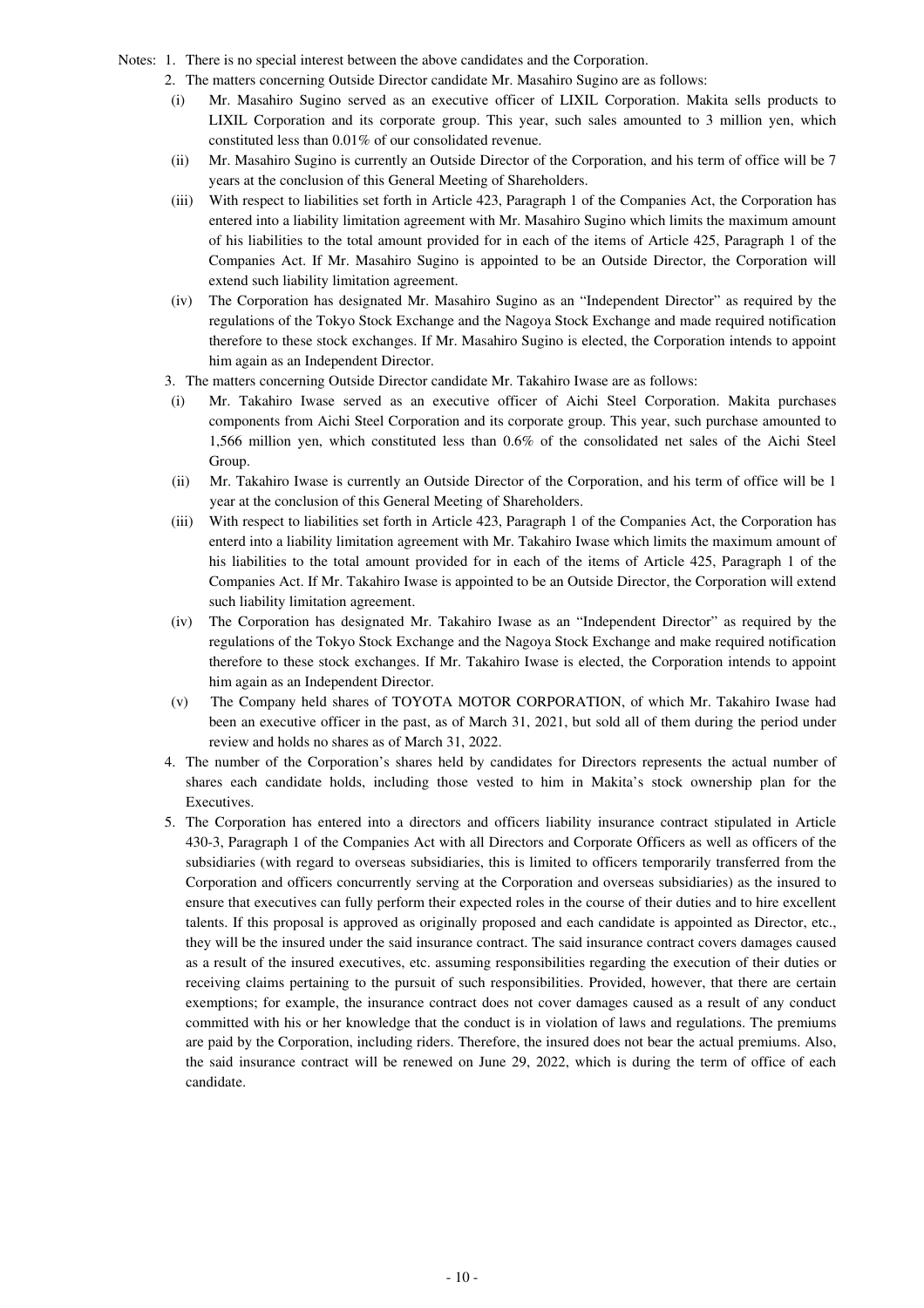Notes: 1. There is no special interest between the above candidates and the Corporation.

2. The matters concerning Outside Director candidate Mr. Masahiro Sugino are as follows:

(i) Mr. Masahiro Sugino served as an executive officer of LIXIL Corporation. Makita sells products to LIXIL Corporation and its corporate group. This year, such sales amounted to 3 million yen, which constituted less than 0.01% of our consolidated revenue.

(ii) Mr. Masahiro Sugino is currently an Outside Director of the Corporation, and his term of office will be 7 years at the conclusion of this General Meeting of Shareholders.

(iii) With respect to liabilities set forth in Article 423, Paragraph 1 of the Companies Act, the Corporation has entered into a liability limitation agreement with Mr. Masahiro Sugino which limits the maximum amount of his liabilities to the total amount provided for in each of the items of Article 425, Paragraph 1 of the Companies Act. If Mr. Masahiro Sugino is appointed to be an Outside Director, the Corporation will extend such liability limitation agreement.

(iv) The Corporation has designated Mr. Masahiro Sugino as an "Independent Director" as required by the regulations of the Tokyo Stock Exchange and the Nagoya Stock Exchange and made required notification therefore to these stock exchanges. If Mr. Masahiro Sugino is elected, the Corporation intends to appoint him again as an Independent Director.

3. The matters concerning Outside Director candidate Mr. Takahiro Iwase are as follows:

(i) Mr. Takahiro Iwase served as an executive officer of Aichi Steel Corporation. Makita purchases components from Aichi Steel Corporation and its corporate group. This year, such purchase amounted to 1,566 million yen, which constituted less than 0.6% of the consolidated net sales of the Aichi Steel Group.

(ii) Mr. Takahiro Iwase is currently an Outside Director of the Corporation, and his term of office will be 1 year at the conclusion of this General Meeting of Shareholders.

(iii) With respect to liabilities set forth in Article 423, Paragraph 1 of the Companies Act, the Corporation has enterd into a liability limitation agreement with Mr. Takahiro Iwase which limits the maximum amount of his liabilities to the total amount provided for in each of the items of Article 425, Paragraph 1 of the Companies Act. If Mr. Takahiro Iwase is appointed to be an Outside Director, the Corporation will extend such liability limitation agreement.

(iv) The Corporation has designated Mr. Takahiro Iwase as an "Independent Director" as required by the regulations of the Tokyo Stock Exchange and the Nagoya Stock Exchange and make required notification therefore to these stock exchanges. If Mr. Takahiro Iwase is elected, the Corporation intends to appoint him again as an Independent Director.

(v) The Company held shares of TOYOTA MOTOR CORPORATION, of which Mr. Takahiro Iwase had been an executive officer in the past, as of March 31, 2021, but sold all of them during the period under review and holds no shares as of March 31, 2022.

4. The number of the Corporation's shares held by candidates for Directors represents the actual number of shares each candidate holds, including those vested to him in Makita's stock ownership plan for the Executives.

5. The Corporation has entered into a directors and officers liability insurance contract stipulated in Article 430-3, Paragraph 1 of the Companies Act with all Directors and Corporate Officers as well as officers of the subsidiaries (with regard to overseas subsidiaries, this is limited to officers temporarily transferred from the Corporation and officers concurrently serving at the Corporation and overseas subsidiaries) as the insured to ensure that executives can fully perform their expected roles in the course of their duties and to hire excellent talents. If this proposal is approved as originally proposed and each candidate is appointed as Director, etc., they will be the insured under the said insurance contract. The said insurance contract covers damages caused as a result of the insured executives, etc. assuming responsibilities regarding the execution of their duties or receiving claims pertaining to the pursuit of such responsibilities. Provided, however, that there are certain exemptions; for example, the insurance contract does not cover damages caused as a result of any conduct committed with his or her knowledge that the conduct is in violation of laws and regulations. The premiums are paid by the Corporation, including riders. Therefore, the insured does not bear the actual premiums. Also, the said insurance contract will be renewed on June 29, 2022, which is during the term of office of each candidate.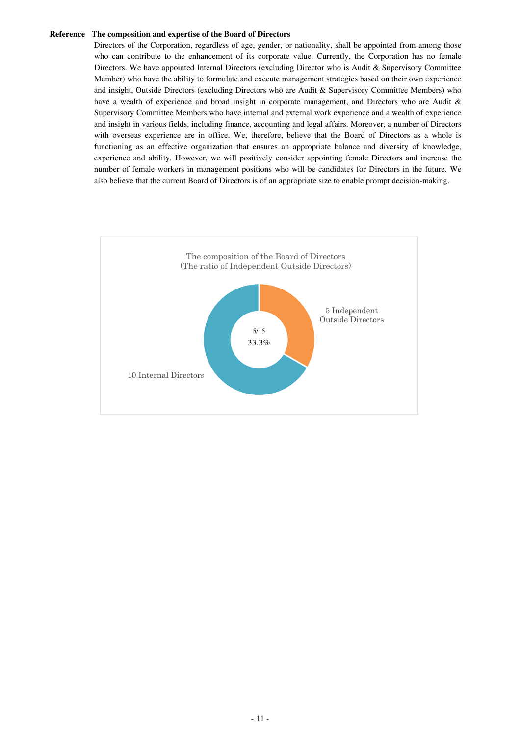**Reference The composition and expertise of the Board of Directors**

Directors of the Corporation, regardless of age, gender, or nationality, shall be appointed from among those who can contribute to the enhancement of its corporate value. Currently, the Corporation has no female Directors. We have appointed Internal Directors (excluding Director who is Audit & Supervisory Committee Member) who have the ability to formulate and execute management strategies based on their own experience and insight, Outside Directors (excluding Directors who are Audit & Supervisory Committee Members) who have a wealth of experience and broad insight in corporate management, and Directors who are Audit & Supervisory Committee Members who have internal and external work experience and a wealth of experience and insight in various fields, including finance, accounting and legal affairs. Moreover, a number of Directors with overseas experience are in office. We, therefore, believe that the Board of Directors as a whole is functioning as an effective organization that ensures an appropriate balance and diversity of knowledge, experience and ability. However, we will positively consider appointing female Directors and increase the number of female workers in management positions who will be candidates for Directors in the future. We also believe that the current Board of Directors is of an appropriate size to enable prompt decision-making.

The composition of the Board of Directors
(The ratio of Independent Outside Directors)

5/15
33.3%

5 Independent Outside Directors

10 Internal Directors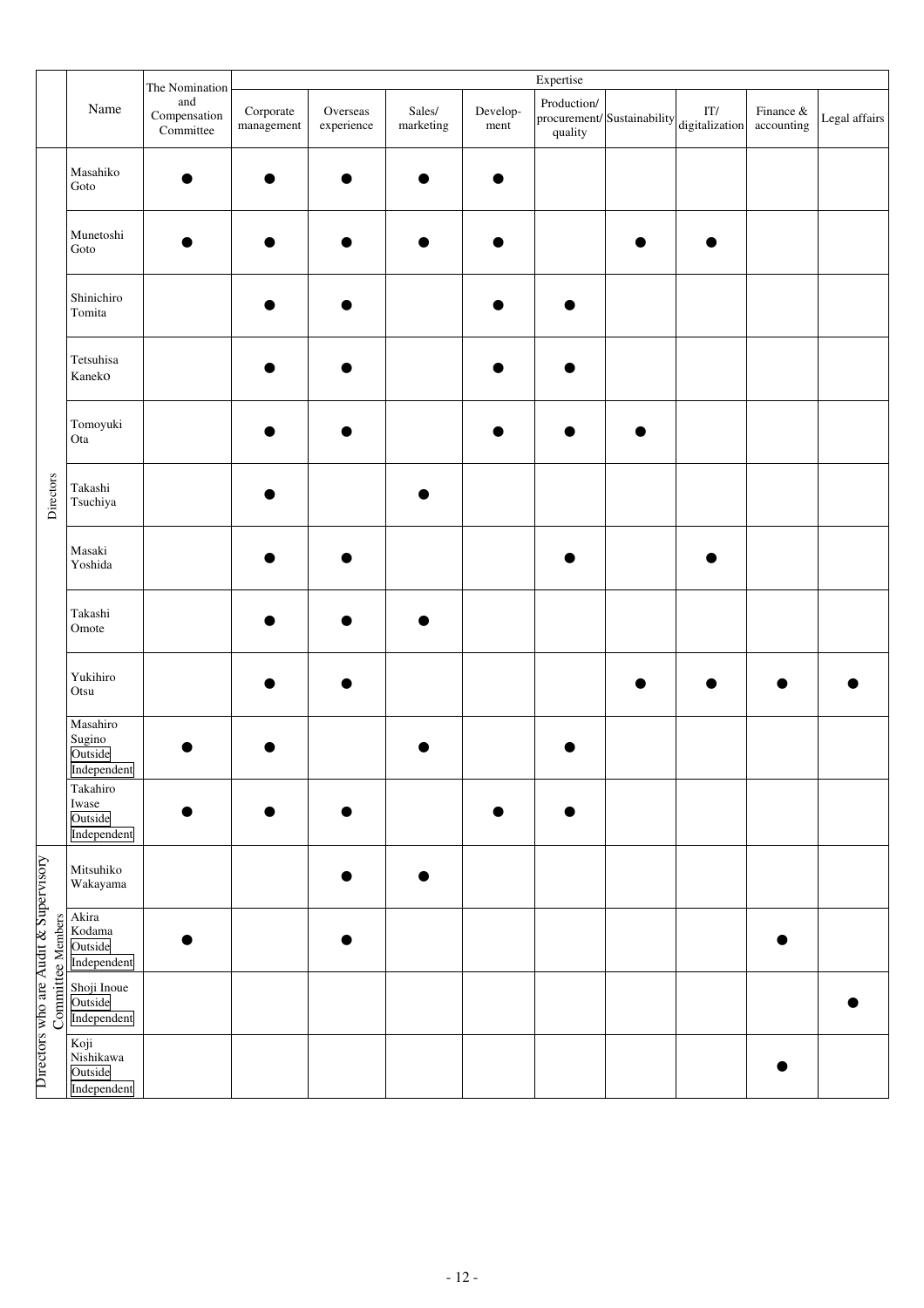| | Name | The Nomination and Compensation Committee | Expertise | | | | | | | | |
|---|---|---|---|---|---|---|---|---|---|---|---|
| | | | Corporate management | Overseas experience | Sales/ marketing | Develop- ment | Production/ procurement/ quality | Sustainability | IT/ digitalization | Finance & accounting | Legal affairs |
| Directors | Masahiko Goto | ● | ● | ● | ● | ● | | | | | |
| | Munetoshi Goto | ● | ● | ● | ● | ● | | ● | ● | | |
| | Shinichiro Tomita | | ● | ● | | ● | ● | | | | |
| | Tetsuhisa Kaneko | | ● | ● | | ● | ● | | | | |
| | Tomoyuki Ota | | ● | ● | | ● | ● | ● | | | |
| | Takashi Tsuchiya | | ● | | ● | | | | | | |
| | Masaki Yoshida | | ● | ● | | | ● | | ● | | |
| | Takashi Omote | | ● | ● | ● | | | | | | |
| | Yukihiro Otsu | | ● | ● | | | | ● | ● | ● | ● |
| | Masahiro Sugino Outside Independent | ● | ● | | ● | | ● | | | | |
| | Takahiro Iwase Outside Independent | ● | ● | ● | | ● | ● | | | | |
| Directors who are Audit & Supervisory Committee Members | Mitsuhiko Wakayama | | | ● | ● | | | | | | |
| | Akira Kodama Outside Independent | ● | | ● | | | | | | ● | |
| | Shoji Inoue Outside Independent | | | | | | | | | | ● |
| | Koji Nishikawa Outside Independent | | | | | | | | | ● | |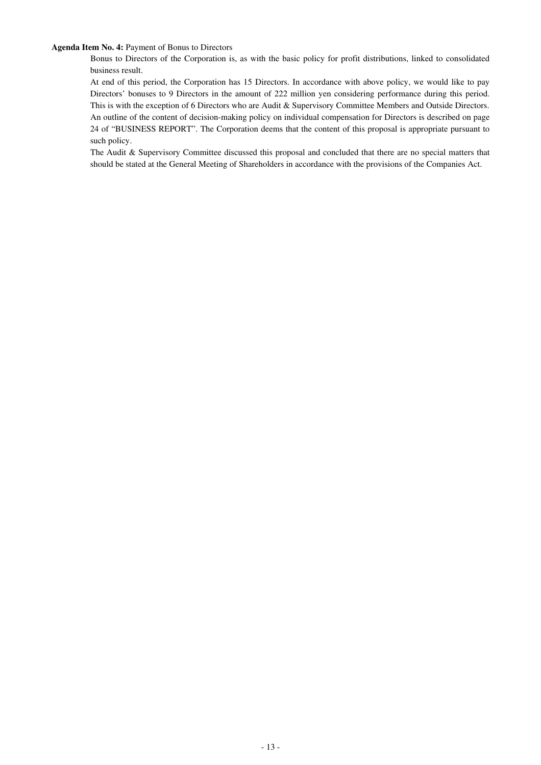**Agenda Item No. 4:** Payment of Bonus to Directors

Bonus to Directors of the Corporation is, as with the basic policy for profit distributions, linked to consolidated business result.

At end of this period, the Corporation has 15 Directors. In accordance with above policy, we would like to pay Directors' bonuses to 9 Directors in the amount of 222 million yen considering performance during this period. This is with the exception of 6 Directors who are Audit & Supervisory Committee Members and Outside Directors. An outline of the content of decision-making policy on individual compensation for Directors is described on page 24 of "BUSINESS REPORT". The Corporation deems that the content of this proposal is appropriate pursuant to such policy.

The Audit & Supervisory Committee discussed this proposal and concluded that there are no special matters that should be stated at the General Meeting of Shareholders in accordance with the provisions of the Companies Act.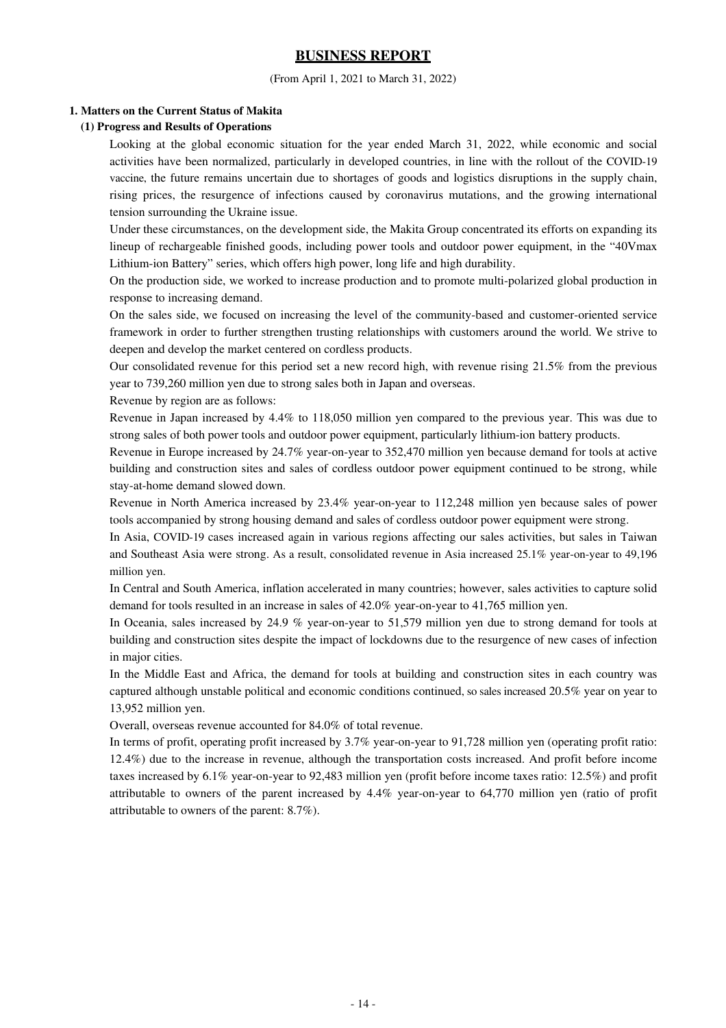# BUSINESS REPORT

(From April 1, 2021 to March 31, 2022)

**1. Matters on the Current Status of Makita**

**(1) Progress and Results of Operations**

Looking at the global economic situation for the year ended March 31, 2022, while economic and social activities have been normalized, particularly in developed countries, in line with the rollout of the COVID-19 vaccine, the future remains uncertain due to shortages of goods and logistics disruptions in the supply chain, rising prices, the resurgence of infections caused by coronavirus mutations, and the growing international tension surrounding the Ukraine issue.

Under these circumstances, on the development side, the Makita Group concentrated its efforts on expanding its lineup of rechargeable finished goods, including power tools and outdoor power equipment, in the "40Vmax Lithium-ion Battery" series, which offers high power, long life and high durability.

On the production side, we worked to increase production and to promote multi-polarized global production in response to increasing demand.

On the sales side, we focused on increasing the level of the community-based and customer-oriented service framework in order to further strengthen trusting relationships with customers around the world. We strive to deepen and develop the market centered on cordless products.

Our consolidated revenue for this period set a new record high, with revenue rising 21.5% from the previous year to 739,260 million yen due to strong sales both in Japan and overseas.

Revenue by region are as follows:

Revenue in Japan increased by 4.4% to 118,050 million yen compared to the previous year. This was due to strong sales of both power tools and outdoor power equipment, particularly lithium-ion battery products.

Revenue in Europe increased by 24.7% year-on-year to 352,470 million yen because demand for tools at active building and construction sites and sales of cordless outdoor power equipment continued to be strong, while stay-at-home demand slowed down.

Revenue in North America increased by 23.4% year-on-year to 112,248 million yen because sales of power tools accompanied by strong housing demand and sales of cordless outdoor power equipment were strong.

In Asia, COVID-19 cases increased again in various regions affecting our sales activities, but sales in Taiwan and Southeast Asia were strong. As a result, consolidated revenue in Asia increased 25.1% year-on-year to 49,196 million yen.

In Central and South America, inflation accelerated in many countries; however, sales activities to capture solid demand for tools resulted in an increase in sales of 42.0% year-on-year to 41,765 million yen.

In Oceania, sales increased by 24.9 % year-on-year to 51,579 million yen due to strong demand for tools at building and construction sites despite the impact of lockdowns due to the resurgence of new cases of infection in major cities.

In the Middle East and Africa, the demand for tools at building and construction sites in each country was captured although unstable political and economic conditions continued, so sales increased 20.5% year on year to 13,952 million yen.

Overall, overseas revenue accounted for 84.0% of total revenue.

In terms of profit, operating profit increased by 3.7% year-on-year to 91,728 million yen (operating profit ratio: 12.4%) due to the increase in revenue, although the transportation costs increased. And profit before income taxes increased by 6.1% year-on-year to 92,483 million yen (profit before income taxes ratio: 12.5%) and profit attributable to owners of the parent increased by 4.4% year-on-year to 64,770 million yen (ratio of profit attributable to owners of the parent: 8.7%).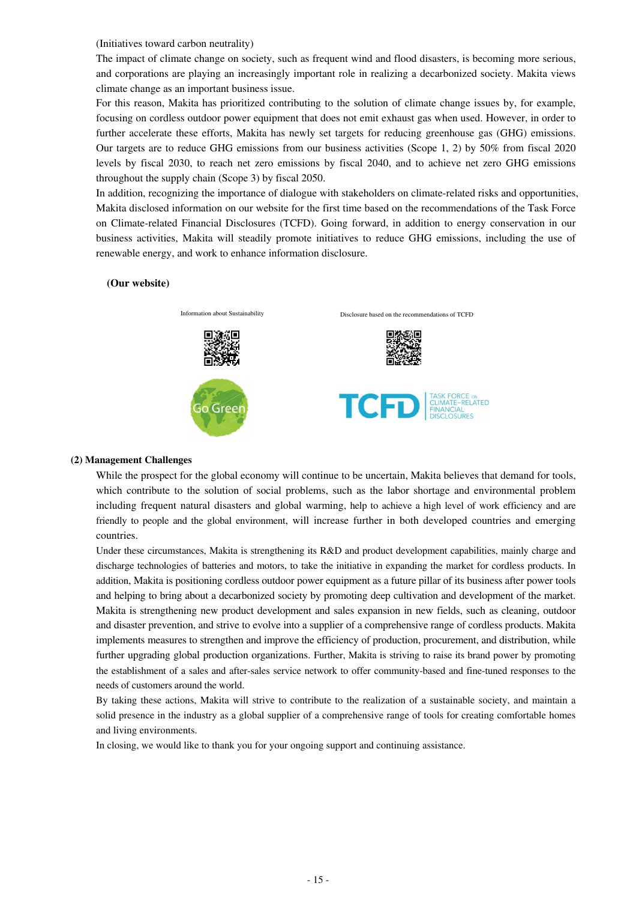(Initiatives toward carbon neutrality)

The impact of climate change on society, such as frequent wind and flood disasters, is becoming more serious, and corporations are playing an increasingly important role in realizing a decarbonized society. Makita views climate change as an important business issue.

For this reason, Makita has prioritized contributing to the solution of climate change issues by, for example, focusing on cordless outdoor power equipment that does not emit exhaust gas when used. However, in order to further accelerate these efforts, Makita has newly set targets for reducing greenhouse gas (GHG) emissions. Our targets are to reduce GHG emissions from our business activities (Scope 1, 2) by 50% from fiscal 2020 levels by fiscal 2030, to reach net zero emissions by fiscal 2040, and to achieve net zero GHG emissions throughout the supply chain (Scope 3) by fiscal 2050.

In addition, recognizing the importance of dialogue with stakeholders on climate-related risks and opportunities, Makita disclosed information on our website for the first time based on the recommendations of the Task Force on Climate-related Financial Disclosures (TCFD). Going forward, in addition to energy conservation in our business activities, Makita will steadily promote initiatives to reduce GHG emissions, including the use of renewable energy, and work to enhance information disclosure.

**(Our website)**

Information about Sustainability

Disclosure based on the recommendations of TCFD

Go Green

TCFD TASK FORCE ON CLIMATE-RELATED FINANCIAL DISCLOSURES

**(2) Management Challenges**

While the prospect for the global economy will continue to be uncertain, Makita believes that demand for tools, which contribute to the solution of social problems, such as the labor shortage and environmental problem including frequent natural disasters and global warming, help to achieve a high level of work efficiency and are friendly to people and the global environment, will increase further in both developed countries and emerging countries.

Under these circumstances, Makita is strengthening its R&D and product development capabilities, mainly charge and discharge technologies of batteries and motors, to take the initiative in expanding the market for cordless products. In addition, Makita is positioning cordless outdoor power equipment as a future pillar of its business after power tools and helping to bring about a decarbonized society by promoting deep cultivation and development of the market. Makita is strengthening new product development and sales expansion in new fields, such as cleaning, outdoor and disaster prevention, and strive to evolve into a supplier of a comprehensive range of cordless products. Makita implements measures to strengthen and improve the efficiency of production, procurement, and distribution, while further upgrading global production organizations. Further, Makita is striving to raise its brand power by promoting the establishment of a sales and after-sales service network to offer community-based and fine-tuned responses to the needs of customers around the world.

By taking these actions, Makita will strive to contribute to the realization of a sustainable society, and maintain a solid presence in the industry as a global supplier of a comprehensive range of tools for creating comfortable homes and living environments.

In closing, we would like to thank you for your ongoing support and continuing assistance.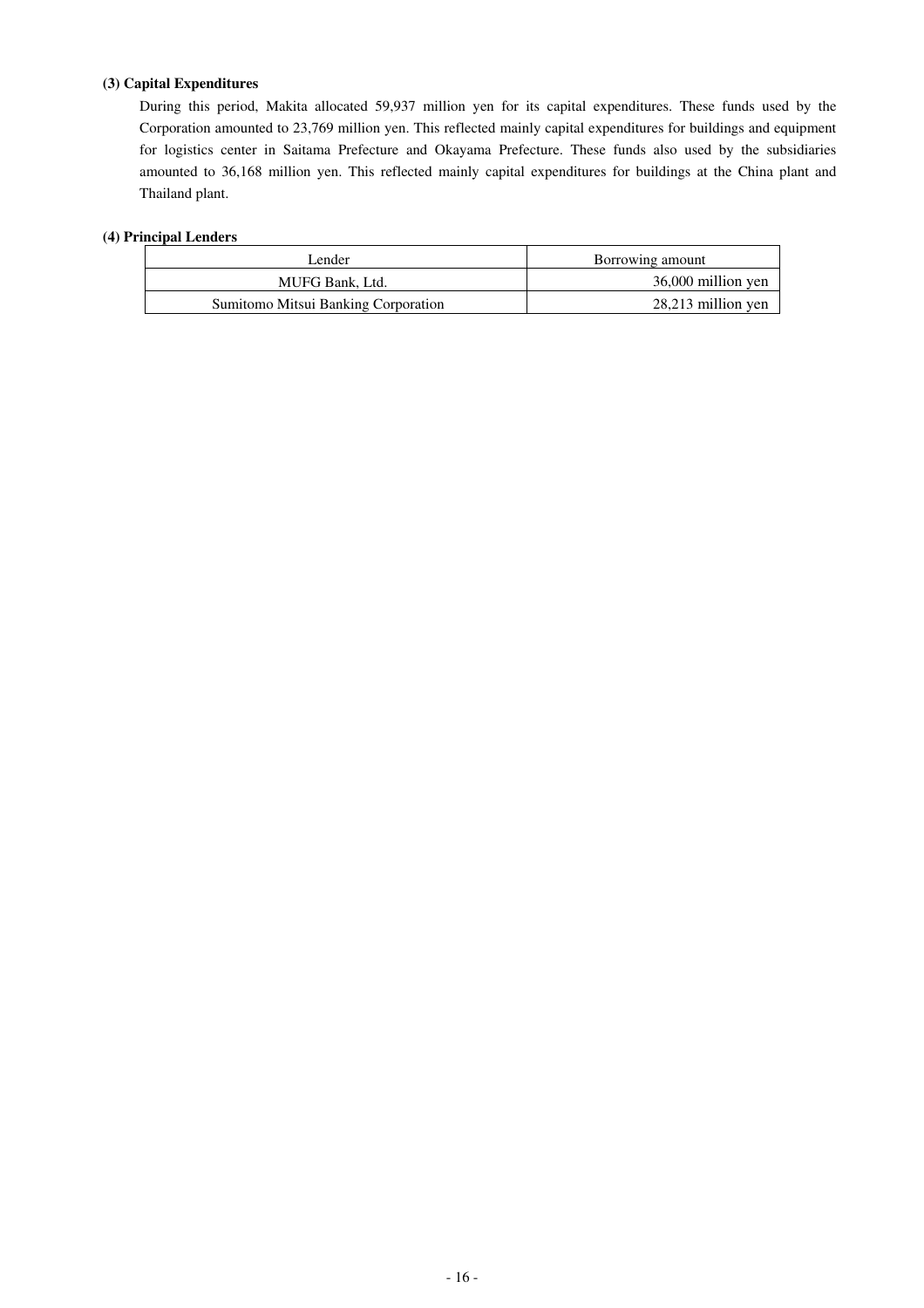**(3) Capital Expenditures**

During this period, Makita allocated 59,937 million yen for its capital expenditures. These funds used by the Corporation amounted to 23,769 million yen. This reflected mainly capital expenditures for buildings and equipment for logistics center in Saitama Prefecture and Okayama Prefecture. These funds also used by the subsidiaries amounted to 36,168 million yen. This reflected mainly capital expenditures for buildings at the China plant and Thailand plant.

**(4) Principal Lenders**

| Lender | Borrowing amount |
|---|---|
| MUFG Bank, Ltd. | 36,000 million yen |
| Sumitomo Mitsui Banking Corporation | 28,213 million yen |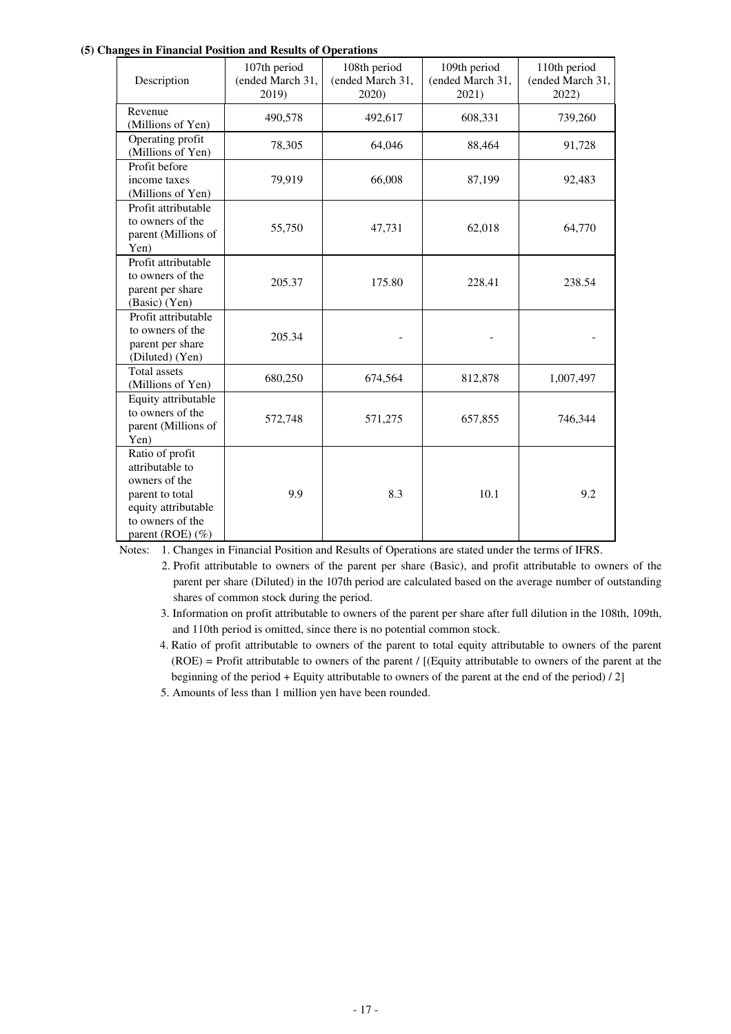**(5) Changes in Financial Position and Results of Operations**

| Description | 107th period (ended March 31, 2019) | 108th period (ended March 31, 2020) | 109th period (ended March 31, 2021) | 110th period (ended March 31, 2022) |
|---|---|---|---|---|
| Revenue (Millions of Yen) | 490,578 | 492,617 | 608,331 | 739,260 |
| Operating profit (Millions of Yen) | 78,305 | 64,046 | 88,464 | 91,728 |
| Profit before income taxes (Millions of Yen) | 79,919 | 66,008 | 87,199 | 92,483 |
| Profit attributable to owners of the parent (Millions of Yen) | 55,750 | 47,731 | 62,018 | 64,770 |
| Profit attributable to owners of the parent per share (Basic) (Yen) | 205.37 | 175.80 | 228.41 | 238.54 |
| Profit attributable to owners of the parent per share (Diluted) (Yen) | 205.34 | - | - | - |
| Total assets (Millions of Yen) | 680,250 | 674,564 | 812,878 | 1,007,497 |
| Equity attributable to owners of the parent (Millions of Yen) | 572,748 | 571,275 | 657,855 | 746,344 |
| Ratio of profit attributable to owners of the parent to total equity attributable to owners of the parent (ROE) (%) | 9.9 | 8.3 | 10.1 | 9.2 |

Notes:
1. Changes in Financial Position and Results of Operations are stated under the terms of IFRS.
2. Profit attributable to owners of the parent per share (Basic), and profit attributable to owners of the parent per share (Diluted) in the 107th period are calculated based on the average number of outstanding shares of common stock during the period.
3. Information on profit attributable to owners of the parent per share after full dilution in the 108th, 109th, and 110th period is omitted, since there is no potential common stock.
4. Ratio of profit attributable to owners of the parent to total equity attributable to owners of the parent (ROE) = Profit attributable to owners of the parent / [(Equity attributable to owners of the parent at the beginning of the period + Equity attributable to owners of the parent at the end of the period) / 2]
5. Amounts of less than 1 million yen have been rounded.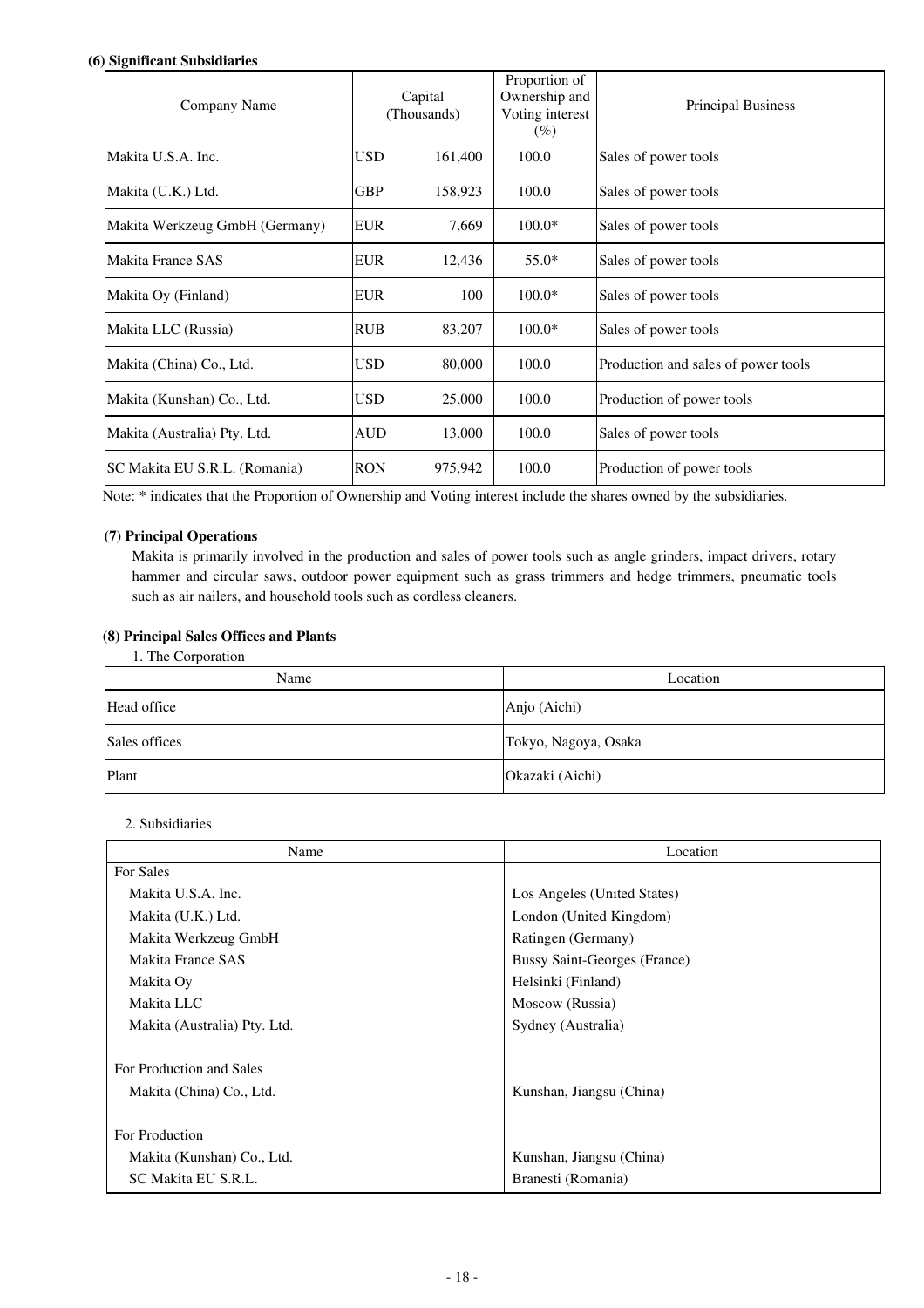**(6) Significant Subsidiaries**

| Company Name | Capital (Thousands) | | Proportion of Ownership and Voting interest (%) | Principal Business |
|---|---|---|---|---|
| Makita U.S.A. Inc. | USD | 161,400 | 100.0 | Sales of power tools |
| Makita (U.K.) Ltd. | GBP | 158,923 | 100.0 | Sales of power tools |
| Makita Werkzeug GmbH (Germany) | EUR | 7,669 | 100.0* | Sales of power tools |
| Makita France SAS | EUR | 12,436 | 55.0* | Sales of power tools |
| Makita Oy (Finland) | EUR | 100 | 100.0* | Sales of power tools |
| Makita LLC (Russia) | RUB | 83,207 | 100.0* | Sales of power tools |
| Makita (China) Co., Ltd. | USD | 80,000 | 100.0 | Production and sales of power tools |
| Makita (Kunshan) Co., Ltd. | USD | 25,000 | 100.0 | Production of power tools |
| Makita (Australia) Pty. Ltd. | AUD | 13,000 | 100.0 | Sales of power tools |
| SC Makita EU S.R.L. (Romania) | RON | 975,942 | 100.0 | Production of power tools |

Note: * indicates that the Proportion of Ownership and Voting interest include the shares owned by the subsidiaries.

**(7) Principal Operations**

Makita is primarily involved in the production and sales of power tools such as angle grinders, impact drivers, rotary hammer and circular saws, outdoor power equipment such as grass trimmers and hedge trimmers, pneumatic tools such as air nailers, and household tools such as cordless cleaners.

**(8) Principal Sales Offices and Plants**

1. The Corporation

| Name | Location |
|---|---|
| Head office | Anjo (Aichi) |
| Sales offices | Tokyo, Nagoya, Osaka |
| Plant | Okazaki (Aichi) |

2. Subsidiaries

| Name | Location |
|---|---|
| For Sales | |
| Makita U.S.A. Inc. | Los Angeles (United States) |
| Makita (U.K.) Ltd. | London (United Kingdom) |
| Makita Werkzeug GmbH | Ratingen (Germany) |
| Makita France SAS | Bussy Saint-Georges (France) |
| Makita Oy | Helsinki (Finland) |
| Makita LLC | Moscow (Russia) |
| Makita (Australia) Pty. Ltd. | Sydney (Australia) |
| For Production and Sales | |
| Makita (China) Co., Ltd. | Kunshan, Jiangsu (China) |
| For Production | |
| Makita (Kunshan) Co., Ltd. | Kunshan, Jiangsu (China) |
| SC Makita EU S.R.L. | Branesti (Romania) |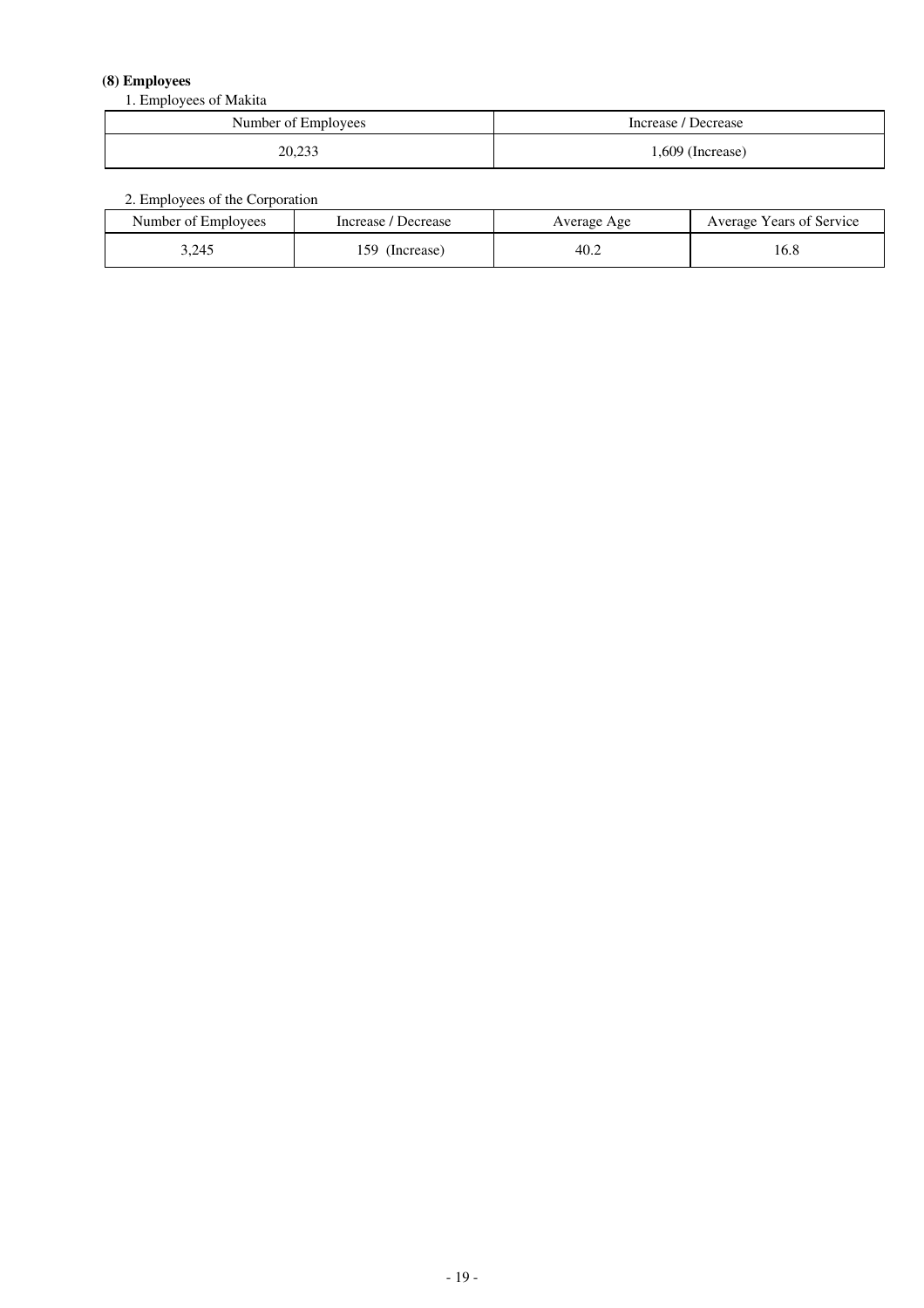### (8) Employees

1. Employees of Makita

| Number of Employees | Increase / Decrease |
|---|---|
| 20,233 | 1,609 (Increase) |

2. Employees of the Corporation

| Number of Employees | Increase / Decrease | Average Age | Average Years of Service |
|---|---|---|---|
| 3,245 | 159 (Increase) | 40.2 | 16.8 |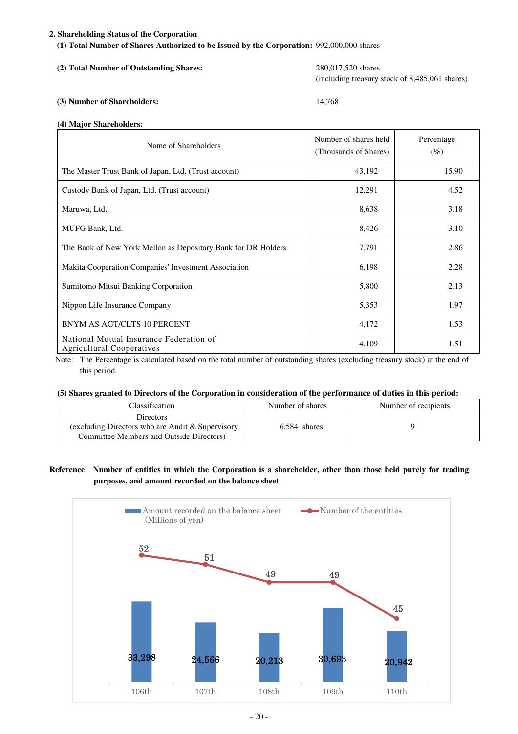## 2. Shareholding Status of the Corporation

**(1) Total Number of Shares Authorized to be Issued by the Corporation:** 992,000,000 shares

**(2) Total Number of Outstanding Shares:** 280,017,520 shares (including treasury stock of 8,485,061 shares)

**(3) Number of Shareholders:** 14,768

**(4) Major Shareholders:**

| Name of Shareholders | Number of shares held (Thousands of Shares) | Percentage (%) |
|---|---|---|
| The Master Trust Bank of Japan, Ltd. (Trust account) | 43,192 | 15.90 |
| Custody Bank of Japan, Ltd. (Trust account) | 12,291 | 4.52 |
| Maruwa, Ltd. | 8,638 | 3.18 |
| MUFG Bank, Ltd. | 8,426 | 3.10 |
| The Bank of New York Mellon as Depositary Bank for DR Holders | 7,791 | 2.86 |
| Makita Cooperation Companies' Investment Association | 6,198 | 2.28 |
| Sumitomo Mitsui Banking Corporation | 5,800 | 2.13 |
| Nippon Life Insurance Company | 5,353 | 1.97 |
| BNYM AS AGT/CLTS 10 PERCENT | 4,172 | 1.53 |
| National Mutual Insurance Federation of Agricultural Cooperatives | 4,109 | 1.51 |

Note: The Percentage is calculated based on the total number of outstanding shares (excluding treasury stock) at the end of this period.

**(5) Shares granted to Directors of the Corporation in consideration of the performance of duties in this period:**

| Classification | Number of shares | Number of recipients |
|---|---|---|
| Directors (excluding Directors who are Audit & Supervisory Committee Members and Outside Directors) | 6,584 shares | 9 |

**Reference Number of entities in which the Corporation is a shareholder, other than those held purely for trading purposes, and amount recorded on the balance sheet**

| | 106th | 107th | 108th | 109th | 110th |
|---|---|---|---|---|---|
| Amount recorded on the balance sheet (Millions of yen) | 33,298 | 24,566 | 20,213 | 30,693 | 20,942 |
| Number of the entities | 52 | 51 | 49 | 49 | 45 |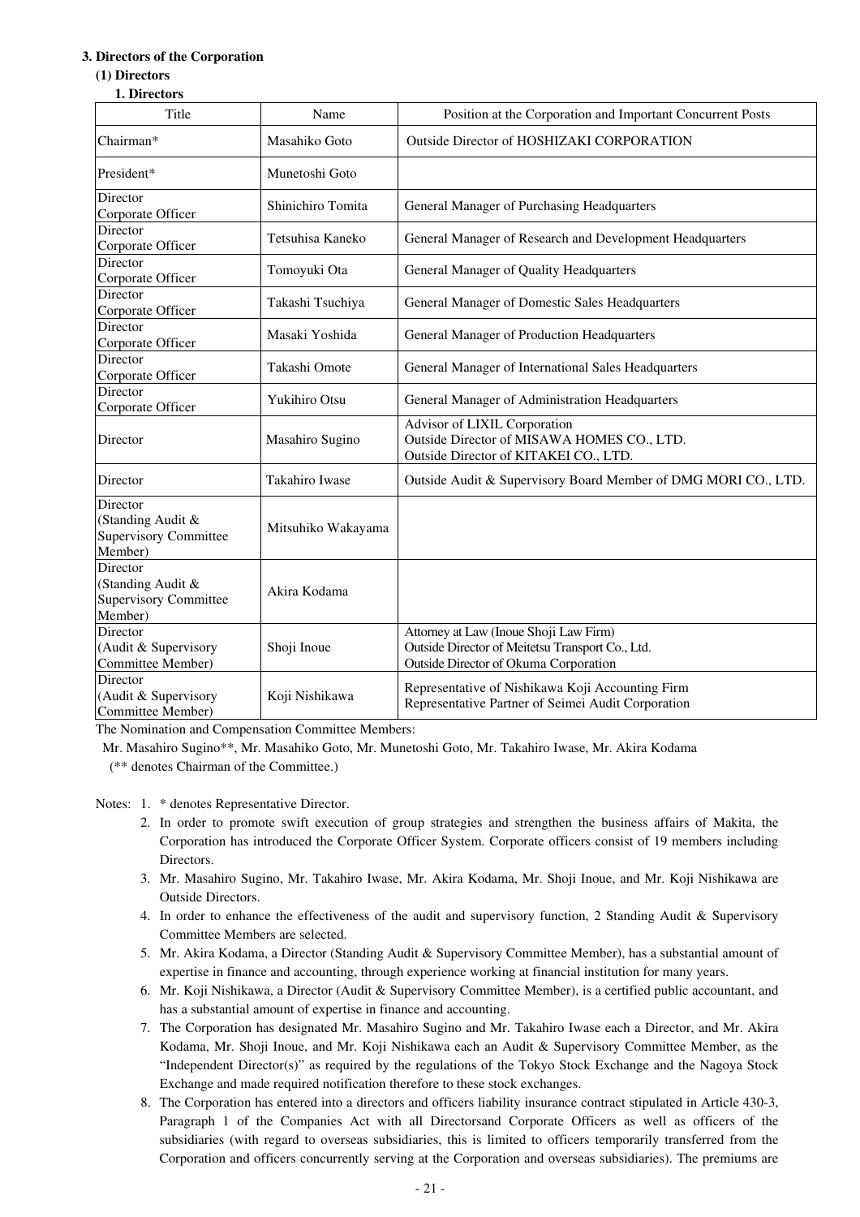### 3. Directors of the Corporation

#### (1) Directors

**1. Directors**

| Title | Name | Position at the Corporation and Important Concurrent Posts |
|---|---|---|
| Chairman* | Masahiko Goto | Outside Director of HOSHIZAKI CORPORATION |
| President* | Munetoshi Goto | |
| Director<br>Corporate Officer | Shinichiro Tomita | General Manager of Purchasing Headquarters |
| Director<br>Corporate Officer | Tetsuhisa Kaneko | General Manager of Research and Development Headquarters |
| Director<br>Corporate Officer | Tomoyuki Ota | General Manager of Quality Headquarters |
| Director<br>Corporate Officer | Takashi Tsuchiya | General Manager of Domestic Sales Headquarters |
| Director<br>Corporate Officer | Masaki Yoshida | General Manager of Production Headquarters |
| Director<br>Corporate Officer | Takashi Omote | General Manager of International Sales Headquarters |
| Director<br>Corporate Officer | Yukihiro Otsu | General Manager of Administration Headquarters |
| Director | Masahiro Sugino | Advisor of LIXIL Corporation<br>Outside Director of MISAWA HOMES CO., LTD.<br>Outside Director of KITAKEI CO., LTD. |
| Director | Takahiro Iwase | Outside Audit & Supervisory Board Member of DMG MORI CO., LTD. |
| Director<br>(Standing Audit & Supervisory Committee Member) | Mitsuhiko Wakayama | |
| Director<br>(Standing Audit & Supervisory Committee Member) | Akira Kodama | |
| Director<br>(Audit & Supervisory Committee Member) | Shoji Inoue | Attorney at Law (Inoue Shoji Law Firm)<br>Outside Director of Meitetsu Transport Co., Ltd.<br>Outside Director of Okuma Corporation |
| Director<br>(Audit & Supervisory Committee Member) | Koji Nishikawa | Representative of Nishikawa Koji Accounting Firm<br>Representative Partner of Seimei Audit Corporation |

The Nomination and Compensation Committee Members:

Mr. Masahiro Sugino**, Mr. Masahiko Goto, Mr. Munetoshi Goto, Mr. Takahiro Iwase, Mr. Akira Kodama

(** denotes Chairman of the Committee.)

Notes:
1. * denotes Representative Director.
2. In order to promote swift execution of group strategies and strengthen the business affairs of Makita, the Corporation has introduced the Corporate Officer System. Corporate officers consist of 19 members including Directors.
3. Mr. Masahiro Sugino, Mr. Takahiro Iwase, Mr. Akira Kodama, Mr. Shoji Inoue, and Mr. Koji Nishikawa are Outside Directors.
4. In order to enhance the effectiveness of the audit and supervisory function, 2 Standing Audit & Supervisory Committee Members are selected.
5. Mr. Akira Kodama, a Director (Standing Audit & Supervisory Committee Member), has a substantial amount of expertise in finance and accounting, through experience working at financial institution for many years.
6. Mr. Koji Nishikawa, a Director (Audit & Supervisory Committee Member), is a certified public accountant, and has a substantial amount of expertise in finance and accounting.
7. The Corporation has designated Mr. Masahiro Sugino and Mr. Takahiro Iwase each a Director, and Mr. Akira Kodama, Mr. Shoji Inoue, and Mr. Koji Nishikawa each an Audit & Supervisory Committee Member, as the "Independent Director(s)" as required by the regulations of the Tokyo Stock Exchange and the Nagoya Stock Exchange and made required notification therefore to these stock exchanges.
8. The Corporation has entered into a directors and officers liability insurance contract stipulated in Article 430-3, Paragraph 1 of the Companies Act with all Directorsand Corporate Officers as well as officers of the subsidiaries (with regard to overseas subsidiaries, this is limited to officers temporarily transferred from the Corporation and officers concurrently serving at the Corporation and overseas subsidiaries). The premiums are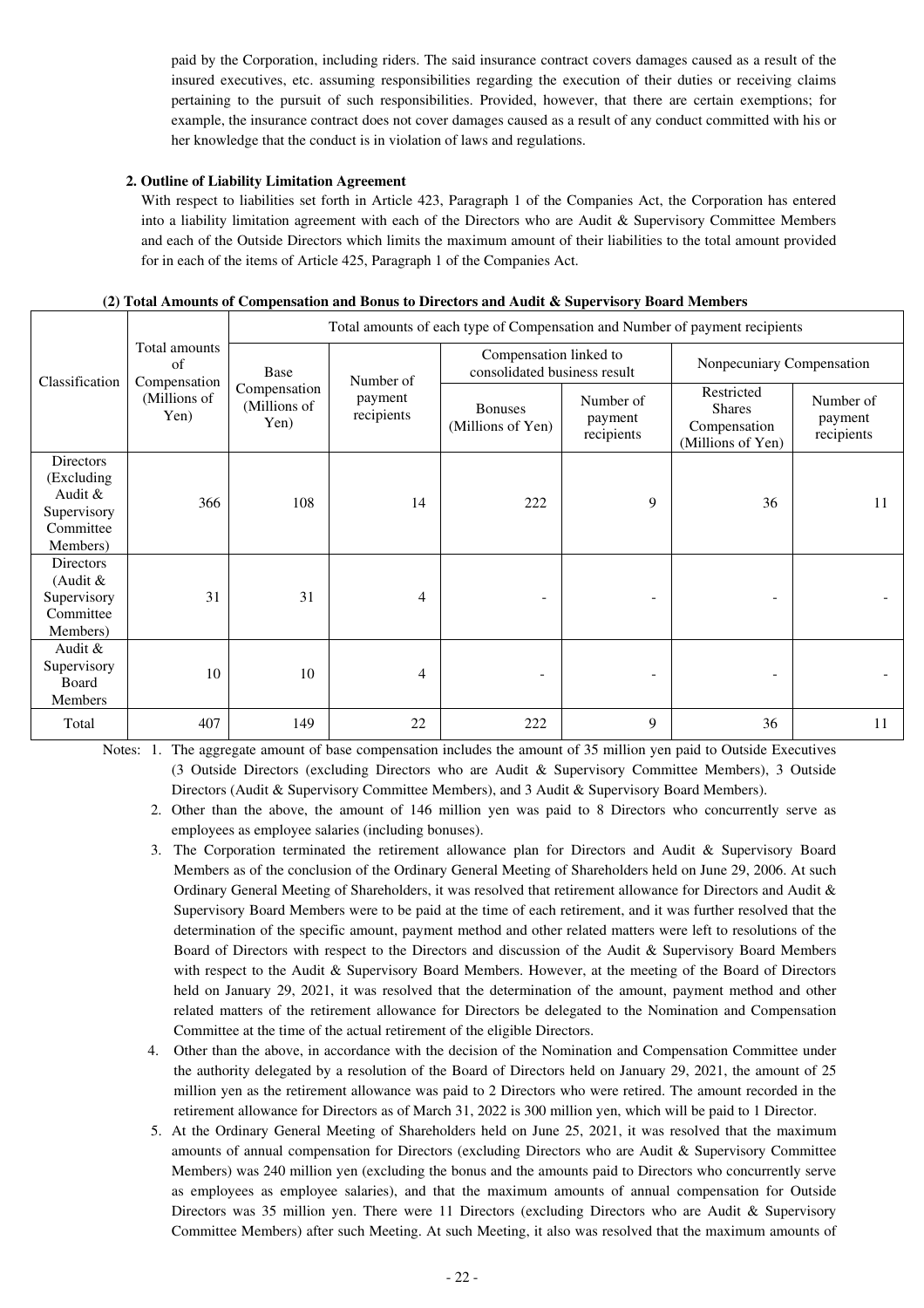paid by the Corporation, including riders. The said insurance contract covers damages caused as a result of the insured executives, etc. assuming responsibilities regarding the execution of their duties or receiving claims pertaining to the pursuit of such responsibilities. Provided, however, that there are certain exemptions; for example, the insurance contract does not cover damages caused as a result of any conduct committed with his or her knowledge that the conduct is in violation of laws and regulations.

**2. Outline of Liability Limitation Agreement**

With respect to liabilities set forth in Article 423, Paragraph 1 of the Companies Act, the Corporation has entered into a liability limitation agreement with each of the Directors who are Audit & Supervisory Committee Members and each of the Outside Directors which limits the maximum amount of their liabilities to the total amount provided for in each of the items of Article 425, Paragraph 1 of the Companies Act.

**(2) Total Amounts of Compensation and Bonus to Directors and Audit & Supervisory Board Members**

| Classification | Total amounts of Compensation (Millions of Yen) | Total amounts of each type of Compensation and Number of payment recipients | | | | | |
|---|---|---|---|---|---|---|---|
| | | Base Compensation (Millions of Yen) | Number of payment recipients | Compensation linked to consolidated business result | | Nonpecuniary Compensation | |
| | | | | Bonuses (Millions of Yen) | Number of payment recipients | Restricted Shares Compensation (Millions of Yen) | Number of payment recipients |
| Directors (Excluding Audit & Supervisory Committee Members) | 366 | 108 | 14 | 222 | 9 | 36 | 11 |
| Directors (Audit & Supervisory Committee Members) | 31 | 31 | 4 | - | - | - | - |
| Audit & Supervisory Board Members | 10 | 10 | 4 | - | - | - | - |
| Total | 407 | 149 | 22 | 222 | 9 | 36 | 11 |

Notes:
1. The aggregate amount of base compensation includes the amount of 35 million yen paid to Outside Executives (3 Outside Directors (excluding Directors who are Audit & Supervisory Committee Members), 3 Outside Directors (Audit & Supervisory Committee Members), and 3 Audit & Supervisory Board Members).
2. Other than the above, the amount of 146 million yen was paid to 8 Directors who concurrently serve as employees as employee salaries (including bonuses).
3. The Corporation terminated the retirement allowance plan for Directors and Audit & Supervisory Board Members as of the conclusion of the Ordinary General Meeting of Shareholders held on June 29, 2006. At such Ordinary General Meeting of Shareholders, it was resolved that retirement allowance for Directors and Audit & Supervisory Board Members were to be paid at the time of each retirement, and it was further resolved that the determination of the specific amount, payment method and other related matters were left to resolutions of the Board of Directors with respect to the Directors and discussion of the Audit & Supervisory Board Members with respect to the Audit & Supervisory Board Members. However, at the meeting of the Board of Directors held on January 29, 2021, it was resolved that the determination of the amount, payment method and other related matters of the retirement allowance for Directors be delegated to the Nomination and Compensation Committee at the time of the actual retirement of the eligible Directors.
4. Other than the above, in accordance with the decision of the Nomination and Compensation Committee under the authority delegated by a resolution of the Board of Directors held on January 29, 2021, the amount of 25 million yen as the retirement allowance was paid to 2 Directors who were retired. The amount recorded in the retirement allowance for Directors as of March 31, 2022 is 300 million yen, which will be paid to 1 Director.
5. At the Ordinary General Meeting of Shareholders held on June 25, 2021, it was resolved that the maximum amounts of annual compensation for Directors (excluding Directors who are Audit & Supervisory Committee Members) was 240 million yen (excluding the bonus and the amounts paid to Directors who concurrently serve as employees as employee salaries), and that the maximum amounts of annual compensation for Outside Directors was 35 million yen. There were 11 Directors (excluding Directors who are Audit & Supervisory Committee Members) after such Meeting. At such Meeting, it also was resolved that the maximum amounts of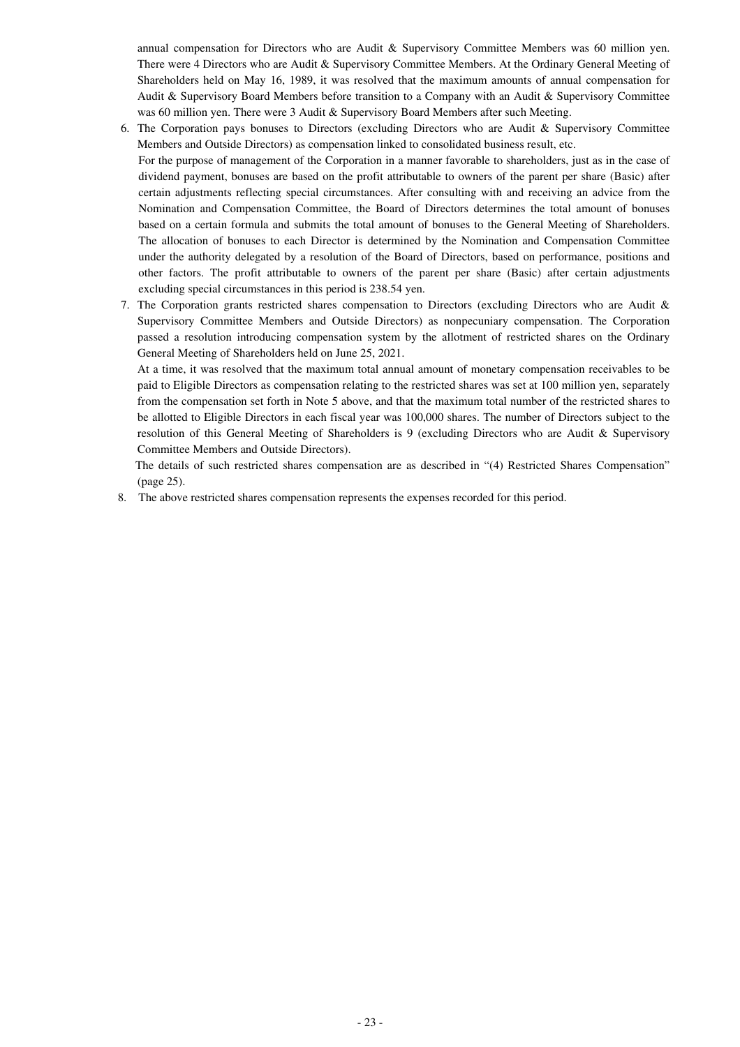annual compensation for Directors who are Audit & Supervisory Committee Members was 60 million yen. There were 4 Directors who are Audit & Supervisory Committee Members. At the Ordinary General Meeting of Shareholders held on May 16, 1989, it was resolved that the maximum amounts of annual compensation for Audit & Supervisory Board Members before transition to a Company with an Audit & Supervisory Committee was 60 million yen. There were 3 Audit & Supervisory Board Members after such Meeting.

6. The Corporation pays bonuses to Directors (excluding Directors who are Audit & Supervisory Committee Members and Outside Directors) as compensation linked to consolidated business result, etc.

   For the purpose of management of the Corporation in a manner favorable to shareholders, just as in the case of dividend payment, bonuses are based on the profit attributable to owners of the parent per share (Basic) after certain adjustments reflecting special circumstances. After consulting with and receiving an advice from the Nomination and Compensation Committee, the Board of Directors determines the total amount of bonuses based on a certain formula and submits the total amount of bonuses to the General Meeting of Shareholders. The allocation of bonuses to each Director is determined by the Nomination and Compensation Committee under the authority delegated by a resolution of the Board of Directors, based on performance, positions and other factors. The profit attributable to owners of the parent per share (Basic) after certain adjustments excluding special circumstances in this period is 238.54 yen.

7. The Corporation grants restricted shares compensation to Directors (excluding Directors who are Audit & Supervisory Committee Members and Outside Directors) as nonpecuniary compensation. The Corporation passed a resolution introducing compensation system by the allotment of restricted shares on the Ordinary General Meeting of Shareholders held on June 25, 2021.

   At a time, it was resolved that the maximum total annual amount of monetary compensation receivables to be paid to Eligible Directors as compensation relating to the restricted shares was set at 100 million yen, separately from the compensation set forth in Note 5 above, and that the maximum total number of the restricted shares to be allotted to Eligible Directors in each fiscal year was 100,000 shares. The number of Directors subject to the resolution of this General Meeting of Shareholders is 9 (excluding Directors who are Audit & Supervisory Committee Members and Outside Directors).

   The details of such restricted shares compensation are as described in "(4) Restricted Shares Compensation" (page 25).

8. The above restricted shares compensation represents the expenses recorded for this period.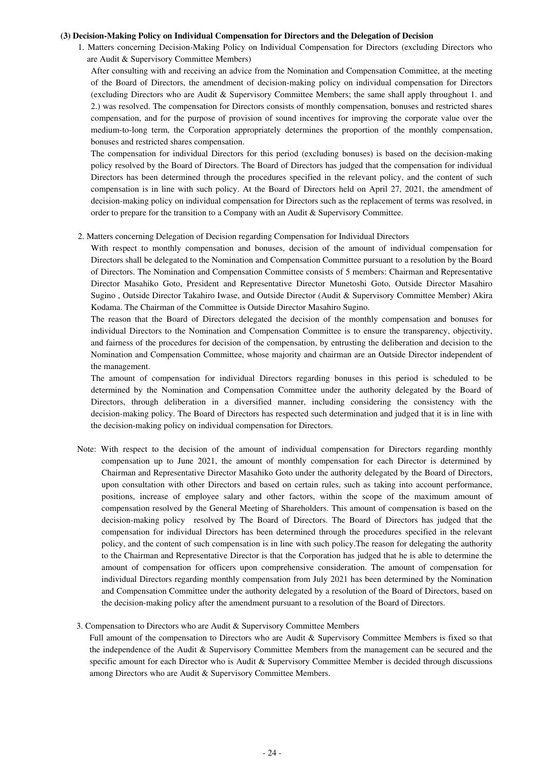**(3) Decision-Making Policy on Individual Compensation for Directors and the Delegation of Decision**

1. Matters concerning Decision-Making Policy on Individual Compensation for Directors (excluding Directors who are Audit & Supervisory Committee Members)

After consulting with and receiving an advice from the Nomination and Compensation Committee, at the meeting of the Board of Directors, the amendment of decision-making policy on individual compensation for Directors (excluding Directors who are Audit & Supervisory Committee Members; the same shall apply throughout 1. and 2.) was resolved. The compensation for Directors consists of monthly compensation, bonuses and restricted shares compensation, and for the purpose of provision of sound incentives for improving the corporate value over the medium-to-long term, the Corporation appropriately determines the proportion of the monthly compensation, bonuses and restricted shares compensation.

The compensation for individual Directors for this period (excluding bonuses) is based on the decision-making policy resolved by the Board of Directors. The Board of Directors has judged that the compensation for individual Directors has been determined through the procedures specified in the relevant policy, and the content of such compensation is in line with such policy. At the Board of Directors held on April 27, 2021, the amendment of decision-making policy on individual compensation for Directors such as the replacement of terms was resolved, in order to prepare for the transition to a Company with an Audit & Supervisory Committee.

2. Matters concerning Delegation of Decision regarding Compensation for Individual Directors

With respect to monthly compensation and bonuses, decision of the amount of individual compensation for Directors shall be delegated to the Nomination and Compensation Committee pursuant to a resolution by the Board of Directors. The Nomination and Compensation Committee consists of 5 members: Chairman and Representative Director Masahiko Goto, President and Representative Director Munetoshi Goto, Outside Director Masahiro Sugino , Outside Director Takahiro Iwase, and Outside Director (Audit & Supervisory Committee Member) Akira Kodama. The Chairman of the Committee is Outside Director Masahiro Sugino.

The reason that the Board of Directors delegated the decision of the monthly compensation and bonuses for individual Directors to the Nomination and Compensation Committee is to ensure the transparency, objectivity, and fairness of the procedures for decision of the compensation, by entrusting the deliberation and decision to the Nomination and Compensation Committee, whose majority and chairman are an Outside Director independent of the management.

The amount of compensation for individual Directors regarding bonuses in this period is scheduled to be determined by the Nomination and Compensation Committee under the authority delegated by the Board of Directors, through deliberation in a diversified manner, including considering the consistency with the decision-making policy. The Board of Directors has respected such determination and judged that it is in line with the decision-making policy on individual compensation for Directors.

Note: With respect to the decision of the amount of individual compensation for Directors regarding monthly compensation up to June 2021, the amount of monthly compensation for each Director is determined by Chairman and Representative Director Masahiko Goto under the authority delegated by the Board of Directors, upon consultation with other Directors and based on certain rules, such as taking into account performance, positions, increase of employee salary and other factors, within the scope of the maximum amount of compensation resolved by the General Meeting of Shareholders. This amount of compensation is based on the decision-making policy resolved by The Board of Directors. The Board of Directors has judged that the compensation for individual Directors has been determined through the procedures specified in the relevant policy, and the content of such compensation is in line with such policy.The reason for delegating the authority to the Chairman and Representative Director is that the Corporation has judged that he is able to determine the amount of compensation for officers upon comprehensive consideration. The amount of compensation for individual Directors regarding monthly compensation from July 2021 has been determined by the Nomination and Compensation Committee under the authority delegated by a resolution of the Board of Directors, based on the decision-making policy after the amendment pursuant to a resolution of the Board of Directors.

3. Compensation to Directors who are Audit & Supervisory Committee Members

Full amount of the compensation to Directors who are Audit & Supervisory Committee Members is fixed so that the independence of the Audit & Supervisory Committee Members from the management can be secured and the specific amount for each Director who is Audit & Supervisory Committee Member is decided through discussions among Directors who are Audit & Supervisory Committee Members.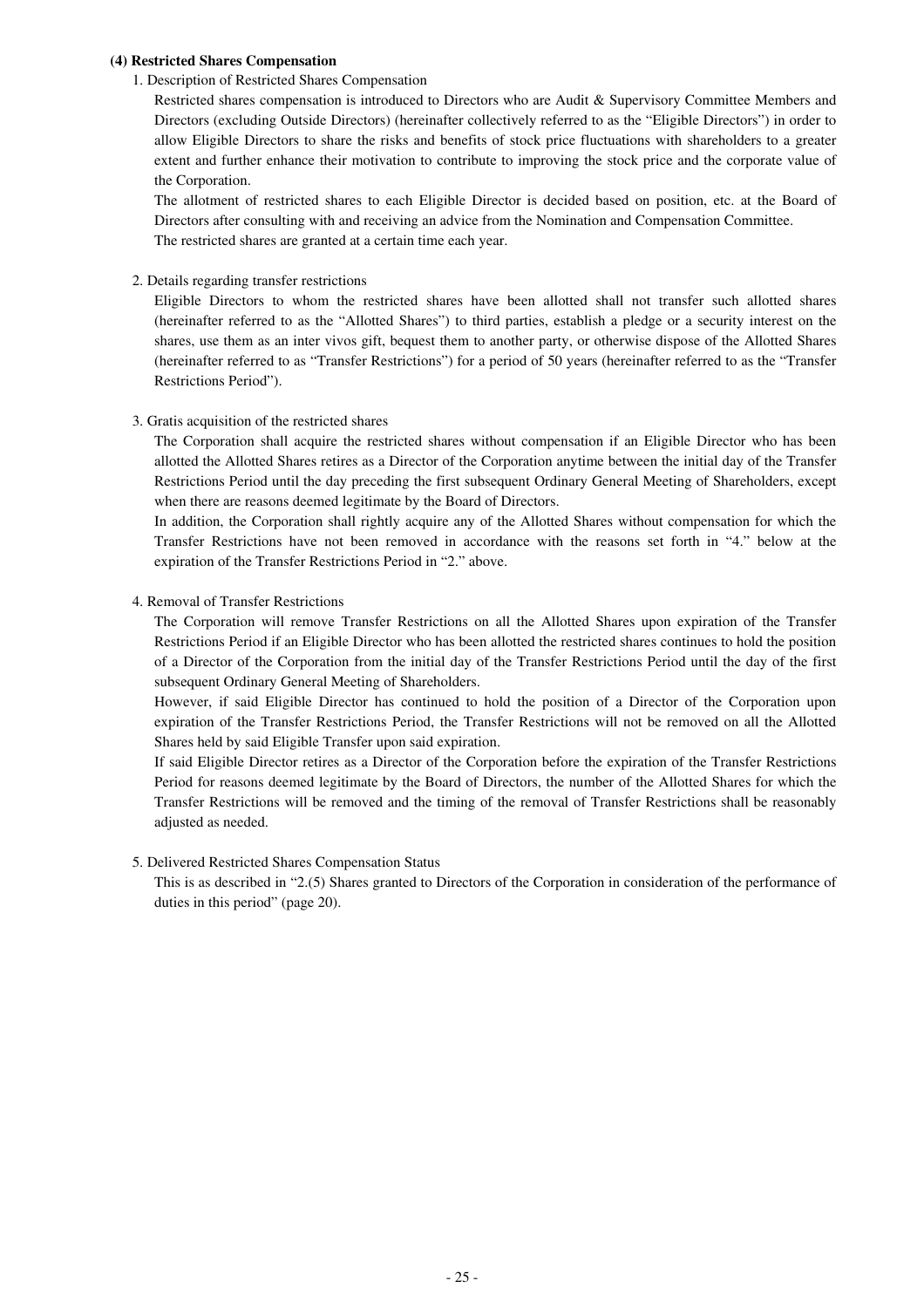**(4) Restricted Shares Compensation**

1. Description of Restricted Shares Compensation

Restricted shares compensation is introduced to Directors who are Audit & Supervisory Committee Members and Directors (excluding Outside Directors) (hereinafter collectively referred to as the "Eligible Directors") in order to allow Eligible Directors to share the risks and benefits of stock price fluctuations with shareholders to a greater extent and further enhance their motivation to contribute to improving the stock price and the corporate value of the Corporation.

The allotment of restricted shares to each Eligible Director is decided based on position, etc. at the Board of Directors after consulting with and receiving an advice from the Nomination and Compensation Committee.

The restricted shares are granted at a certain time each year.

2. Details regarding transfer restrictions

Eligible Directors to whom the restricted shares have been allotted shall not transfer such allotted shares (hereinafter referred to as the "Allotted Shares") to third parties, establish a pledge or a security interest on the shares, use them as an inter vivos gift, bequest them to another party, or otherwise dispose of the Allotted Shares (hereinafter referred to as "Transfer Restrictions") for a period of 50 years (hereinafter referred to as the "Transfer Restrictions Period").

3. Gratis acquisition of the restricted shares

The Corporation shall acquire the restricted shares without compensation if an Eligible Director who has been allotted the Allotted Shares retires as a Director of the Corporation anytime between the initial day of the Transfer Restrictions Period until the day preceding the first subsequent Ordinary General Meeting of Shareholders, except when there are reasons deemed legitimate by the Board of Directors.

In addition, the Corporation shall rightly acquire any of the Allotted Shares without compensation for which the Transfer Restrictions have not been removed in accordance with the reasons set forth in "4." below at the expiration of the Transfer Restrictions Period in "2." above.

4. Removal of Transfer Restrictions

The Corporation will remove Transfer Restrictions on all the Allotted Shares upon expiration of the Transfer Restrictions Period if an Eligible Director who has been allotted the restricted shares continues to hold the position of a Director of the Corporation from the initial day of the Transfer Restrictions Period until the day of the first subsequent Ordinary General Meeting of Shareholders.

However, if said Eligible Director has continued to hold the position of a Director of the Corporation upon expiration of the Transfer Restrictions Period, the Transfer Restrictions will not be removed on all the Allotted Shares held by said Eligible Transfer upon said expiration.

If said Eligible Director retires as a Director of the Corporation before the expiration of the Transfer Restrictions Period for reasons deemed legitimate by the Board of Directors, the number of the Allotted Shares for which the Transfer Restrictions will be removed and the timing of the removal of Transfer Restrictions shall be reasonably adjusted as needed.

5. Delivered Restricted Shares Compensation Status

This is as described in "2.(5) Shares granted to Directors of the Corporation in consideration of the performance of duties in this period" (page 20).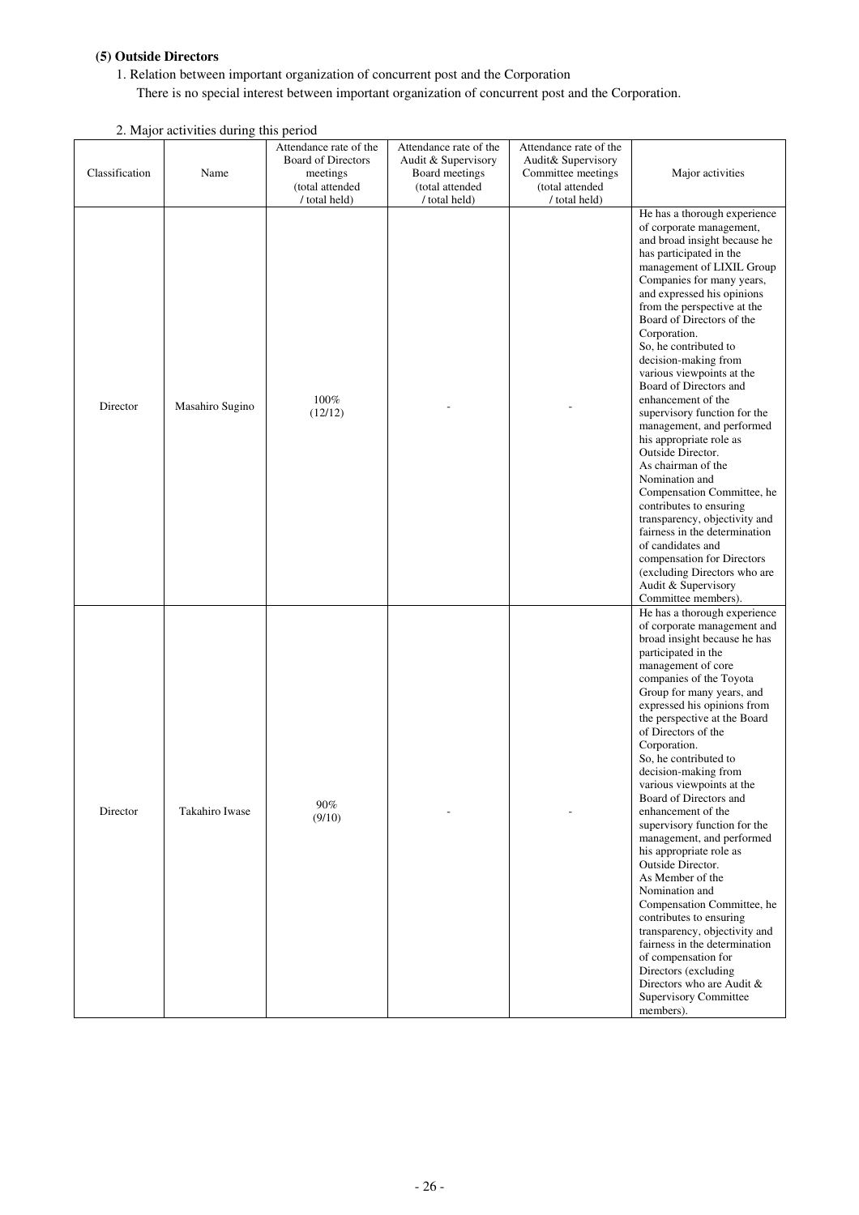**(5) Outside Directors**

1. Relation between important organization of concurrent post and the Corporation

   There is no special interest between important organization of concurrent post and the Corporation.

2. Major activities during this period

| Classification | Name | Attendance rate of the Board of Directors meetings (total attended / total held) | Attendance rate of the Audit & Supervisory Board meetings (total attended / total held) | Attendance rate of the Audit& Supervisory Committee meetings (total attended / total held) | Major activities |
|---|---|---|---|---|---|
| Director | Masahiro Sugino | 100% (12/12) | - | - | He has a thorough experience of corporate management, and broad insight because he has participated in the management of LIXIL Group Companies for many years, and expressed his opinions from the perspective at the Board of Directors of the Corporation. So, he contributed to decision-making from various viewpoints at the Board of Directors and enhancement of the supervisory function for the management, and performed his appropriate role as Outside Director. As chairman of the Nomination and Compensation Committee, he contributes to ensuring transparency, objectivity and fairness in the determination of candidates and compensation for Directors (excluding Directors who are Audit & Supervisory Committee members). |
| Director | Takahiro Iwase | 90% (9/10) | - | - | He has a thorough experience of corporate management and broad insight because he has participated in the management of core companies of the Toyota Group for many years, and expressed his opinions from the perspective at the Board of Directors of the Corporation. So, he contributed to decision-making from various viewpoints at the Board of Directors and enhancement of the supervisory function for the management, and performed his appropriate role as Outside Director. As Member of the Nomination and Compensation Committee, he contributes to ensuring transparency, objectivity and fairness in the determination of compensation for Directors (excluding Directors who are Audit & Supervisory Committee members). |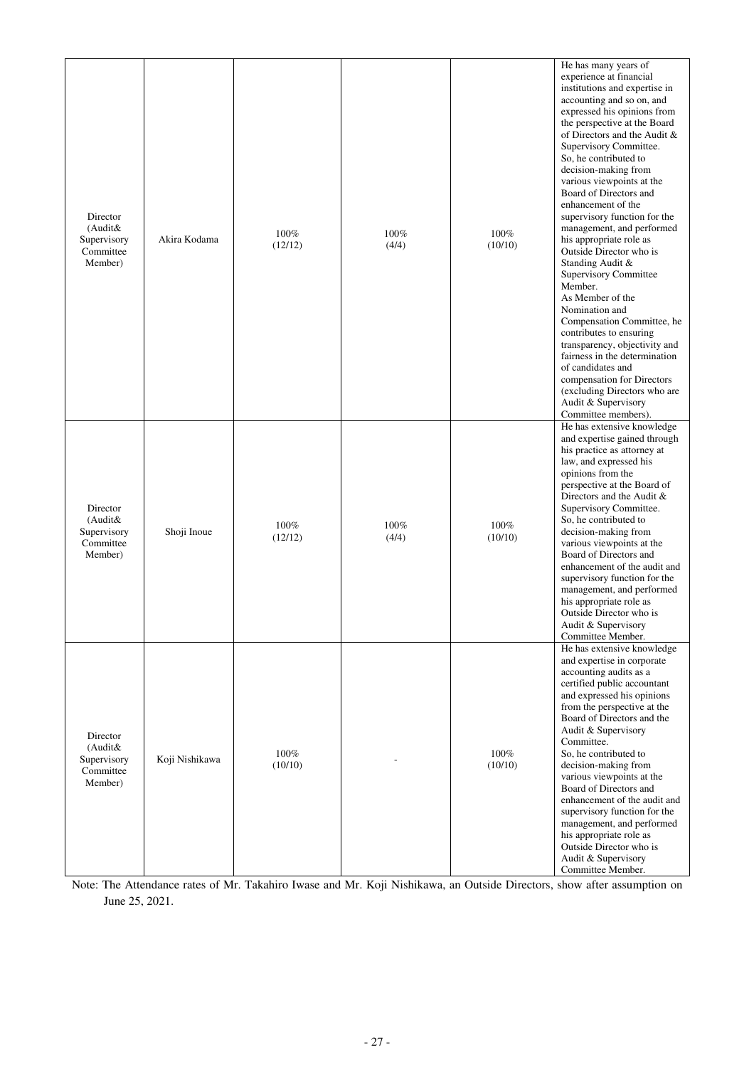| Director (Audit& Supervisory Committee Member) | Akira Kodama | 100% (12/12) | 100% (4/4) | 100% (10/10) | He has many years of experience at financial institutions and expertise in accounting and so on, and expressed his opinions from the perspective at the Board of Directors and the Audit & Supervisory Committee. So, he contributed to decision-making from various viewpoints at the Board of Directors and enhancement of the supervisory function for the management, and performed his appropriate role as Outside Director who is Standing Audit & Supervisory Committee Member. As Member of the Nomination and Compensation Committee, he contributes to ensuring transparency, objectivity and fairness in the determination of candidates and compensation for Directors (excluding Directors who are Audit & Supervisory Committee members). |
|---|---|---|---|---|---|
| Director (Audit& Supervisory Committee Member) | Shoji Inoue | 100% (12/12) | 100% (4/4) | 100% (10/10) | He has extensive knowledge and expertise gained through his practice as attorney at law, and expressed his opinions from the perspective at the Board of Directors and the Audit & Supervisory Committee. So, he contributed to decision-making from various viewpoints at the Board of Directors and enhancement of the audit and supervisory function for the management, and performed his appropriate role as Outside Director who is Audit & Supervisory Committee Member. |
| Director (Audit& Supervisory Committee Member) | Koji Nishikawa | 100% (10/10) | - | 100% (10/10) | He has extensive knowledge and expertise in corporate accounting audits as a certified public accountant and expressed his opinions from the perspective at the Board of Directors and the Audit & Supervisory Committee. So, he contributed to decision-making from various viewpoints at the Board of Directors and enhancement of the audit and supervisory function for the management, and performed his appropriate role as Outside Director who is Audit & Supervisory Committee Member. |

Note: The Attendance rates of Mr. Takahiro Iwase and Mr. Koji Nishikawa, an Outside Directors, show after assumption on June 25, 2021.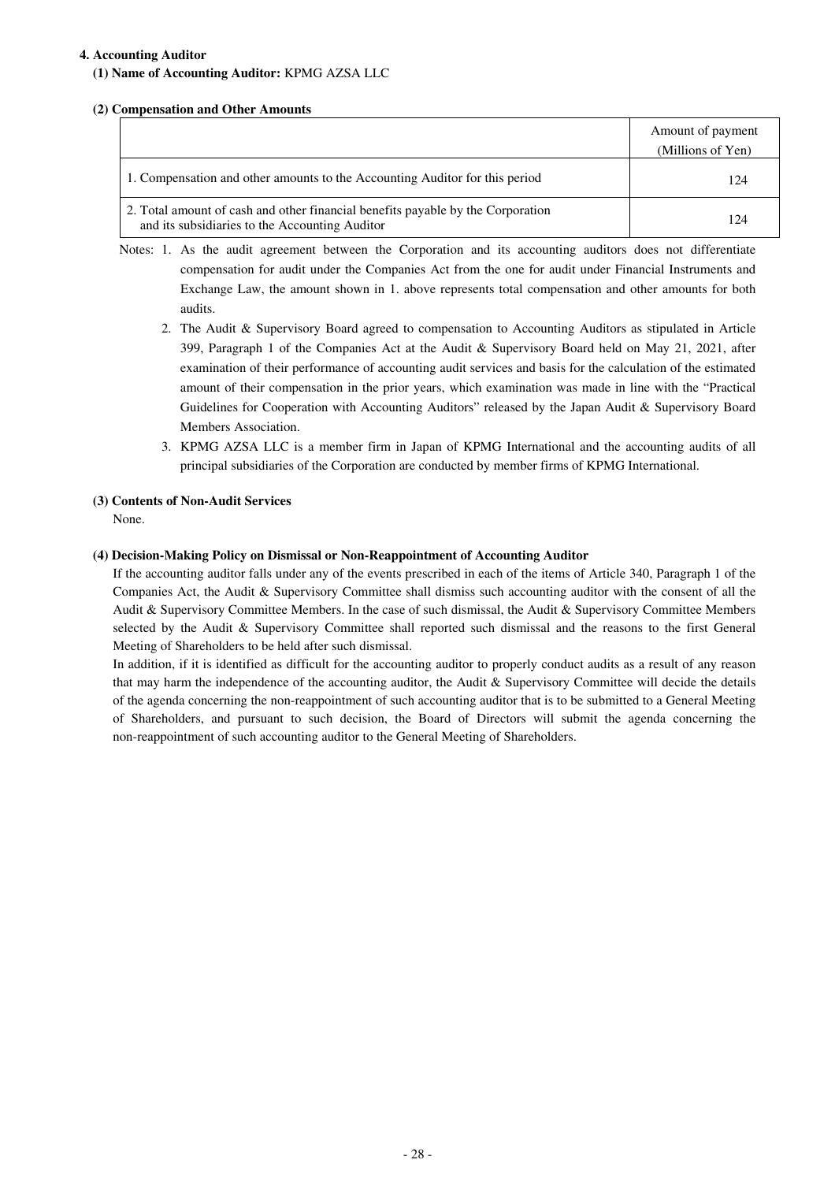**4. Accounting Auditor**

**(1) Name of Accounting Auditor:** KPMG AZSA LLC

**(2) Compensation and Other Amounts**

| | Amount of payment (Millions of Yen) |
|---|---|
| 1. Compensation and other amounts to the Accounting Auditor for this period | 124 |
| 2. Total amount of cash and other financial benefits payable by the Corporation and its subsidiaries to the Accounting Auditor | 124 |

Notes:
1. As the audit agreement between the Corporation and its accounting auditors does not differentiate compensation for audit under the Companies Act from the one for audit under Financial Instruments and Exchange Law, the amount shown in 1. above represents total compensation and other amounts for both audits.
2. The Audit & Supervisory Board agreed to compensation to Accounting Auditors as stipulated in Article 399, Paragraph 1 of the Companies Act at the Audit & Supervisory Board held on May 21, 2021, after examination of their performance of accounting audit services and basis for the calculation of the estimated amount of their compensation in the prior years, which examination was made in line with the "Practical Guidelines for Cooperation with Accounting Auditors" released by the Japan Audit & Supervisory Board Members Association.
3. KPMG AZSA LLC is a member firm in Japan of KPMG International and the accounting audits of all principal subsidiaries of the Corporation are conducted by member firms of KPMG International.

**(3) Contents of Non-Audit Services**

None.

**(4) Decision-Making Policy on Dismissal or Non-Reappointment of Accounting Auditor**

If the accounting auditor falls under any of the events prescribed in each of the items of Article 340, Paragraph 1 of the Companies Act, the Audit & Supervisory Committee shall dismiss such accounting auditor with the consent of all the Audit & Supervisory Committee Members. In the case of such dismissal, the Audit & Supervisory Committee Members selected by the Audit & Supervisory Committee shall reported such dismissal and the reasons to the first General Meeting of Shareholders to be held after such dismissal.

In addition, if it is identified as difficult for the accounting auditor to properly conduct audits as a result of any reason that may harm the independence of the accounting auditor, the Audit & Supervisory Committee will decide the details of the agenda concerning the non-reappointment of such accounting auditor that is to be submitted to a General Meeting of Shareholders, and pursuant to such decision, the Board of Directors will submit the agenda concerning the non-reappointment of such accounting auditor to the General Meeting of Shareholders.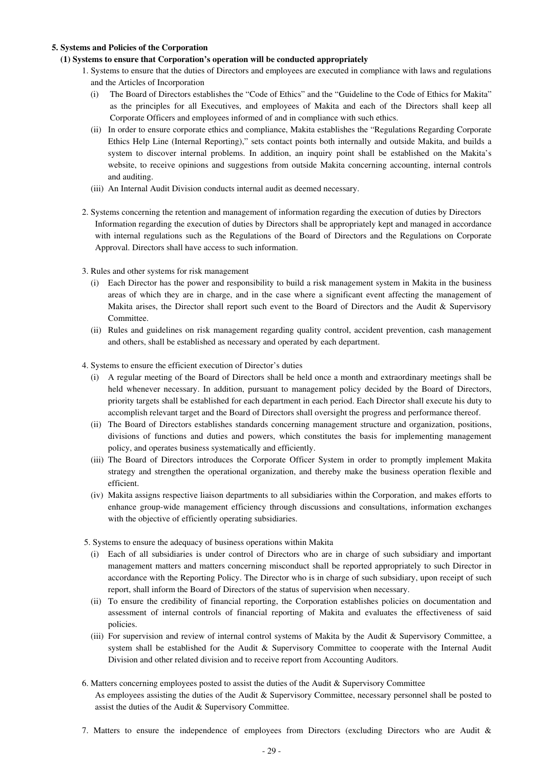**5. Systems and Policies of the Corporation**

**(1) Systems to ensure that Corporation's operation will be conducted appropriately**

1. Systems to ensure that the duties of Directors and employees are executed in compliance with laws and regulations and the Articles of Incorporation
   - (i) The Board of Directors establishes the "Code of Ethics" and the "Guideline to the Code of Ethics for Makita" as the principles for all Executives, and employees of Makita and each of the Directors shall keep all Corporate Officers and employees informed of and in compliance with such ethics.
   - (ii) In order to ensure corporate ethics and compliance, Makita establishes the "Regulations Regarding Corporate Ethics Help Line (Internal Reporting)," sets contact points both internally and outside Makita, and builds a system to discover internal problems. In addition, an inquiry point shall be established on the Makita's website, to receive opinions and suggestions from outside Makita concerning accounting, internal controls and auditing.
   - (iii) An Internal Audit Division conducts internal audit as deemed necessary.

2. Systems concerning the retention and management of information regarding the execution of duties by Directors

   Information regarding the execution of duties by Directors shall be appropriately kept and managed in accordance with internal regulations such as the Regulations of the Board of Directors and the Regulations on Corporate Approval. Directors shall have access to such information.

3. Rules and other systems for risk management
   - (i) Each Director has the power and responsibility to build a risk management system in Makita in the business areas of which they are in charge, and in the case where a significant event affecting the management of Makita arises, the Director shall report such event to the Board of Directors and the Audit & Supervisory Committee.
   - (ii) Rules and guidelines on risk management regarding quality control, accident prevention, cash management and others, shall be established as necessary and operated by each department.

4. Systems to ensure the efficient execution of Director's duties
   - (i) A regular meeting of the Board of Directors shall be held once a month and extraordinary meetings shall be held whenever necessary. In addition, pursuant to management policy decided by the Board of Directors, priority targets shall be established for each department in each period. Each Director shall execute his duty to accomplish relevant target and the Board of Directors shall oversight the progress and performance thereof.
   - (ii) The Board of Directors establishes standards concerning management structure and organization, positions, divisions of functions and duties and powers, which constitutes the basis for implementing management policy, and operates business systematically and efficiently.
   - (iii) The Board of Directors introduces the Corporate Officer System in order to promptly implement Makita strategy and strengthen the operational organization, and thereby make the business operation flexible and efficient.
   - (iv) Makita assigns respective liaison departments to all subsidiaries within the Corporation, and makes efforts to enhance group-wide management efficiency through discussions and consultations, information exchanges with the objective of efficiently operating subsidiaries.

5. Systems to ensure the adequacy of business operations within Makita
   - (i) Each of all subsidiaries is under control of Directors who are in charge of such subsidiary and important management matters and matters concerning misconduct shall be reported appropriately to such Director in accordance with the Reporting Policy. The Director who is in charge of such subsidiary, upon receipt of such report, shall inform the Board of Directors of the status of supervision when necessary.
   - (ii) To ensure the credibility of financial reporting, the Corporation establishes policies on documentation and assessment of internal controls of financial reporting of Makita and evaluates the effectiveness of said policies.
   - (iii) For supervision and review of internal control systems of Makita by the Audit & Supervisory Committee, a system shall be established for the Audit & Supervisory Committee to cooperate with the Internal Audit Division and other related division and to receive report from Accounting Auditors.

6. Matters concerning employees posted to assist the duties of the Audit & Supervisory Committee

   As employees assisting the duties of the Audit & Supervisory Committee, necessary personnel shall be posted to assist the duties of the Audit & Supervisory Committee.

7. Matters to ensure the independence of employees from Directors (excluding Directors who are Audit &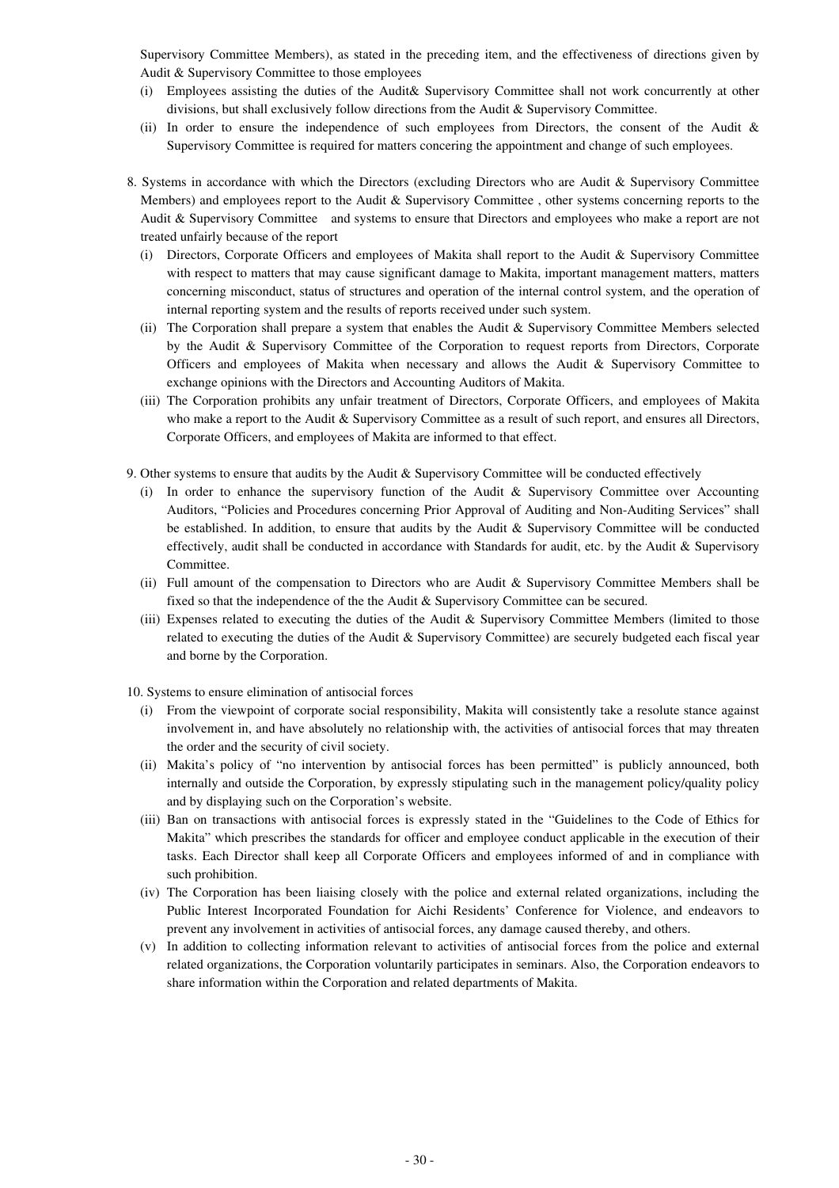Supervisory Committee Members), as stated in the preceding item, and the effectiveness of directions given by Audit & Supervisory Committee to those employees

(i) Employees assisting the duties of the Audit& Supervisory Committee shall not work concurrently at other divisions, but shall exclusively follow directions from the Audit & Supervisory Committee.

(ii) In order to ensure the independence of such employees from Directors, the consent of the Audit & Supervisory Committee is required for matters concering the appointment and change of such employees.

8. Systems in accordance with which the Directors (excluding Directors who are Audit & Supervisory Committee Members) and employees report to the Audit & Supervisory Committee , other systems concerning reports to the Audit & Supervisory Committee  and systems to ensure that Directors and employees who make a report are not treated unfairly because of the report

(i) Directors, Corporate Officers and employees of Makita shall report to the Audit & Supervisory Committee with respect to matters that may cause significant damage to Makita, important management matters, matters concerning misconduct, status of structures and operation of the internal control system, and the operation of internal reporting system and the results of reports received under such system.

(ii) The Corporation shall prepare a system that enables the Audit & Supervisory Committee Members selected by the Audit & Supervisory Committee of the Corporation to request reports from Directors, Corporate Officers and employees of Makita when necessary and allows the Audit & Supervisory Committee to exchange opinions with the Directors and Accounting Auditors of Makita.

(iii) The Corporation prohibits any unfair treatment of Directors, Corporate Officers, and employees of Makita who make a report to the Audit & Supervisory Committee as a result of such report, and ensures all Directors, Corporate Officers, and employees of Makita are informed to that effect.

9. Other systems to ensure that audits by the Audit & Supervisory Committee will be conducted effectively

(i) In order to enhance the supervisory function of the Audit & Supervisory Committee over Accounting Auditors, "Policies and Procedures concerning Prior Approval of Auditing and Non-Auditing Services" shall be established. In addition, to ensure that audits by the Audit & Supervisory Committee will be conducted effectively, audit shall be conducted in accordance with Standards for audit, etc. by the Audit & Supervisory Committee.

(ii) Full amount of the compensation to Directors who are Audit & Supervisory Committee Members shall be fixed so that the independence of the the Audit & Supervisory Committee can be secured.

(iii) Expenses related to executing the duties of the Audit & Supervisory Committee Members (limited to those related to executing the duties of the Audit & Supervisory Committee) are securely budgeted each fiscal year and borne by the Corporation.

10. Systems to ensure elimination of antisocial forces

(i) From the viewpoint of corporate social responsibility, Makita will consistently take a resolute stance against involvement in, and have absolutely no relationship with, the activities of antisocial forces that may threaten the order and the security of civil society.

(ii) Makita's policy of "no intervention by antisocial forces has been permitted" is publicly announced, both internally and outside the Corporation, by expressly stipulating such in the management policy/quality policy and by displaying such on the Corporation's website.

(iii) Ban on transactions with antisocial forces is expressly stated in the "Guidelines to the Code of Ethics for Makita" which prescribes the standards for officer and employee conduct applicable in the execution of their tasks. Each Director shall keep all Corporate Officers and employees informed of and in compliance with such prohibition.

(iv) The Corporation has been liaising closely with the police and external related organizations, including the Public Interest Incorporated Foundation for Aichi Residents' Conference for Violence, and endeavors to prevent any involvement in activities of antisocial forces, any damage caused thereby, and others.

(v) In addition to collecting information relevant to activities of antisocial forces from the police and external related organizations, the Corporation voluntarily participates in seminars. Also, the Corporation endeavors to share information within the Corporation and related departments of Makita.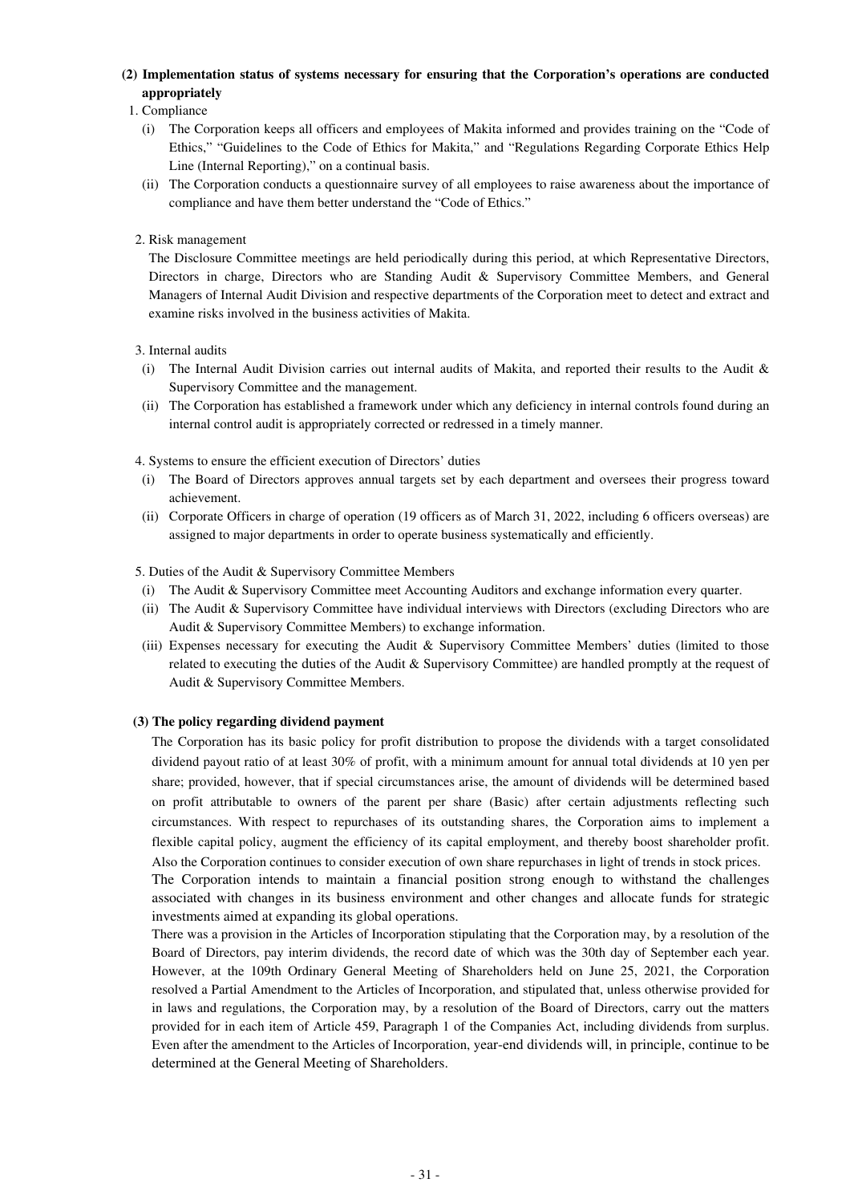### (2) Implementation status of systems necessary for ensuring that the Corporation's operations are conducted appropriately

1. Compliance

   (i) The Corporation keeps all officers and employees of Makita informed and provides training on the "Code of Ethics," "Guidelines to the Code of Ethics for Makita," and "Regulations Regarding Corporate Ethics Help Line (Internal Reporting)," on a continual basis.

   (ii) The Corporation conducts a questionnaire survey of all employees to raise awareness about the importance of compliance and have them better understand the "Code of Ethics."

2. Risk management

   The Disclosure Committee meetings are held periodically during this period, at which Representative Directors, Directors in charge, Directors who are Standing Audit & Supervisory Committee Members, and General Managers of Internal Audit Division and respective departments of the Corporation meet to detect and extract and examine risks involved in the business activities of Makita.

3. Internal audits

   (i) The Internal Audit Division carries out internal audits of Makita, and reported their results to the Audit & Supervisory Committee and the management.

   (ii) The Corporation has established a framework under which any deficiency in internal controls found during an internal control audit is appropriately corrected or redressed in a timely manner.

4. Systems to ensure the efficient execution of Directors' duties

   (i) The Board of Directors approves annual targets set by each department and oversees their progress toward achievement.

   (ii) Corporate Officers in charge of operation (19 officers as of March 31, 2022, including 6 officers overseas) are assigned to major departments in order to operate business systematically and efficiently.

5. Duties of the Audit & Supervisory Committee Members

   (i) The Audit & Supervisory Committee meet Accounting Auditors and exchange information every quarter.

   (ii) The Audit & Supervisory Committee have individual interviews with Directors (excluding Directors who are Audit & Supervisory Committee Members) to exchange information.

   (iii) Expenses necessary for executing the Audit & Supervisory Committee Members' duties (limited to those related to executing the duties of the Audit & Supervisory Committee) are handled promptly at the request of Audit & Supervisory Committee Members.

### (3) The policy regarding dividend payment

The Corporation has its basic policy for profit distribution to propose the dividends with a target consolidated dividend payout ratio of at least 30% of profit, with a minimum amount for annual total dividends at 10 yen per share; provided, however, that if special circumstances arise, the amount of dividends will be determined based on profit attributable to owners of the parent per share (Basic) after certain adjustments reflecting such circumstances. With respect to repurchases of its outstanding shares, the Corporation aims to implement a flexible capital policy, augment the efficiency of its capital employment, and thereby boost shareholder profit. Also the Corporation continues to consider execution of own share repurchases in light of trends in stock prices.

The Corporation intends to maintain a financial position strong enough to withstand the challenges associated with changes in its business environment and other changes and allocate funds for strategic investments aimed at expanding its global operations.

There was a provision in the Articles of Incorporation stipulating that the Corporation may, by a resolution of the Board of Directors, pay interim dividends, the record date of which was the 30th day of September each year. However, at the 109th Ordinary General Meeting of Shareholders held on June 25, 2021, the Corporation resolved a Partial Amendment to the Articles of Incorporation, and stipulated that, unless otherwise provided for in laws and regulations, the Corporation may, by a resolution of the Board of Directors, carry out the matters provided for in each item of Article 459, Paragraph 1 of the Companies Act, including dividends from surplus. Even after the amendment to the Articles of Incorporation, year-end dividends will, in principle, continue to be determined at the General Meeting of Shareholders.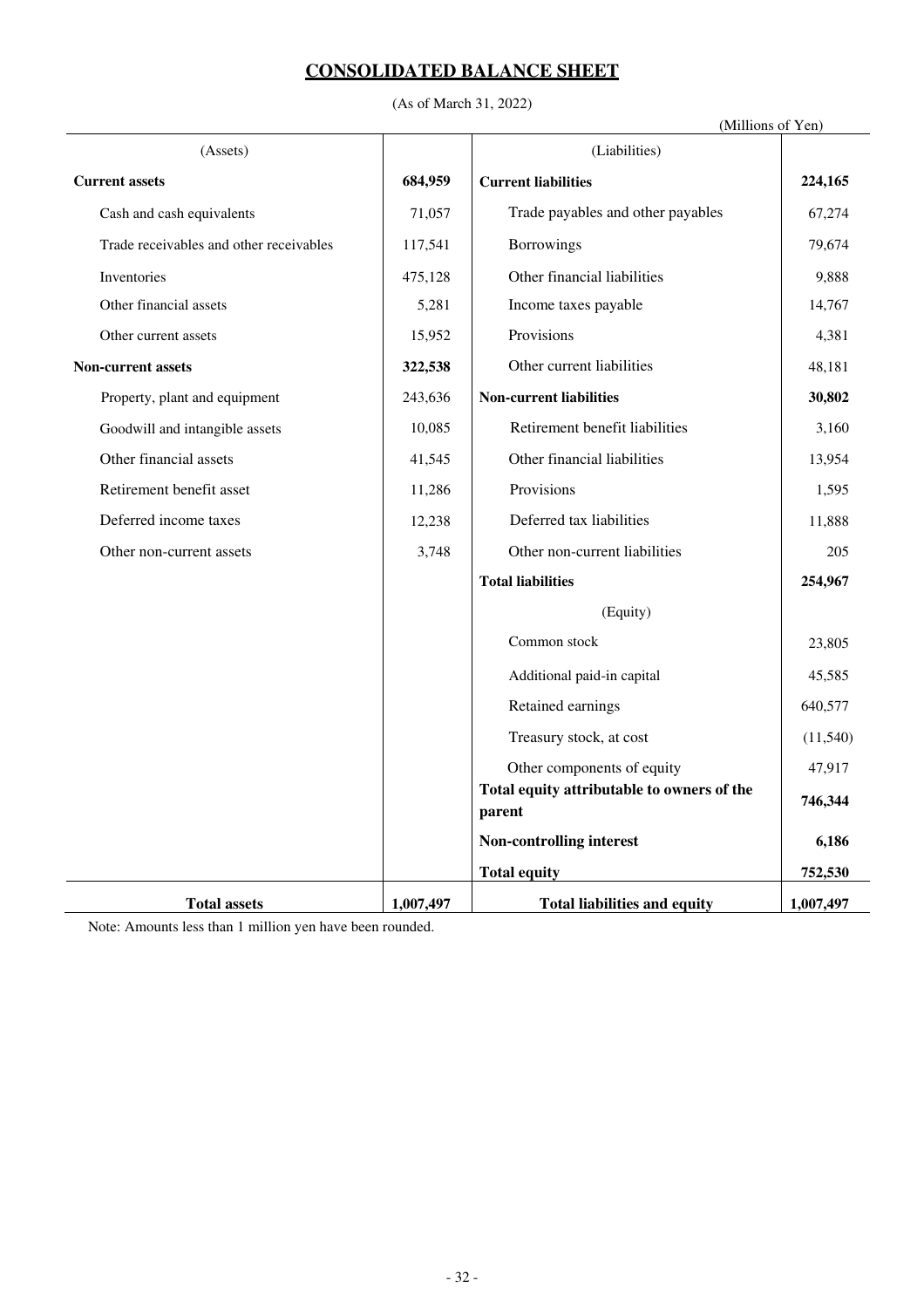# CONSOLIDATED BALANCE SHEET

(As of March 31, 2022)

(Millions of Yen)

| (Assets) | | (Liabilities) | |
|---|---|---|---|
| **Current assets** | **684,959** | **Current liabilities** | **224,165** |
| Cash and cash equivalents | 71,057 | Trade payables and other payables | 67,274 |
| Trade receivables and other receivables | 117,541 | Borrowings | 79,674 |
| Inventories | 475,128 | Other financial liabilities | 9,888 |
| Other financial assets | 5,281 | Income taxes payable | 14,767 |
| Other current assets | 15,952 | Provisions | 4,381 |
| **Non-current assets** | **322,538** | Other current liabilities | 48,181 |
| Property, plant and equipment | 243,636 | **Non-current liabilities** | **30,802** |
| Goodwill and intangible assets | 10,085 | Retirement benefit liabilities | 3,160 |
| Other financial assets | 41,545 | Other financial liabilities | 13,954 |
| Retirement benefit asset | 11,286 | Provisions | 1,595 |
| Deferred income taxes | 12,238 | Deferred tax liabilities | 11,888 |
| Other non-current assets | 3,748 | Other non-current liabilities | 205 |
| | | **Total liabilities** | **254,967** |
| | | (Equity) | |
| | | Common stock | 23,805 |
| | | Additional paid-in capital | 45,585 |
| | | Retained earnings | 640,577 |
| | | Treasury stock, at cost | (11,540) |
| | | Other components of equity | 47,917 |
| | | **Total equity attributable to owners of the parent** | **746,344** |
| | | **Non-controlling interest** | **6,186** |
| | | **Total equity** | **752,530** |
| **Total assets** | **1,007,497** | **Total liabilities and equity** | **1,007,497** |

Note: Amounts less than 1 million yen have been rounded.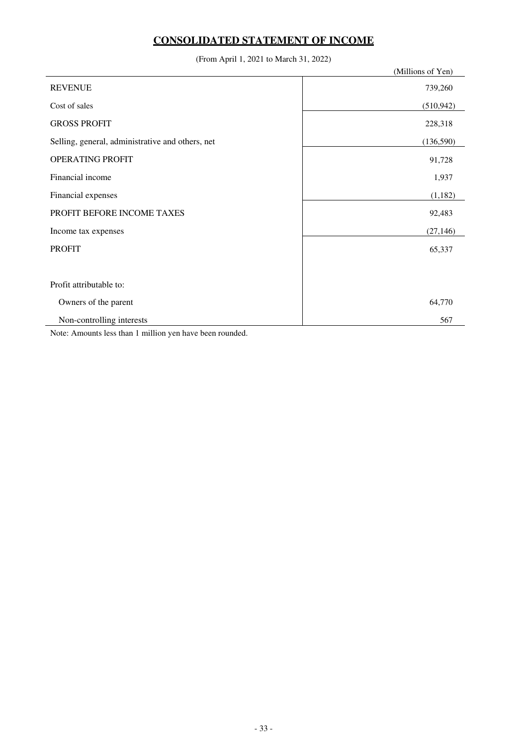# CONSOLIDATED STATEMENT OF INCOME

(From April 1, 2021 to March 31, 2022)

| | (Millions of Yen) |
|---|---:|
| REVENUE | 739,260 |
| Cost of sales | (510,942) |
| GROSS PROFIT | 228,318 |
| Selling, general, administrative and others, net | (136,590) |
| OPERATING PROFIT | 91,728 |
| Financial income | 1,937 |
| Financial expenses | (1,182) |
| PROFIT BEFORE INCOME TAXES | 92,483 |
| Income tax expenses | (27,146) |
| PROFIT | 65,337 |
| | |
| Profit attributable to: | |
| Owners of the parent | 64,770 |
| Non-controlling interests | 567 |

Note: Amounts less than 1 million yen have been rounded.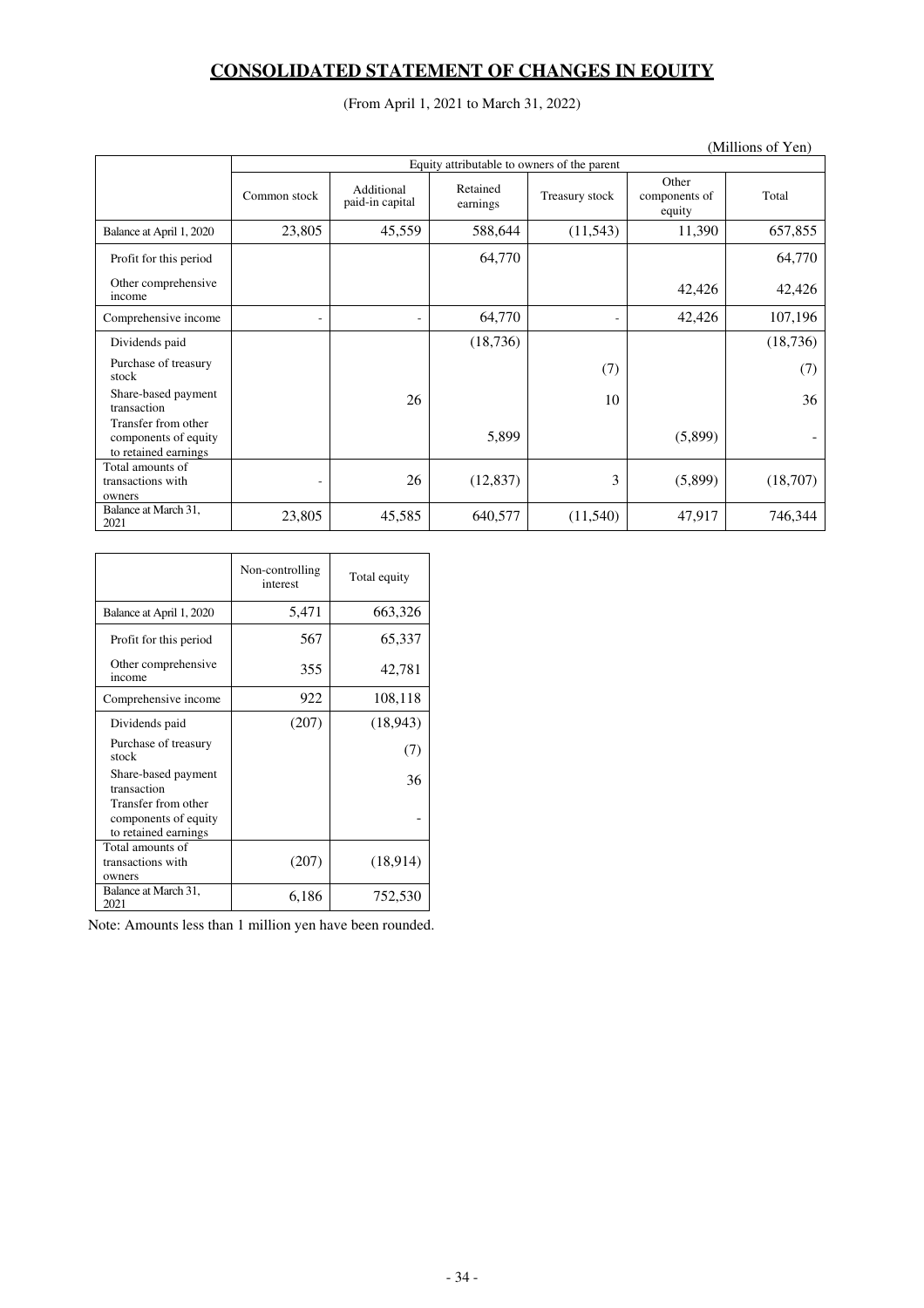# CONSOLIDATED STATEMENT OF CHANGES IN EQUITY

(From April 1, 2021 to March 31, 2022)

(Millions of Yen)

| | Equity attributable to owners of the parent | | | | | |
|---|---|---|---|---|---|---|
| | Common stock | Additional paid-in capital | Retained earnings | Treasury stock | Other components of equity | Total |
| Balance at April 1, 2020 | 23,805 | 45,559 | 588,644 | (11,543) | 11,390 | 657,855 |
| Profit for this period | | | 64,770 | | | 64,770 |
| Other comprehensive income | | | | | 42,426 | 42,426 |
| Comprehensive income | - | - | 64,770 | - | 42,426 | 107,196 |
| Dividends paid | | | (18,736) | | | (18,736) |
| Purchase of treasury stock | | | | (7) | | (7) |
| Share-based payment transaction | | 26 | | 10 | | 36 |
| Transfer from other components of equity to retained earnings | | | 5,899 | | (5,899) | - |
| Total amounts of transactions with owners | - | 26 | (12,837) | 3 | (5,899) | (18,707) |
| Balance at March 31, 2021 | 23,805 | 45,585 | 640,577 | (11,540) | 47,917 | 746,344 |

| | Non-controlling interest | Total equity |
|---|---|---|
| Balance at April 1, 2020 | 5,471 | 663,326 |
| Profit for this period | 567 | 65,337 |
| Other comprehensive income | 355 | 42,781 |
| Comprehensive income | 922 | 108,118 |
| Dividends paid | (207) | (18,943) |
| Purchase of treasury stock | | (7) |
| Share-based payment transaction | | 36 |
| Transfer from other components of equity to retained earnings | | - |
| Total amounts of transactions with owners | (207) | (18,914) |
| Balance at March 31, 2021 | 6,186 | 752,530 |

Note: Amounts less than 1 million yen have been rounded.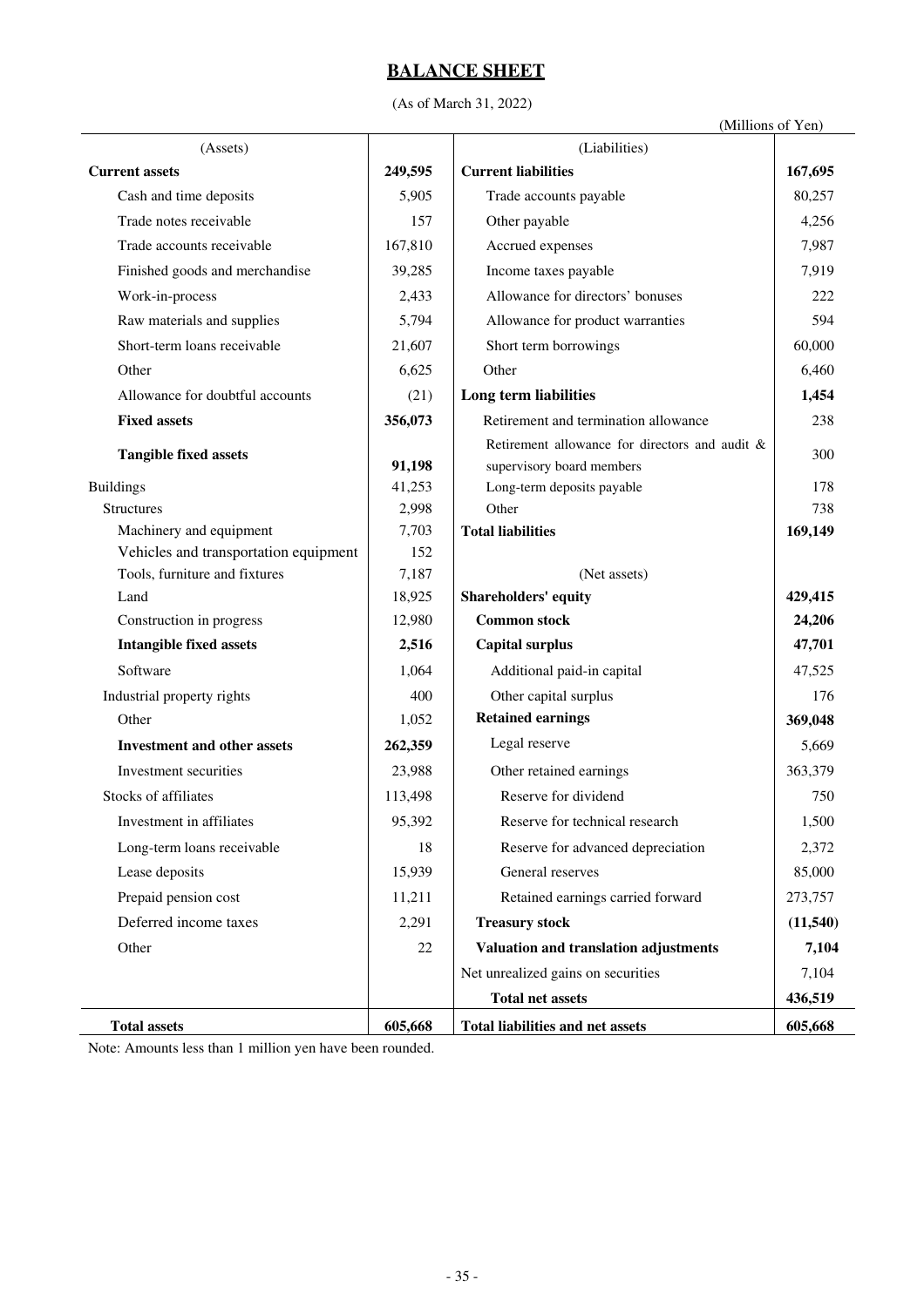# BALANCE SHEET

(As of March 31, 2022)

(Millions of Yen)

| (Assets) | | (Liabilities) | |
|---|---|---|---|
| **Current assets** | **249,595** | **Current liabilities** | **167,695** |
| Cash and time deposits | 5,905 | Trade accounts payable | 80,257 |
| Trade notes receivable | 157 | Other payable | 4,256 |
| Trade accounts receivable | 167,810 | Accrued expenses | 7,987 |
| Finished goods and merchandise | 39,285 | Income taxes payable | 7,919 |
| Work-in-process | 2,433 | Allowance for directors' bonuses | 222 |
| Raw materials and supplies | 5,794 | Allowance for product warranties | 594 |
| Short-term loans receivable | 21,607 | Short term borrowings | 60,000 |
| Other | 6,625 | Other | 6,460 |
| Allowance for doubtful accounts | (21) | **Long term liabilities** | **1,454** |
| **Fixed assets** | **356,073** | Retirement and termination allowance | 238 |
| **Tangible fixed assets** | **91,198** | Retirement allowance for directors and audit & supervisory board members | 300 |
| Buildings | 41,253 | Long-term deposits payable | 178 |
| Structures | 2,998 | Other | 738 |
| Machinery and equipment | 7,703 | **Total liabilities** | **169,149** |
| Vehicles and transportation equipment | 152 | | |
| Tools, furniture and fixtures | 7,187 | (Net assets) | |
| Land | 18,925 | **Shareholders' equity** | **429,415** |
| Construction in progress | 12,980 | **Common stock** | **24,206** |
| **Intangible fixed assets** | **2,516** | **Capital surplus** | **47,701** |
| Software | 1,064 | Additional paid-in capital | 47,525 |
| Industrial property rights | 400 | Other capital surplus | 176 |
| Other | 1,052 | **Retained earnings** | **369,048** |
| **Investment and other assets** | **262,359** | Legal reserve | 5,669 |
| Investment securities | 23,988 | Other retained earnings | 363,379 |
| Stocks of affiliates | 113,498 | Reserve for dividend | 750 |
| Investment in affiliates | 95,392 | Reserve for technical research | 1,500 |
| Long-term loans receivable | 18 | Reserve for advanced depreciation | 2,372 |
| Lease deposits | 15,939 | General reserves | 85,000 |
| Prepaid pension cost | 11,211 | Retained earnings carried forward | 273,757 |
| Deferred income taxes | 2,291 | **Treasury stock** | **(11,540)** |
| Other | 22 | **Valuation and translation adjustments** | **7,104** |
| | | Net unrealized gains on securities | 7,104 |
| | | **Total net assets** | **436,519** |
| **Total assets** | **605,668** | **Total liabilities and net assets** | **605,668** |

Note: Amounts less than 1 million yen have been rounded.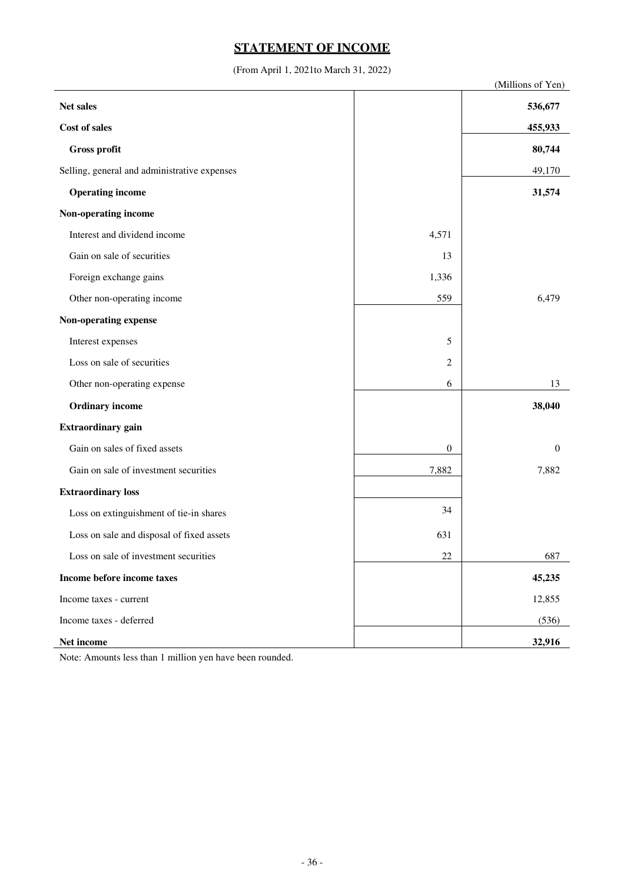# STATEMENT OF INCOME

(From April 1, 2021to March 31, 2022)

(Millions of Yen)

| | | |
|---|---|---|
| **Net sales** | | **536,677** |
| **Cost of sales** | | **455,933** |
| **Gross profit** | | **80,744** |
| Selling, general and administrative expenses | | 49,170 |
| **Operating income** | | **31,574** |
| **Non-operating income** | | |
| Interest and dividend income | 4,571 | |
| Gain on sale of securities | 13 | |
| Foreign exchange gains | 1,336 | |
| Other non-operating income | 559 | 6,479 |
| **Non-operating expense** | | |
| Interest expenses | 5 | |
| Loss on sale of securities | 2 | |
| Other non-operating expense | 6 | 13 |
| **Ordinary income** | | **38,040** |
| **Extraordinary gain** | | |
| Gain on sales of fixed assets | 0 | 0 |
| Gain on sale of investment securities | 7,882 | 7,882 |
| **Extraordinary loss** | | |
| Loss on extinguishment of tie-in shares | 34 | |
| Loss on sale and disposal of fixed assets | 631 | |
| Loss on sale of investment securities | 22 | 687 |
| **Income before income taxes** | | **45,235** |
| Income taxes - current | | 12,855 |
| Income taxes - deferred | | (536) |
| **Net income** | | **32,916** |

Note: Amounts less than 1 million yen have been rounded.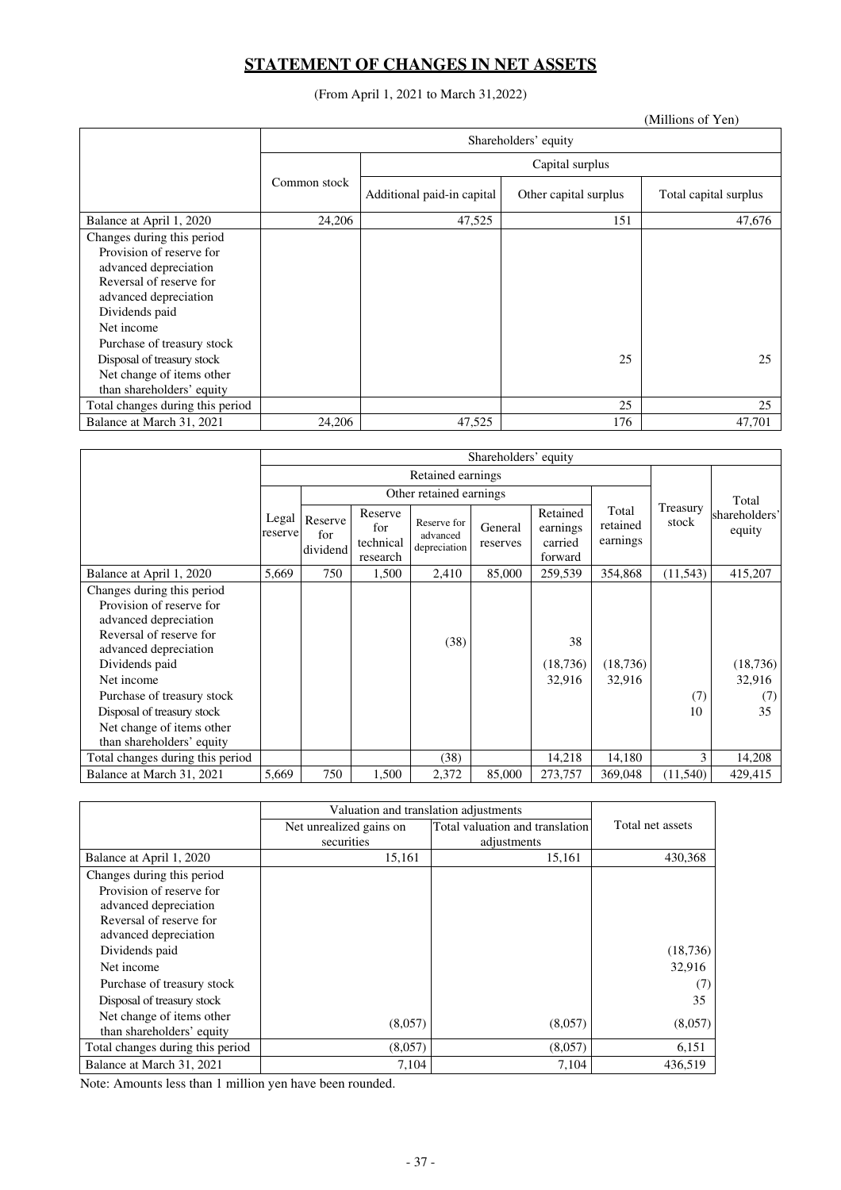# STATEMENT OF CHANGES IN NET ASSETS

(From April 1, 2021 to March 31,2022)

(Millions of Yen)

| | Shareholders' equity | | | |
|---|---|---|---|---|
| | Common stock | Capital surplus | | |
| | | Additional paid-in capital | Other capital surplus | Total capital surplus |
| Balance at April 1, 2020 | 24,206 | 47,525 | 151 | 47,676 |
| Changes during this period | | | | |
| Provision of reserve for advanced depreciation | | | | |
| Reversal of reserve for advanced depreciation | | | | |
| Dividends paid | | | | |
| Net income | | | | |
| Purchase of treasury stock | | | | |
| Disposal of treasury stock | | | 25 | 25 |
| Net change of items other than shareholders' equity | | | | |
| Total changes during this period | | | 25 | 25 |
| Balance at March 31, 2021 | 24,206 | 47,525 | 176 | 47,701 |

| | Shareholders' equity | | | | | | | | |
|---|---|---|---|---|---|---|---|---|---|
| | Retained earnings | | | | | | | Treasury stock | Total shareholders' equity |
| | Legal reserve | Other retained earnings | | | | | Total retained earnings | | |
| | | Reserve for dividend | Reserve for technical research | Reserve for advanced depreciation | General reserves | Retained earnings carried forward | | | |
| Balance at April 1, 2020 | 5,669 | 750 | 1,500 | 2,410 | 85,000 | 259,539 | 354,868 | (11,543) | 415,207 |
| Changes during this period | | | | | | | | | |
| Provision of reserve for advanced depreciation | | | | | | | | | |
| Reversal of reserve for advanced depreciation | | | | (38) | | 38 | | | |
| Dividends paid | | | | | | (18,736) | (18,736) | | (18,736) |
| Net income | | | | | | 32,916 | 32,916 | | 32,916 |
| Purchase of treasury stock | | | | | | | | (7) | (7) |
| Disposal of treasury stock | | | | | | | | 10 | 35 |
| Net change of items other than shareholders' equity | | | | | | | | | |
| Total changes during this period | | | | (38) | | 14,218 | 14,180 | 3 | 14,208 |
| Balance at March 31, 2021 | 5,669 | 750 | 1,500 | 2,372 | 85,000 | 273,757 | 369,048 | (11,540) | 429,415 |

| | Valuation and translation adjustments | | Total net assets |
|---|---|---|---|
| | Net unrealized gains on securities | Total valuation and translation adjustments | |
| Balance at April 1, 2020 | 15,161 | 15,161 | 430,368 |
| Changes during this period | | | |
| Provision of reserve for advanced depreciation | | | |
| Reversal of reserve for advanced depreciation | | | |
| Dividends paid | | | (18,736) |
| Net income | | | 32,916 |
| Purchase of treasury stock | | | (7) |
| Disposal of treasury stock | | | 35 |
| Net change of items other than shareholders' equity | (8,057) | (8,057) | (8,057) |
| Total changes during this period | (8,057) | (8,057) | 6,151 |
| Balance at March 31, 2021 | 7,104 | 7,104 | 436,519 |

Note: Amounts less than 1 million yen have been rounded.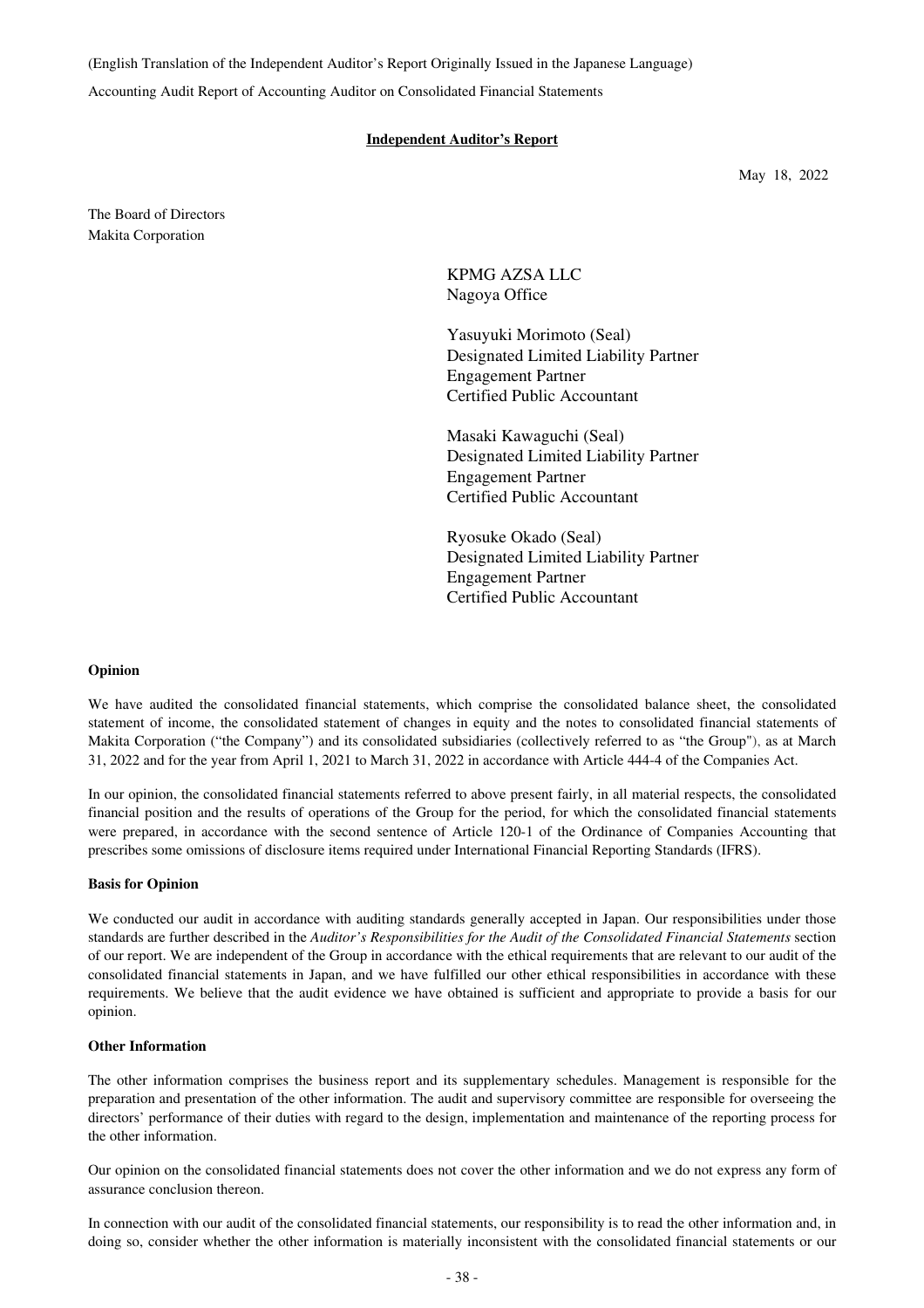(English Translation of the Independent Auditor's Report Originally Issued in the Japanese Language)

Accounting Audit Report of Accounting Auditor on Consolidated Financial Statements

**Independent Auditor's Report**

May 18, 2022

The Board of Directors
Makita Corporation

KPMG AZSA LLC
Nagoya Office

Yasuyuki Morimoto (Seal)
Designated Limited Liability Partner
Engagement Partner
Certified Public Accountant

Masaki Kawaguchi (Seal)
Designated Limited Liability Partner
Engagement Partner
Certified Public Accountant

Ryosuke Okado (Seal)
Designated Limited Liability Partner
Engagement Partner
Certified Public Accountant

**Opinion**

We have audited the consolidated financial statements, which comprise the consolidated balance sheet, the consolidated statement of income, the consolidated statement of changes in equity and the notes to consolidated financial statements of Makita Corporation ("the Company") and its consolidated subsidiaries (collectively referred to as "the Group"), as at March 31, 2022 and for the year from April 1, 2021 to March 31, 2022 in accordance with Article 444-4 of the Companies Act.

In our opinion, the consolidated financial statements referred to above present fairly, in all material respects, the consolidated financial position and the results of operations of the Group for the period, for which the consolidated financial statements were prepared, in accordance with the second sentence of Article 120-1 of the Ordinance of Companies Accounting that prescribes some omissions of disclosure items required under International Financial Reporting Standards (IFRS).

**Basis for Opinion**

We conducted our audit in accordance with auditing standards generally accepted in Japan. Our responsibilities under those standards are further described in the *Auditor's Responsibilities for the Audit of the Consolidated Financial Statements* section of our report. We are independent of the Group in accordance with the ethical requirements that are relevant to our audit of the consolidated financial statements in Japan, and we have fulfilled our other ethical responsibilities in accordance with these requirements. We believe that the audit evidence we have obtained is sufficient and appropriate to provide a basis for our opinion.

**Other Information**

The other information comprises the business report and its supplementary schedules. Management is responsible for the preparation and presentation of the other information. The audit and supervisory committee are responsible for overseeing the directors' performance of their duties with regard to the design, implementation and maintenance of the reporting process for the other information.

Our opinion on the consolidated financial statements does not cover the other information and we do not express any form of assurance conclusion thereon.

In connection with our audit of the consolidated financial statements, our responsibility is to read the other information and, in doing so, consider whether the other information is materially inconsistent with the consolidated financial statements or our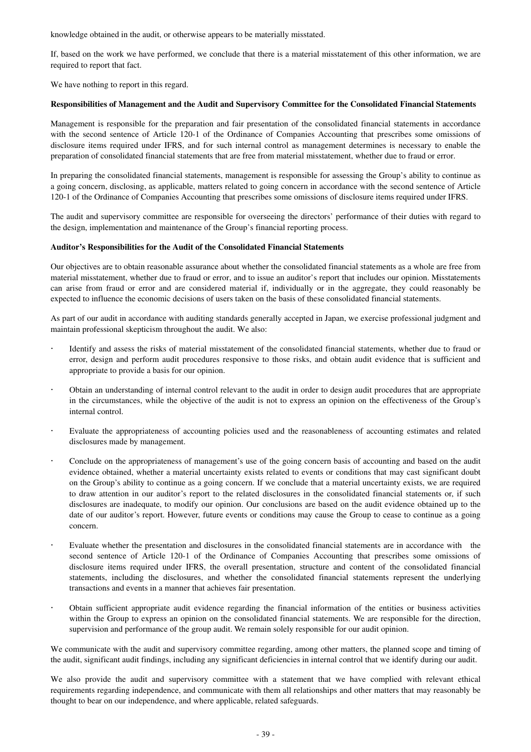knowledge obtained in the audit, or otherwise appears to be materially misstated.

If, based on the work we have performed, we conclude that there is a material misstatement of this other information, we are required to report that fact.

We have nothing to report in this regard.

**Responsibilities of Management and the Audit and Supervisory Committee for the Consolidated Financial Statements**

Management is responsible for the preparation and fair presentation of the consolidated financial statements in accordance with the second sentence of Article 120-1 of the Ordinance of Companies Accounting that prescribes some omissions of disclosure items required under IFRS, and for such internal control as management determines is necessary to enable the preparation of consolidated financial statements that are free from material misstatement, whether due to fraud or error.

In preparing the consolidated financial statements, management is responsible for assessing the Group's ability to continue as a going concern, disclosing, as applicable, matters related to going concern in accordance with the second sentence of Article 120-1 of the Ordinance of Companies Accounting that prescribes some omissions of disclosure items required under IFRS.

The audit and supervisory committee are responsible for overseeing the directors' performance of their duties with regard to the design, implementation and maintenance of the Group's financial reporting process.

**Auditor's Responsibilities for the Audit of the Consolidated Financial Statements**

Our objectives are to obtain reasonable assurance about whether the consolidated financial statements as a whole are free from material misstatement, whether due to fraud or error, and to issue an auditor's report that includes our opinion. Misstatements can arise from fraud or error and are considered material if, individually or in the aggregate, they could reasonably be expected to influence the economic decisions of users taken on the basis of these consolidated financial statements.

As part of our audit in accordance with auditing standards generally accepted in Japan, we exercise professional judgment and maintain professional skepticism throughout the audit. We also:

- Identify and assess the risks of material misstatement of the consolidated financial statements, whether due to fraud or error, design and perform audit procedures responsive to those risks, and obtain audit evidence that is sufficient and appropriate to provide a basis for our opinion.
- Obtain an understanding of internal control relevant to the audit in order to design audit procedures that are appropriate in the circumstances, while the objective of the audit is not to express an opinion on the effectiveness of the Group's internal control.
- Evaluate the appropriateness of accounting policies used and the reasonableness of accounting estimates and related disclosures made by management.
- Conclude on the appropriateness of management's use of the going concern basis of accounting and based on the audit evidence obtained, whether a material uncertainty exists related to events or conditions that may cast significant doubt on the Group's ability to continue as a going concern. If we conclude that a material uncertainty exists, we are required to draw attention in our auditor's report to the related disclosures in the consolidated financial statements or, if such disclosures are inadequate, to modify our opinion. Our conclusions are based on the audit evidence obtained up to the date of our auditor's report. However, future events or conditions may cause the Group to cease to continue as a going concern.
- Evaluate whether the presentation and disclosures in the consolidated financial statements are in accordance with the second sentence of Article 120-1 of the Ordinance of Companies Accounting that prescribes some omissions of disclosure items required under IFRS, the overall presentation, structure and content of the consolidated financial statements, including the disclosures, and whether the consolidated financial statements represent the underlying transactions and events in a manner that achieves fair presentation.
- Obtain sufficient appropriate audit evidence regarding the financial information of the entities or business activities within the Group to express an opinion on the consolidated financial statements. We are responsible for the direction, supervision and performance of the group audit. We remain solely responsible for our audit opinion.

We communicate with the audit and supervisory committee regarding, among other matters, the planned scope and timing of the audit, significant audit findings, including any significant deficiencies in internal control that we identify during our audit.

We also provide the audit and supervisory committee with a statement that we have complied with relevant ethical requirements regarding independence, and communicate with them all relationships and other matters that may reasonably be thought to bear on our independence, and where applicable, related safeguards.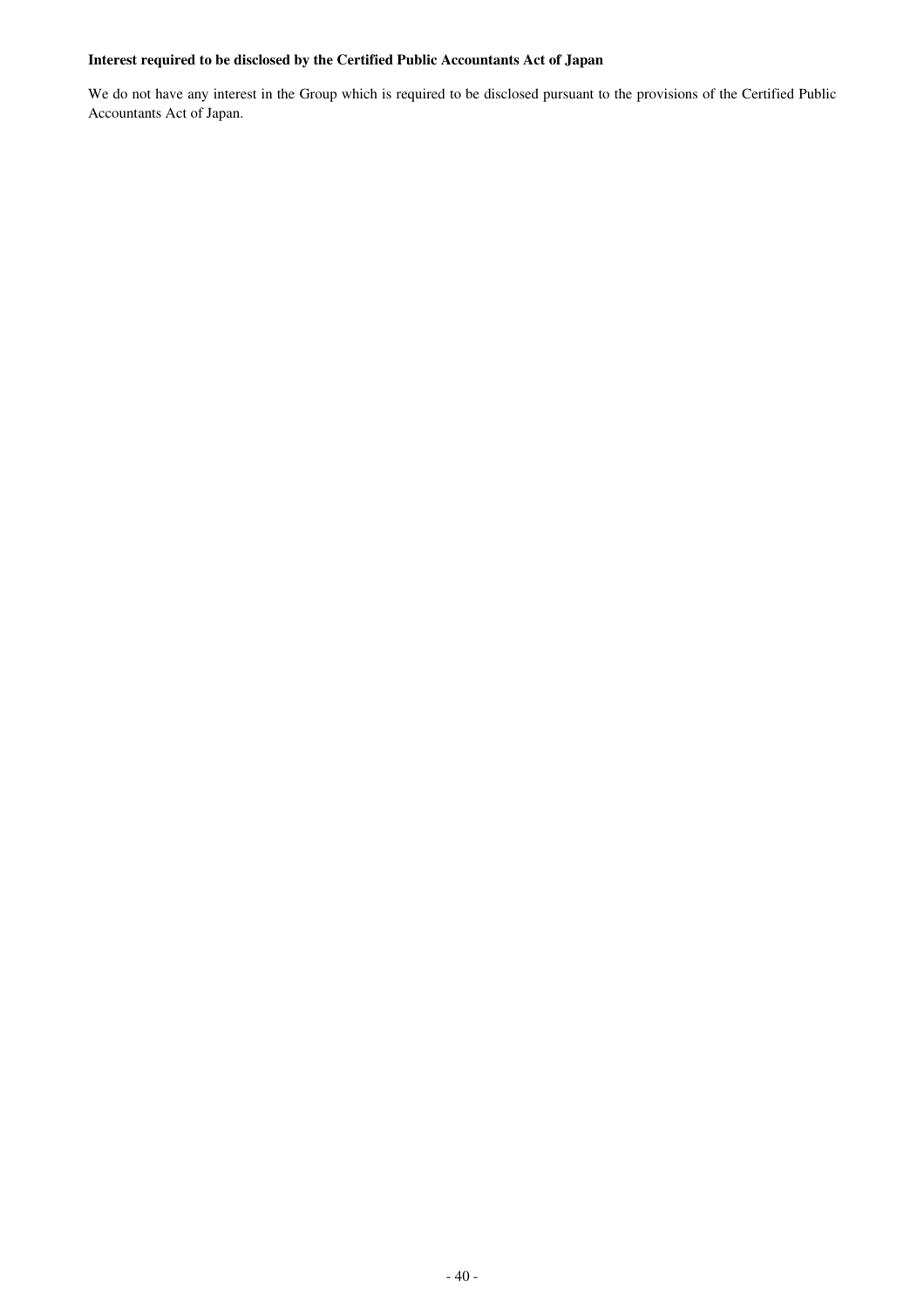**Interest required to be disclosed by the Certified Public Accountants Act of Japan**

We do not have any interest in the Group which is required to be disclosed pursuant to the provisions of the Certified Public Accountants Act of Japan.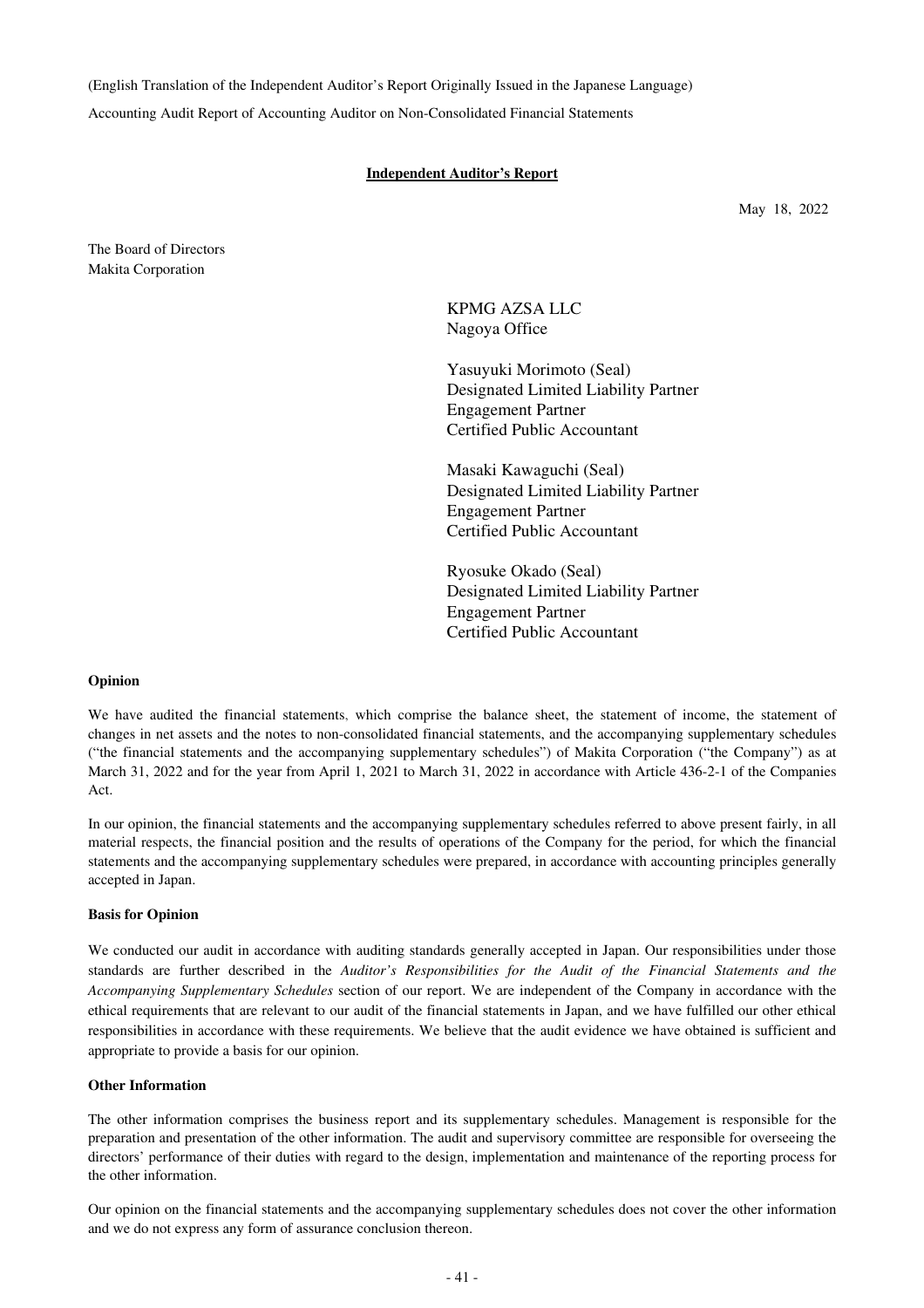(English Translation of the Independent Auditor's Report Originally Issued in the Japanese Language)

Accounting Audit Report of Accounting Auditor on Non-Consolidated Financial Statements

## Independent Auditor's Report

May 18, 2022

The Board of Directors
Makita Corporation

KPMG AZSA LLC
Nagoya Office

Yasuyuki Morimoto (Seal)
Designated Limited Liability Partner
Engagement Partner
Certified Public Accountant

Masaki Kawaguchi (Seal)
Designated Limited Liability Partner
Engagement Partner
Certified Public Accountant

Ryosuke Okado (Seal)
Designated Limited Liability Partner
Engagement Partner
Certified Public Accountant

**Opinion**

We have audited the financial statements, which comprise the balance sheet, the statement of income, the statement of changes in net assets and the notes to non-consolidated financial statements, and the accompanying supplementary schedules ("the financial statements and the accompanying supplementary schedules") of Makita Corporation ("the Company") as at March 31, 2022 and for the year from April 1, 2021 to March 31, 2022 in accordance with Article 436-2-1 of the Companies Act.

In our opinion, the financial statements and the accompanying supplementary schedules referred to above present fairly, in all material respects, the financial position and the results of operations of the Company for the period, for which the financial statements and the accompanying supplementary schedules were prepared, in accordance with accounting principles generally accepted in Japan.

**Basis for Opinion**

We conducted our audit in accordance with auditing standards generally accepted in Japan. Our responsibilities under those standards are further described in the *Auditor's Responsibilities for the Audit of the Financial Statements and the Accompanying Supplementary Schedules* section of our report. We are independent of the Company in accordance with the ethical requirements that are relevant to our audit of the financial statements in Japan, and we have fulfilled our other ethical responsibilities in accordance with these requirements. We believe that the audit evidence we have obtained is sufficient and appropriate to provide a basis for our opinion.

**Other Information**

The other information comprises the business report and its supplementary schedules. Management is responsible for the preparation and presentation of the other information. The audit and supervisory committee are responsible for overseeing the directors' performance of their duties with regard to the design, implementation and maintenance of the reporting process for the other information.

Our opinion on the financial statements and the accompanying supplementary schedules does not cover the other information and we do not express any form of assurance conclusion thereon.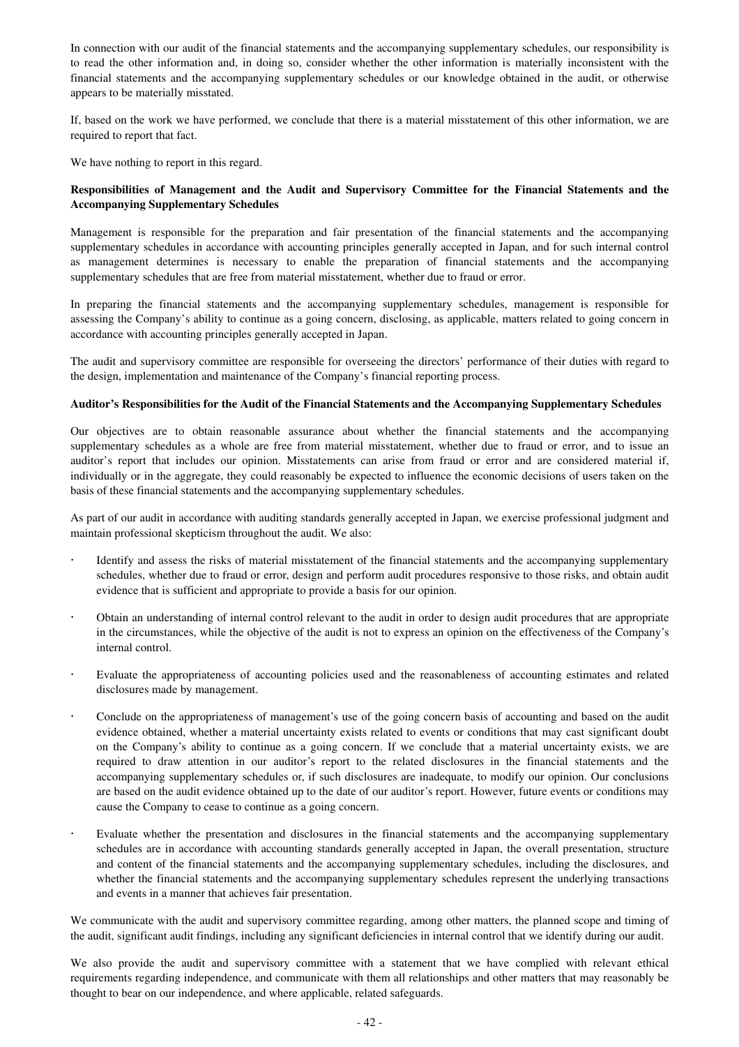In connection with our audit of the financial statements and the accompanying supplementary schedules, our responsibility is to read the other information and, in doing so, consider whether the other information is materially inconsistent with the financial statements and the accompanying supplementary schedules or our knowledge obtained in the audit, or otherwise appears to be materially misstated.

If, based on the work we have performed, we conclude that there is a material misstatement of this other information, we are required to report that fact.

We have nothing to report in this regard.

**Responsibilities of Management and the Audit and Supervisory Committee for the Financial Statements and the Accompanying Supplementary Schedules**

Management is responsible for the preparation and fair presentation of the financial statements and the accompanying supplementary schedules in accordance with accounting principles generally accepted in Japan, and for such internal control as management determines is necessary to enable the preparation of financial statements and the accompanying supplementary schedules that are free from material misstatement, whether due to fraud or error.

In preparing the financial statements and the accompanying supplementary schedules, management is responsible for assessing the Company's ability to continue as a going concern, disclosing, as applicable, matters related to going concern in accordance with accounting principles generally accepted in Japan.

The audit and supervisory committee are responsible for overseeing the directors' performance of their duties with regard to the design, implementation and maintenance of the Company's financial reporting process.

**Auditor's Responsibilities for the Audit of the Financial Statements and the Accompanying Supplementary Schedules**

Our objectives are to obtain reasonable assurance about whether the financial statements and the accompanying supplementary schedules as a whole are free from material misstatement, whether due to fraud or error, and to issue an auditor's report that includes our opinion. Misstatements can arise from fraud or error and are considered material if, individually or in the aggregate, they could reasonably be expected to influence the economic decisions of users taken on the basis of these financial statements and the accompanying supplementary schedules.

As part of our audit in accordance with auditing standards generally accepted in Japan, we exercise professional judgment and maintain professional skepticism throughout the audit. We also:

- Identify and assess the risks of material misstatement of the financial statements and the accompanying supplementary schedules, whether due to fraud or error, design and perform audit procedures responsive to those risks, and obtain audit evidence that is sufficient and appropriate to provide a basis for our opinion.
- Obtain an understanding of internal control relevant to the audit in order to design audit procedures that are appropriate in the circumstances, while the objective of the audit is not to express an opinion on the effectiveness of the Company's internal control.
- Evaluate the appropriateness of accounting policies used and the reasonableness of accounting estimates and related disclosures made by management.
- Conclude on the appropriateness of management's use of the going concern basis of accounting and based on the audit evidence obtained, whether a material uncertainty exists related to events or conditions that may cast significant doubt on the Company's ability to continue as a going concern. If we conclude that a material uncertainty exists, we are required to draw attention in our auditor's report to the related disclosures in the financial statements and the accompanying supplementary schedules or, if such disclosures are inadequate, to modify our opinion. Our conclusions are based on the audit evidence obtained up to the date of our auditor's report. However, future events or conditions may cause the Company to cease to continue as a going concern.
- Evaluate whether the presentation and disclosures in the financial statements and the accompanying supplementary schedules are in accordance with accounting standards generally accepted in Japan, the overall presentation, structure and content of the financial statements and the accompanying supplementary schedules, including the disclosures, and whether the financial statements and the accompanying supplementary schedules represent the underlying transactions and events in a manner that achieves fair presentation.

We communicate with the audit and supervisory committee regarding, among other matters, the planned scope and timing of the audit, significant audit findings, including any significant deficiencies in internal control that we identify during our audit.

We also provide the audit and supervisory committee with a statement that we have complied with relevant ethical requirements regarding independence, and communicate with them all relationships and other matters that may reasonably be thought to bear on our independence, and where applicable, related safeguards.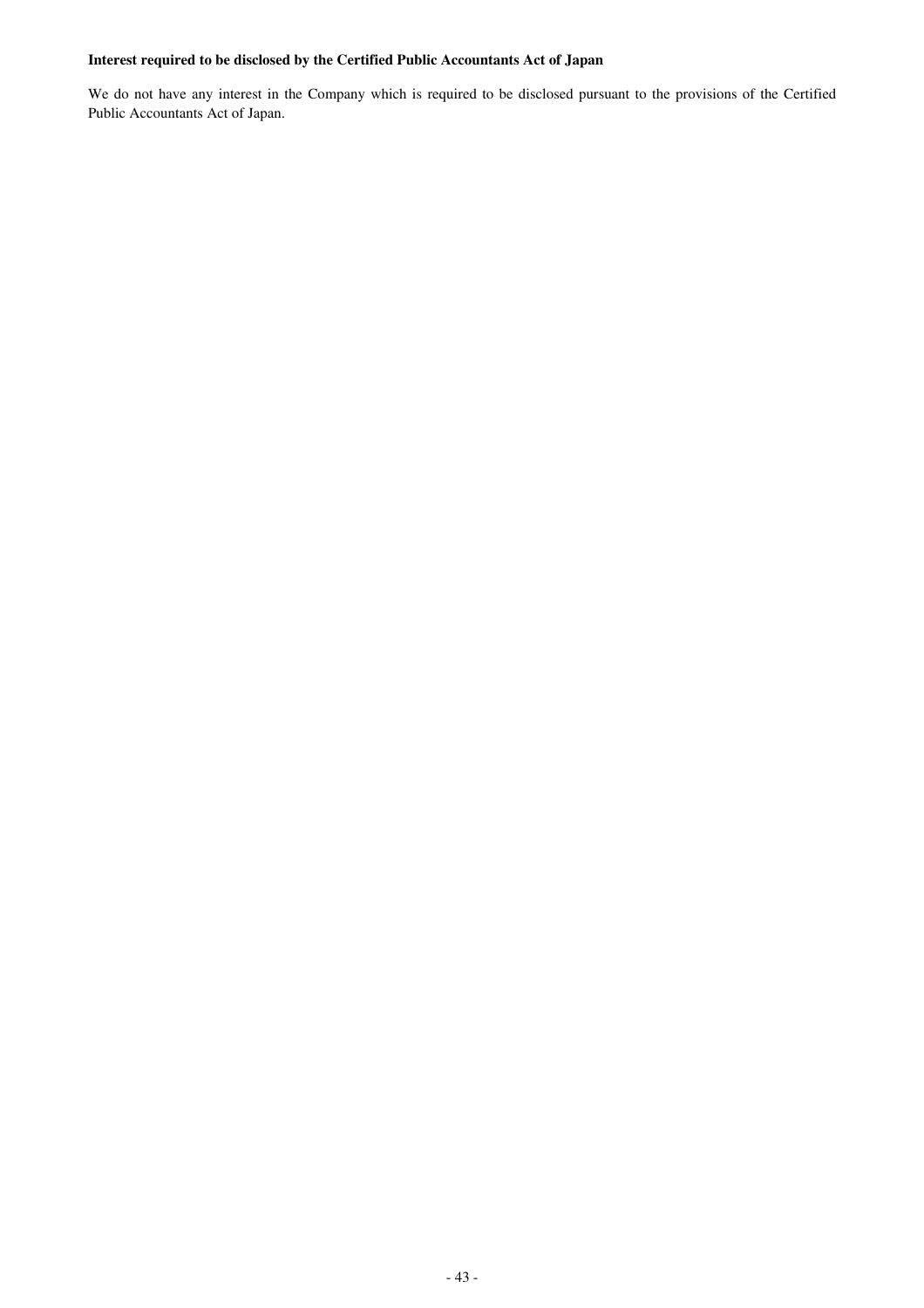**Interest required to be disclosed by the Certified Public Accountants Act of Japan**

We do not have any interest in the Company which is required to be disclosed pursuant to the provisions of the Certified Public Accountants Act of Japan.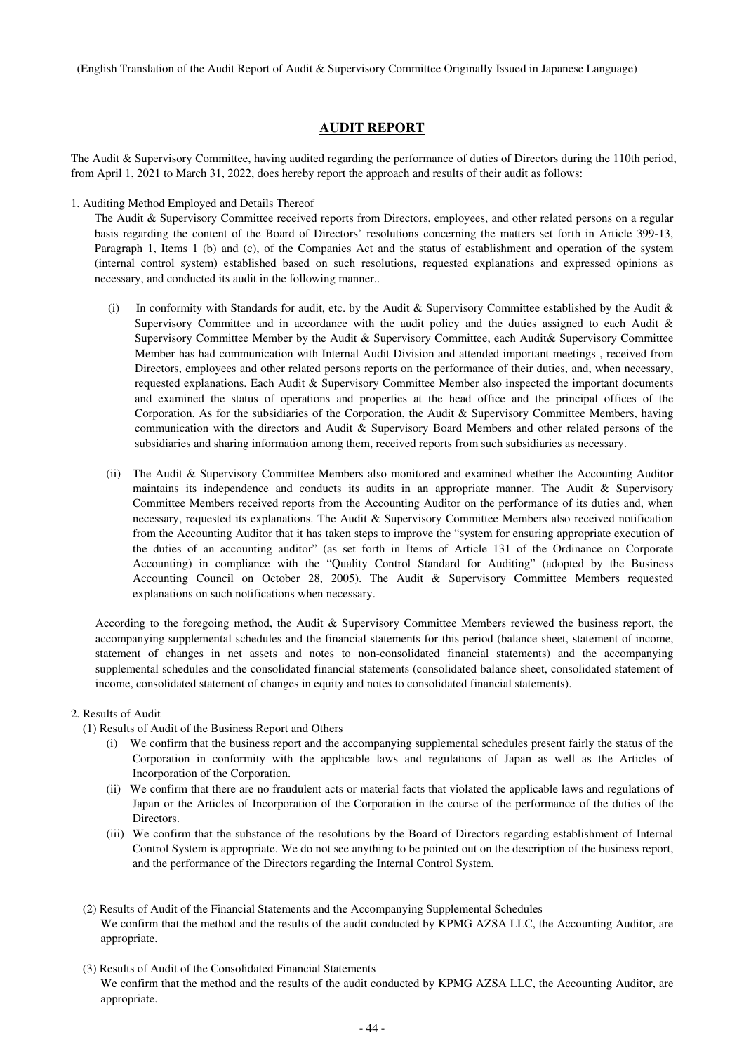(English Translation of the Audit Report of Audit & Supervisory Committee Originally Issued in Japanese Language)

# AUDIT REPORT

The Audit & Supervisory Committee, having audited regarding the performance of duties of Directors during the 110th period, from April 1, 2021 to March 31, 2022, does hereby report the approach and results of their audit as follows:

1. Auditing Method Employed and Details Thereof

   The Audit & Supervisory Committee received reports from Directors, employees, and other related persons on a regular basis regarding the content of the Board of Directors' resolutions concerning the matters set forth in Article 399-13, Paragraph 1, Items 1 (b) and (c), of the Companies Act and the status of establishment and operation of the system (internal control system) established based on such resolutions, requested explanations and expressed opinions as necessary, and conducted its audit in the following manner..

   (i) In conformity with Standards for audit, etc. by the Audit & Supervisory Committee established by the Audit & Supervisory Committee and in accordance with the audit policy and the duties assigned to each Audit & Supervisory Committee Member by the Audit & Supervisory Committee, each Audit& Supervisory Committee Member has had communication with Internal Audit Division and attended important meetings , received from Directors, employees and other related persons reports on the performance of their duties, and, when necessary, requested explanations. Each Audit & Supervisory Committee Member also inspected the important documents and examined the status of operations and properties at the head office and the principal offices of the Corporation. As for the subsidiaries of the Corporation, the Audit & Supervisory Committee Members, having communication with the directors and Audit & Supervisory Board Members and other related persons of the subsidiaries and sharing information among them, received reports from such subsidiaries as necessary.

   (ii) The Audit & Supervisory Committee Members also monitored and examined whether the Accounting Auditor maintains its independence and conducts its audits in an appropriate manner. The Audit & Supervisory Committee Members received reports from the Accounting Auditor on the performance of its duties and, when necessary, requested its explanations. The Audit & Supervisory Committee Members also received notification from the Accounting Auditor that it has taken steps to improve the "system for ensuring appropriate execution of the duties of an accounting auditor" (as set forth in Items of Article 131 of the Ordinance on Corporate Accounting) in compliance with the "Quality Control Standard for Auditing" (adopted by the Business Accounting Council on October 28, 2005). The Audit & Supervisory Committee Members requested explanations on such notifications when necessary.

   According to the foregoing method, the Audit & Supervisory Committee Members reviewed the business report, the accompanying supplemental schedules and the financial statements for this period (balance sheet, statement of income, statement of changes in net assets and notes to non-consolidated financial statements) and the accompanying supplemental schedules and the consolidated financial statements (consolidated balance sheet, consolidated statement of income, consolidated statement of changes in equity and notes to consolidated financial statements).

2. Results of Audit

   (1) Results of Audit of the Business Report and Others

   (i) We confirm that the business report and the accompanying supplemental schedules present fairly the status of the Corporation in conformity with the applicable laws and regulations of Japan as well as the Articles of Incorporation of the Corporation.

   (ii) We confirm that there are no fraudulent acts or material facts that violated the applicable laws and regulations of Japan or the Articles of Incorporation of the Corporation in the course of the performance of the duties of the Directors.

   (iii) We confirm that the substance of the resolutions by the Board of Directors regarding establishment of Internal Control System is appropriate. We do not see anything to be pointed out on the description of the business report, and the performance of the Directors regarding the Internal Control System.

   (2) Results of Audit of the Financial Statements and the Accompanying Supplemental Schedules

   We confirm that the method and the results of the audit conducted by KPMG AZSA LLC, the Accounting Auditor, are appropriate.

   (3) Results of Audit of the Consolidated Financial Statements

   We confirm that the method and the results of the audit conducted by KPMG AZSA LLC, the Accounting Auditor, are appropriate.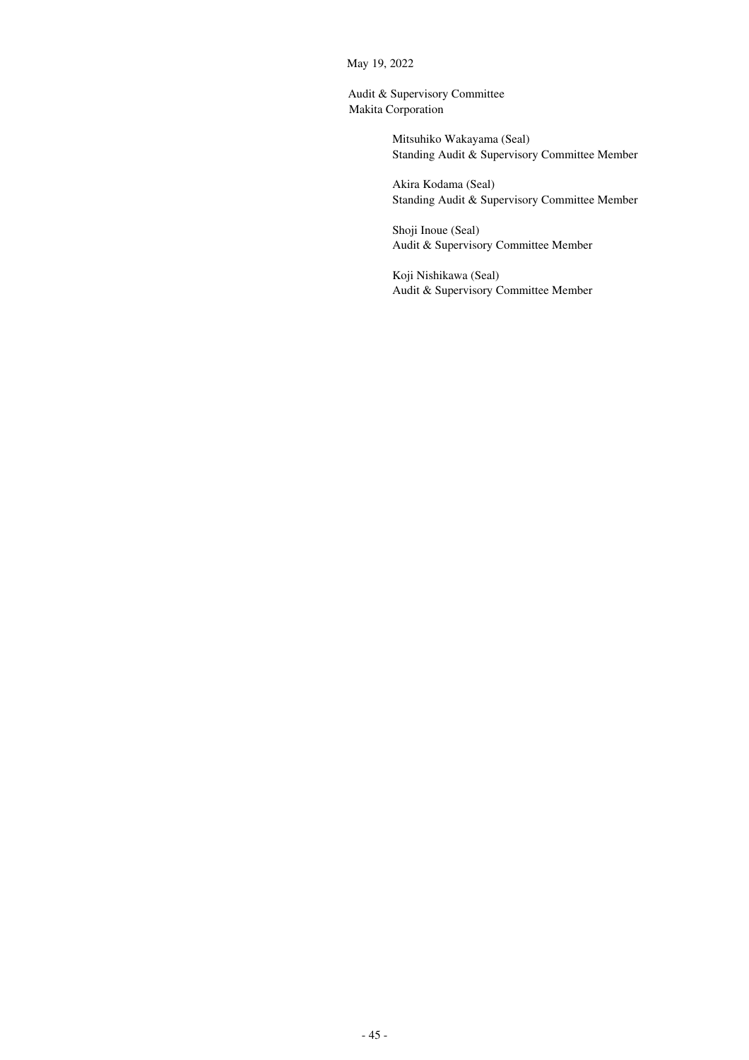May 19, 2022

Audit & Supervisory Committee
Makita Corporation

Mitsuhiko Wakayama (Seal)
Standing Audit & Supervisory Committee Member

Akira Kodama (Seal)
Standing Audit & Supervisory Committee Member

Shoji Inoue (Seal)
Audit & Supervisory Committee Member

Koji Nishikawa (Seal)
Audit & Supervisory Committee Member